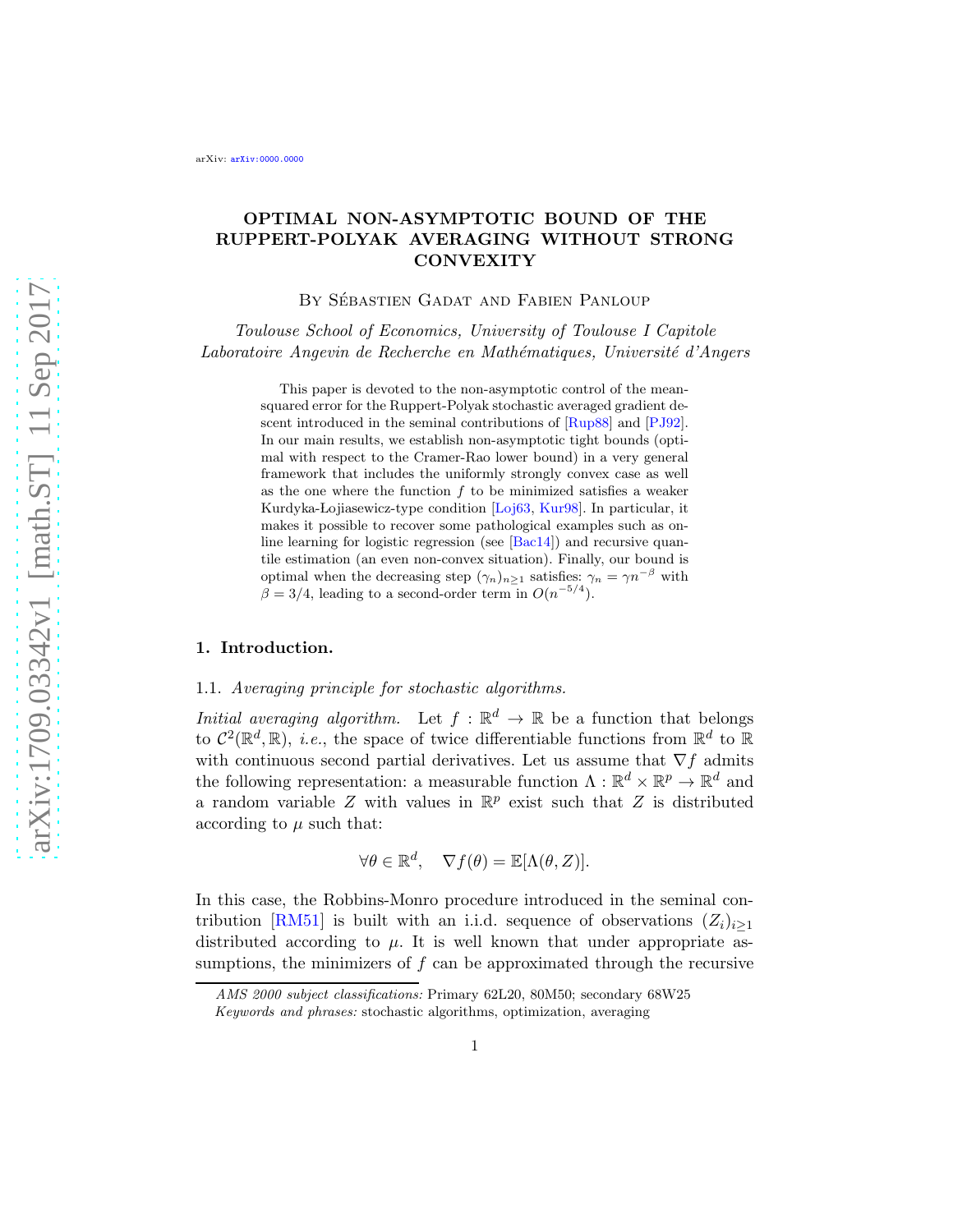# OPTIMAL NON-ASYMPTOTIC BOUND OF THE RUPPERT-POLYAK AVERAGING WITHOUT STRONG CONVEXITY

By Sébastien Gadat and Fabien Panloup

*Toulouse School of Economics, University of Toulouse I Capitole*
*Laboratoire Angevin de Recherche en Mathématiques, Université d'Angers*

This paper is devoted to the non-asymptotic control of the mean-squared error for the Ruppert-Polyak stochastic averaged gradient descent introduced in the seminal contributions of [Rup88] and [PJ92]. In our main results, we establish non-asymptotic tight bounds (optimal with respect to the Cramer-Rao lower bound) in a very general framework that includes the uniformly strongly convex case as well as the one where the function $f$ to be minimized satisfies a weaker Kurdyka-Lojiasewicz-type condition [Loj63, Kur98]. In particular, it makes it possible to recover some pathological examples such as on-line learning for logistic regression (see [Bac14]) and recursive quantile estimation (an even non-convex situation). Finally, our bound is optimal when the decreasing step $(\gamma_n)_{n\geq 1}$ satisfies: $\gamma_n = \gamma n^{-\beta}$ with $\beta = 3/4$, leading to a second-order term in $O(n^{-5/4})$.

## 1. Introduction.

### 1.1. *Averaging principle for stochastic algorithms.*

*Initial averaging algorithm.* Let $f : \mathbb{R}^d \to \mathbb{R}$ be a function that belongs to $\mathcal{C}^2(\mathbb{R}^d, \mathbb{R})$, *i.e.*, the space of twice differentiable functions from $\mathbb{R}^d$ to $\mathbb{R}$ with continuous second partial derivatives. Let us assume that $\nabla f$ admits the following representation: a measurable function $\Lambda : \mathbb{R}^d \times \mathbb{R}^p \to \mathbb{R}^d$ and a random variable $Z$ with values in $\mathbb{R}^p$ exist such that $Z$ is distributed according to $\mu$ such that:

$$\forall \theta \in \mathbb{R}^d, \quad \nabla f(\theta) = \mathbb{E}[\Lambda(\theta, Z)].$$

In this case, the Robbins-Monro procedure introduced in the seminal contribution [RM51] is built with an i.i.d. sequence of observations $(Z_i)_{i\geq 1}$ distributed according to $\mu$. It is well known that under appropriate assumptions, the minimizers of $f$ can be approximated through the recursive

*AMS 2000 subject classifications:* Primary 62L20, 80M50; secondary 68W25

*Keywords and phrases:* stochastic algorithms, optimization, averaging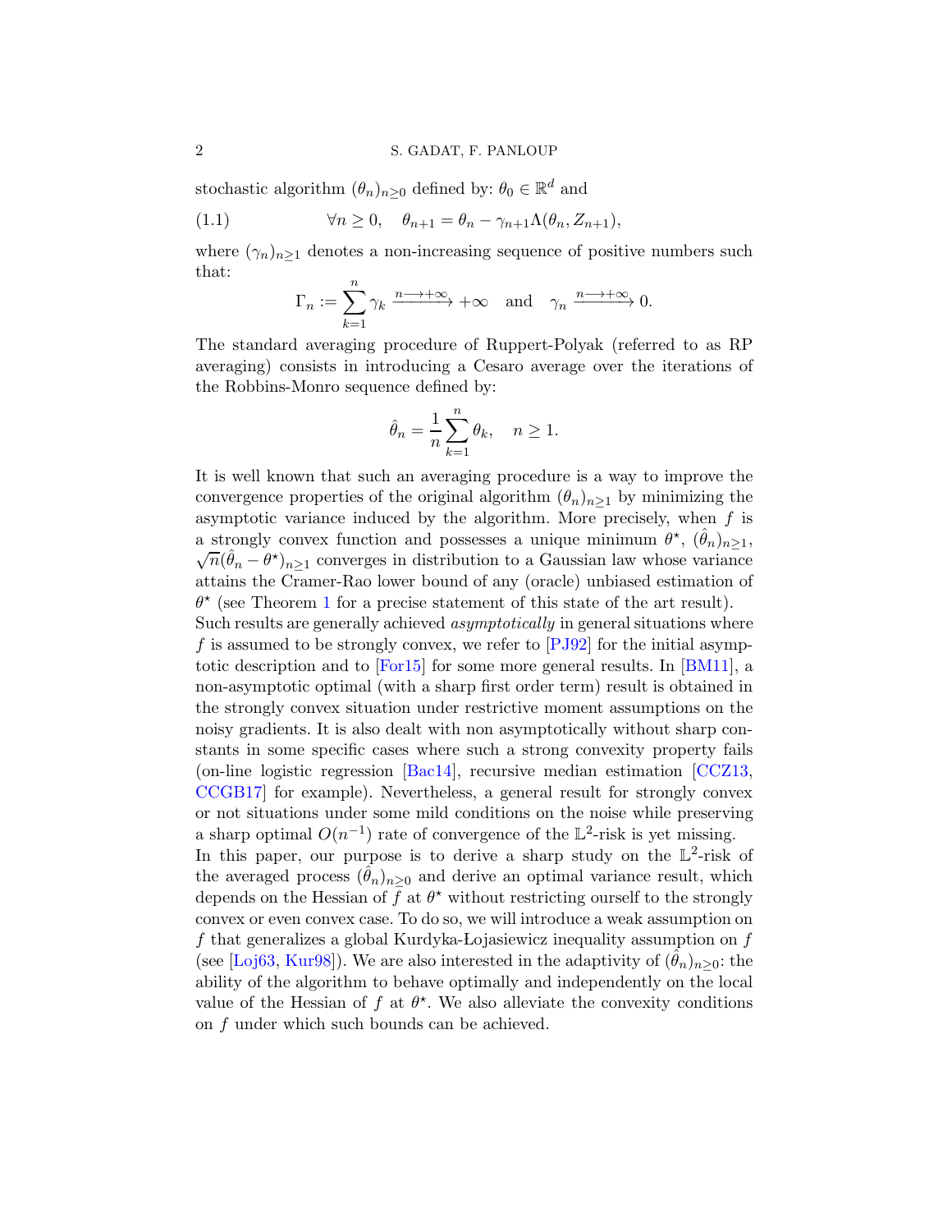stochastic algorithm $(\theta_n)_{n\geq 0}$ defined by: $\theta_0 \in \mathbb{R}^d$ and

$$\forall n \geq 0, \quad \theta_{n+1} = \theta_n - \gamma_{n+1}\Lambda(\theta_n, Z_{n+1}), \tag{1.1}$$

where $(\gamma_n)_{n\geq 1}$ denotes a non-increasing sequence of positive numbers such that:

$$\Gamma_n := \sum_{k=1}^{n} \gamma_k \xrightarrow{n \longrightarrow +\infty} +\infty \quad \text{and} \quad \gamma_n \xrightarrow{n \longrightarrow +\infty} 0.$$

The standard averaging procedure of Ruppert-Polyak (referred to as RP averaging) consists in introducing a Cesaro average over the iterations of the Robbins-Monro sequence defined by:

$$\hat{\theta}_n = \frac{1}{n}\sum_{k=1}^{n} \theta_k, \quad n \geq 1.$$

It is well known that such an averaging procedure is a way to improve the convergence properties of the original algorithm $(\theta_n)_{n\geq 1}$ by minimizing the asymptotic variance induced by the algorithm. More precisely, when $f$ is a strongly convex function and possesses a unique minimum $\theta^\star$, $(\hat{\theta}_n)_{n\geq 1}$, $\sqrt{n}(\hat{\theta}_n - \theta^\star)_{n\geq 1}$ converges in distribution to a Gaussian law whose variance attains the Cramer-Rao lower bound of any (oracle) unbiased estimation of $\theta^\star$ (see Theorem 1 for a precise statement of this state of the art result).

Such results are generally achieved *asymptotically* in general situations where $f$ is assumed to be strongly convex, we refer to [PJ92] for the initial asymptotic description and to [For15] for some more general results. In [BM11], a non-asymptotic optimal (with a sharp first order term) result is obtained in the strongly convex situation under restrictive moment assumptions on the noisy gradients. It is also dealt with non asymptotically without sharp constants in some specific cases where such a strong convexity property fails (on-line logistic regression [Bac14], recursive median estimation [CCZ13, CCGB17] for example). Nevertheless, a general result for strongly convex or not situations under some mild conditions on the noise while preserving a sharp optimal $O(n^{-1})$ rate of convergence of the $\mathbb{L}^2$-risk is yet missing.

In this paper, our purpose is to derive a sharp study on the $\mathbb{L}^2$-risk of the averaged process $(\hat{\theta}_n)_{n\geq 0}$ and derive an optimal variance result, which depends on the Hessian of $f$ at $\theta^\star$ without restricting ourself to the strongly convex or even convex case. To do so, we will introduce a weak assumption on $f$ that generalizes a global Kurdyka-Łojasiewicz inequality assumption on $f$ (see [Loj63, Kur98]). We are also interested in the adaptivity of $(\hat{\theta}_n)_{n\geq 0}$: the ability of the algorithm to behave optimally and independently on the local value of the Hessian of $f$ at $\theta^\star$. We also alleviate the convexity conditions on $f$ under which such bounds can be achieved.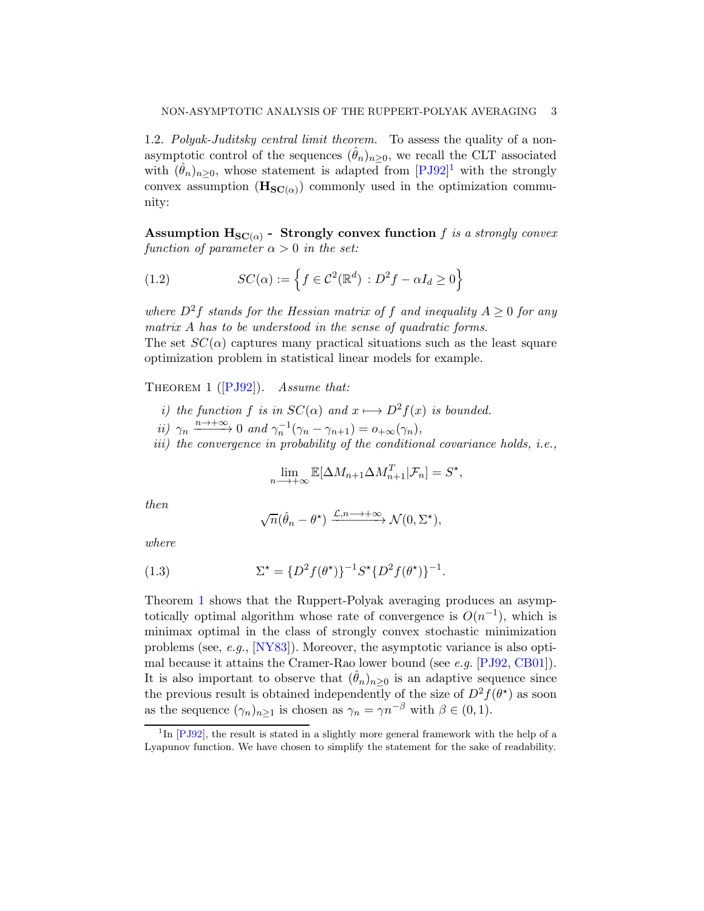1.2. *Polyak-Juditsky central limit theorem.* To assess the quality of a non-asymptotic control of the sequences $(\hat{\theta}_n)_{n\geq 0}$, we recall the CLT associated with $(\hat{\theta}_n)_{n\geq 0}$, whose statement is adapted from [PJ92][1] with the strongly convex assumption $(\mathbf{H_{SC(\alpha)}})$ commonly used in the optimization community:

**Assumption $\mathbf{H_{SC(\alpha)}}$ - Strongly convex function** *$f$ is a strongly convex function of parameter $\alpha > 0$ in the set:*

$$SC(\alpha) := \left\{ f \in \mathcal{C}^2(\mathbb{R}^d) \, : \, D^2 f - \alpha I_d \geq 0 \right\} \tag{1.2}$$

*where $D^2 f$ stands for the Hessian matrix of $f$ and inequality $A \geq 0$ for any matrix $A$ has to be understood in the sense of quadratic forms.*
The set $SC(\alpha)$ captures many practical situations such as the least square optimization problem in statistical linear models for example.

Theorem 1 ([PJ92]). *Assume that:*

*i) the function $f$ is in $SC(\alpha)$ and $x \longmapsto D^2 f(x)$ is bounded.*
*ii) $\gamma_n \xrightarrow{n \to +\infty} 0$ and $\gamma_n^{-1}(\gamma_n - \gamma_{n+1}) = o_{+\infty}(\gamma_n)$,*
*iii) the convergence in probability of the conditional covariance holds, i.e.,*

$$\lim_{n \longrightarrow +\infty} \mathbb{E}[\Delta M_{n+1} \Delta M_{n+1}^T | \mathcal{F}_n] = S^\star,$$

*then*

$$\sqrt{n}(\hat{\theta}_n - \theta^\star) \xrightarrow{\mathcal{L}, n \longrightarrow +\infty} \mathcal{N}(0, \Sigma^\star),$$

*where*

$$\Sigma^\star = \{D^2 f(\theta^\star)\}^{-1} S^\star \{D^2 f(\theta^\star)\}^{-1}. \tag{1.3}$$

Theorem 1 shows that the Ruppert-Polyak averaging produces an asymptotically optimal algorithm whose rate of convergence is $O(n^{-1})$, which is minimax optimal in the class of strongly convex stochastic minimization problems (see, *e.g.*, [NY83]). Moreover, the asymptotic variance is also optimal because it attains the Cramer-Rao lower bound (see *e.g.* [PJ92, CB01]). It is also important to observe that $(\hat{\theta}_n)_{n\geq 0}$ is an adaptive sequence since the previous result is obtained independently of the size of $D^2 f(\theta^\star)$ as soon as the sequence $(\gamma_n)_{n\geq 1}$ is chosen as $\gamma_n = \gamma n^{-\beta}$ with $\beta \in (0, 1)$.

[1] In [PJ92], the result is stated in a slightly more general framework with the help of a Lyapunov function. We have chosen to simplify the statement for the sake of readability.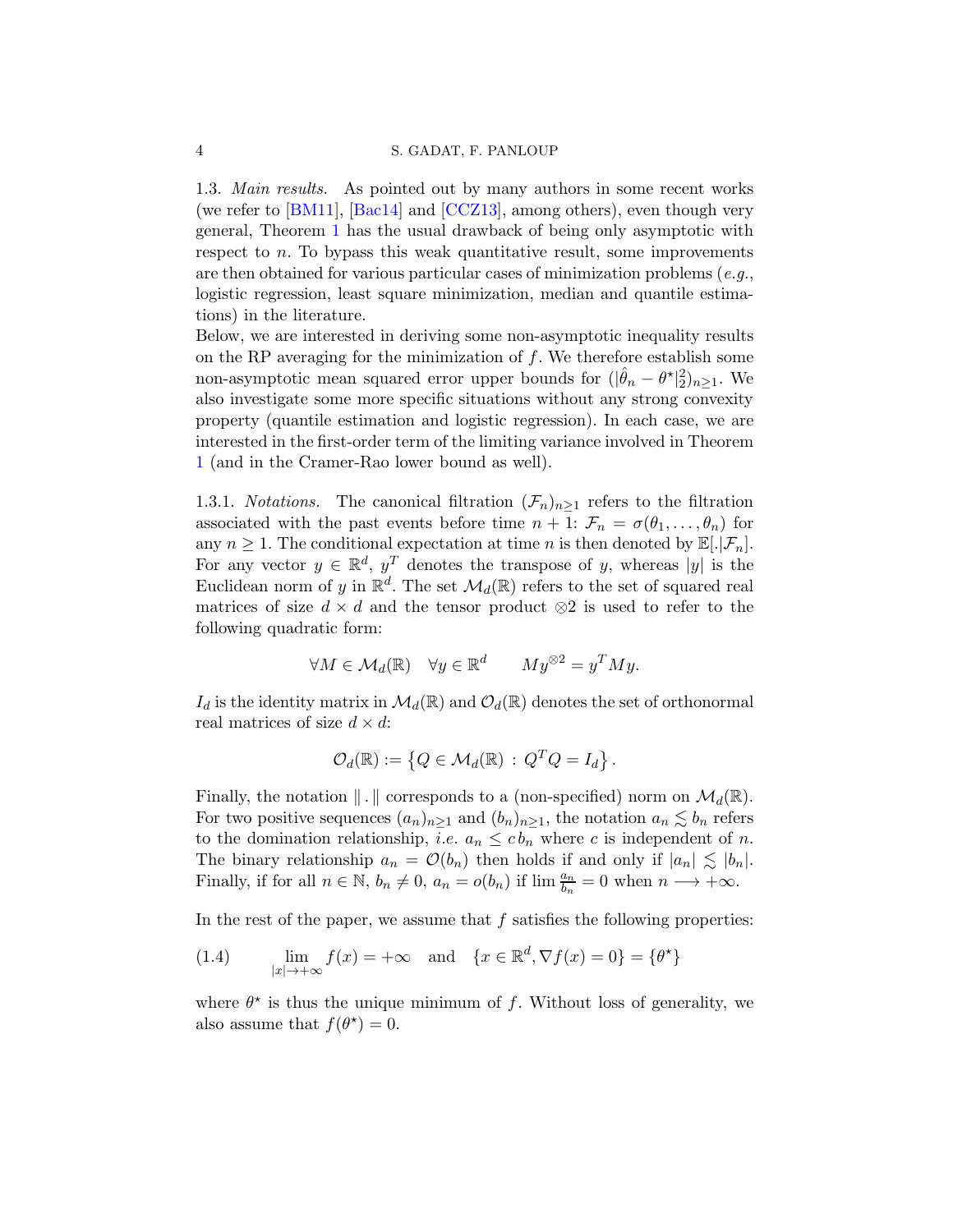1.3. *Main results.* As pointed out by many authors in some recent works (we refer to [BM11], [Bac14] and [CCZ13], among others), even though very general, Theorem 1 has the usual drawback of being only asymptotic with respect to $n$. To bypass this weak quantitative result, some improvements are then obtained for various particular cases of minimization problems (*e.g.*, logistic regression, least square minimization, median and quantile estimations) in the literature.

Below, we are interested in deriving some non-asymptotic inequality results on the RP averaging for the minimization of $f$. We therefore establish some non-asymptotic mean squared error upper bounds for $(|\hat{\theta}_n - \theta^\star|_2^2)_{n\geq 1}$. We also investigate some more specific situations without any strong convexity property (quantile estimation and logistic regression). In each case, we are interested in the first-order term of the limiting variance involved in Theorem 1 (and in the Cramer-Rao lower bound as well).

1.3.1. *Notations.* The canonical filtration $(\mathcal{F}_n)_{n\geq 1}$ refers to the filtration associated with the past events before time $n+1$: $\mathcal{F}_n = \sigma(\theta_1, \ldots, \theta_n)$ for any $n \geq 1$. The conditional expectation at time $n$ is then denoted by $\mathbb{E}[.|\mathcal{F}_n]$. For any vector $y \in \mathbb{R}^d$, $y^T$ denotes the transpose of $y$, whereas $|y|$ is the Euclidean norm of $y$ in $\mathbb{R}^d$. The set $\mathcal{M}_d(\mathbb{R})$ refers to the set of squared real matrices of size $d \times d$ and the tensor product $\otimes 2$ is used to refer to the following quadratic form:

$$\forall M \in \mathcal{M}_d(\mathbb{R}) \quad \forall y \in \mathbb{R}^d \qquad My^{\otimes 2} = y^T M y.$$

$I_d$ is the identity matrix in $\mathcal{M}_d(\mathbb{R})$ and $\mathcal{O}_d(\mathbb{R})$ denotes the set of orthonormal real matrices of size $d \times d$:

$$\mathcal{O}_d(\mathbb{R}) := \left\{ Q \in \mathcal{M}_d(\mathbb{R}) \,:\, Q^T Q = I_d \right\}.$$

Finally, the notation $\|\,.\,\|$ corresponds to a (non-specified) norm on $\mathcal{M}_d(\mathbb{R})$. For two positive sequences $(a_n)_{n\geq 1}$ and $(b_n)_{n\geq 1}$, the notation $a_n \lesssim b_n$ refers to the domination relationship, *i.e.* $a_n \leq c\, b_n$ where $c$ is independent of $n$. The binary relationship $a_n = \mathcal{O}(b_n)$ then holds if and only if $|a_n| \lesssim |b_n|$. Finally, if for all $n \in \mathbb{N}$, $b_n \neq 0$, $a_n = o(b_n)$ if $\lim \frac{a_n}{b_n} = 0$ when $n \longrightarrow +\infty$.

In the rest of the paper, we assume that $f$ satisfies the following properties:

$$\lim_{|x|\to+\infty} f(x) = +\infty \quad \text{and} \quad \{x \in \mathbb{R}^d, \nabla f(x) = 0\} = \{\theta^\star\} \tag{1.4}$$

where $\theta^\star$ is thus the unique minimum of $f$. Without loss of generality, we also assume that $f(\theta^\star) = 0$.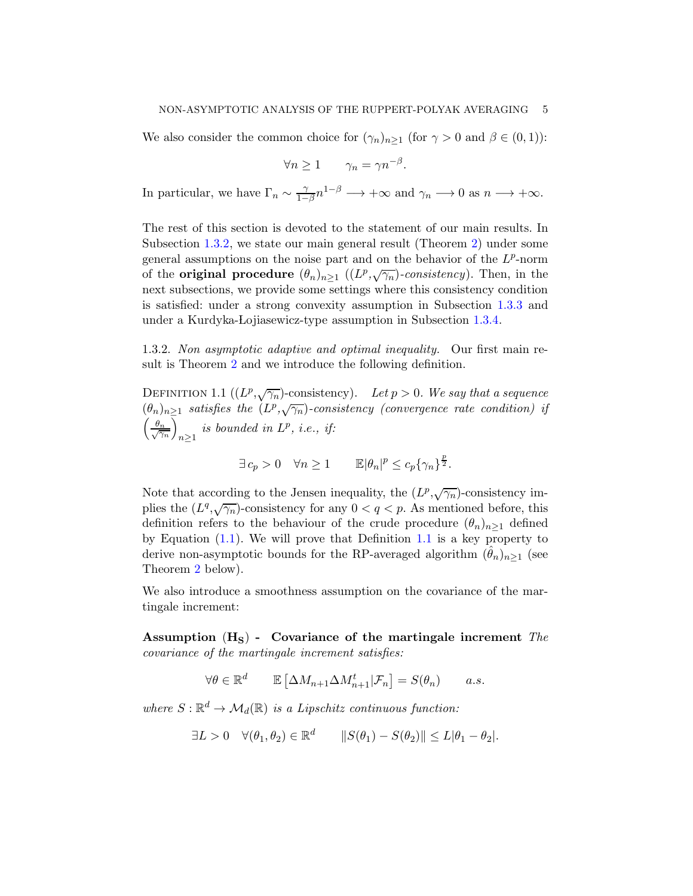We also consider the common choice for $(\gamma_n)_{n\geq 1}$ (for $\gamma > 0$ and $\beta \in (0,1)$):

$$\forall n \geq 1 \qquad \gamma_n = \gamma n^{-\beta}.$$

In particular, we have $\Gamma_n \sim \frac{\gamma}{1-\beta} n^{1-\beta} \longrightarrow +\infty$ and $\gamma_n \longrightarrow 0$ as $n \longrightarrow +\infty$.

The rest of this section is devoted to the statement of our main results. In Subsection 1.3.2, we state our main general result (Theorem 2) under some general assumptions on the noise part and on the behavior of the $L^p$-norm of the **original procedure** $(\theta_n)_{n\geq 1}$ (*$(L^p,\sqrt{\gamma_n})$-consistency*). Then, in the next subsections, we provide some settings where this consistency condition is satisfied: under a strong convexity assumption in Subsection 1.3.3 and under a Kurdyka-Łojiasewicz-type assumption in Subsection 1.3.4.

1.3.2. *Non asymptotic adaptive and optimal inequality.* Our first main result is Theorem 2 and we introduce the following definition.

Definition 1.1 ($(L^p,\sqrt{\gamma_n})$-consistency). *Let $p > 0$. We say that a sequence $(\theta_n)_{n\geq 1}$ satisfies the $(L^p,\sqrt{\gamma_n})$-consistency (convergence rate condition) if $\left(\frac{\theta_n}{\sqrt{\gamma_n}}\right)_{n\geq 1}$ is bounded in $L^p$, i.e., if:*

$$\exists\, c_p > 0 \quad \forall n \geq 1 \qquad \mathbb{E}|\theta_n|^p \leq c_p \{\gamma_n\}^{\frac{p}{2}}.$$

Note that according to the Jensen inequality, the $(L^p,\sqrt{\gamma_n})$-consistency implies the $(L^q,\sqrt{\gamma_n})$-consistency for any $0 < q < p$. As mentioned before, this definition refers to the behaviour of the crude procedure $(\theta_n)_{n\geq 1}$ defined by Equation (1.1). We will prove that Definition 1.1 is a key property to derive non-asymptotic bounds for the RP-averaged algorithm $(\hat{\theta}_n)_{n\geq 1}$ (see Theorem 2 below).

We also introduce a smoothness assumption on the covariance of the martingale increment:

**Assumption $(\mathbf{H_S})$ - Covariance of the martingale increment** *The covariance of the martingale increment satisfies:*

$$\forall \theta \in \mathbb{R}^d \qquad \mathbb{E}\left[\Delta M_{n+1} \Delta M_{n+1}^t | \mathcal{F}_n\right] = S(\theta_n) \qquad a.s.$$

*where $S : \mathbb{R}^d \to \mathcal{M}_d(\mathbb{R})$ is a Lipschitz continuous function:*

$$\exists L > 0 \quad \forall (\theta_1, \theta_2) \in \mathbb{R}^d \qquad \|S(\theta_1) - S(\theta_2)\| \leq L|\theta_1 - \theta_2|.$$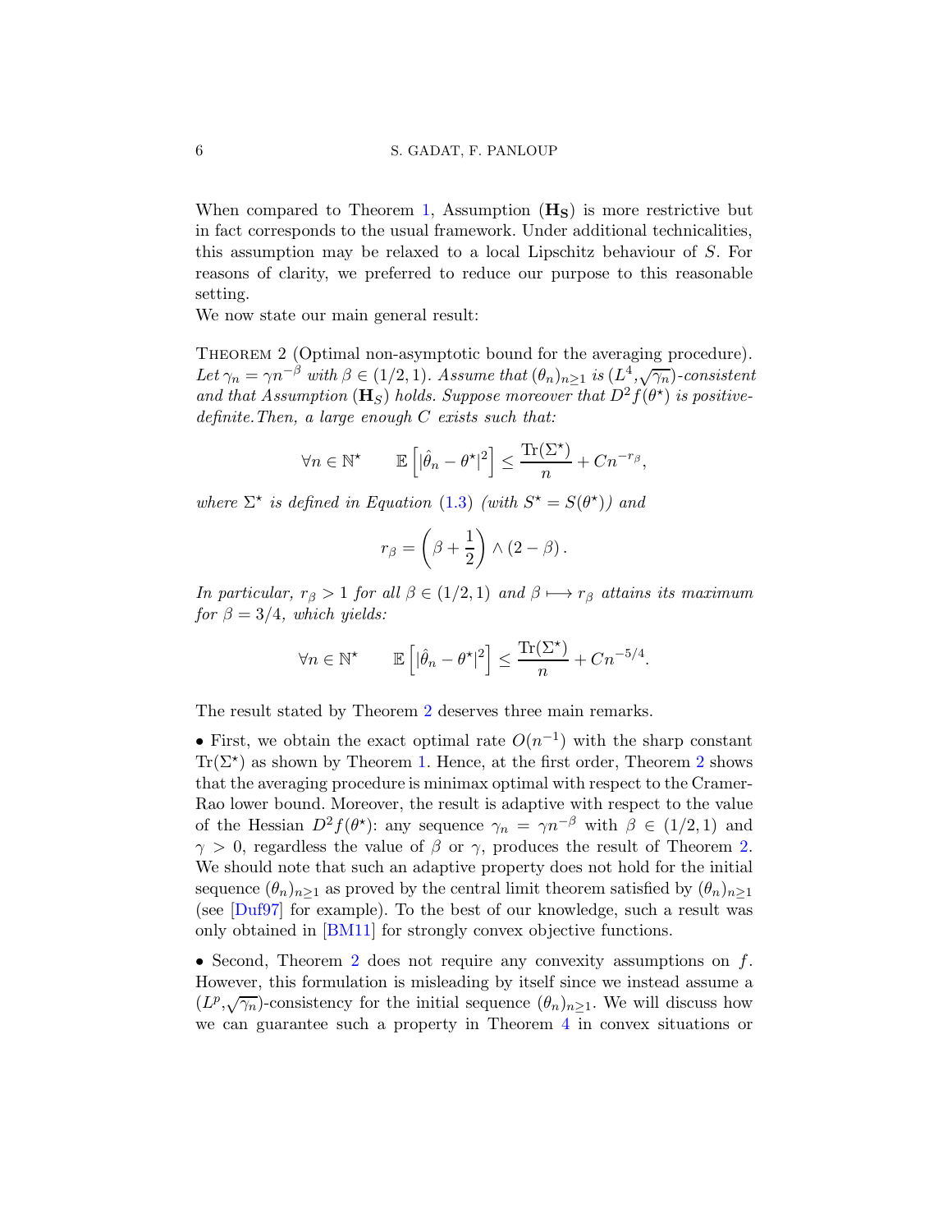When compared to Theorem 1, Assumption $(\mathbf{H_S})$ is more restrictive but in fact corresponds to the usual framework. Under additional technicalities, this assumption may be relaxed to a local Lipschitz behaviour of $S$. For reasons of clarity, we preferred to reduce our purpose to this reasonable setting.
We now state our main general result:

Theorem 2 (Optimal non-asymptotic bound for the averaging procedure). *Let $\gamma_n = \gamma n^{-\beta}$ with $\beta \in (1/2, 1)$. Assume that $(\theta_n)_{n\geq 1}$ is $(L^4, \sqrt{\gamma_n})$-consistent and that Assumption $(\mathbf{H}_S)$ holds. Suppose moreover that $D^2 f(\theta^\star)$ is positive-definite. Then, a large enough $C$ exists such that:*

$$\forall n \in \mathbb{N}^\star \qquad \mathbb{E}\left[|\hat{\theta}_n - \theta^\star|^2\right] \leq \frac{\mathrm{Tr}(\Sigma^\star)}{n} + C n^{-r_\beta},$$

*where $\Sigma^\star$ is defined in Equation (1.3) (with $S^\star = S(\theta^\star)$) and*

$$r_\beta = \left(\beta + \frac{1}{2}\right) \wedge (2 - \beta).$$

*In particular, $r_\beta > 1$ for all $\beta \in (1/2, 1)$ and $\beta \longmapsto r_\beta$ attains its maximum for $\beta = 3/4$, which yields:*

$$\forall n \in \mathbb{N}^\star \qquad \mathbb{E}\left[|\hat{\theta}_n - \theta^\star|^2\right] \leq \frac{\mathrm{Tr}(\Sigma^\star)}{n} + C n^{-5/4}.$$

The result stated by Theorem 2 deserves three main remarks.

• First, we obtain the exact optimal rate $O(n^{-1})$ with the sharp constant $\mathrm{Tr}(\Sigma^\star)$ as shown by Theorem 1. Hence, at the first order, Theorem 2 shows that the averaging procedure is minimax optimal with respect to the Cramer-Rao lower bound. Moreover, the result is adaptive with respect to the value of the Hessian $D^2 f(\theta^\star)$: any sequence $\gamma_n = \gamma n^{-\beta}$ with $\beta \in (1/2, 1)$ and $\gamma > 0$, regardless the value of $\beta$ or $\gamma$, produces the result of Theorem 2. We should note that such an adaptive property does not hold for the initial sequence $(\theta_n)_{n\geq 1}$ as proved by the central limit theorem satisfied by $(\theta_n)_{n\geq 1}$ (see [Duf97] for example). To the best of our knowledge, such a result was only obtained in [BM11] for strongly convex objective functions.

• Second, Theorem 2 does not require any convexity assumptions on $f$. However, this formulation is misleading by itself since we instead assume a $(L^p, \sqrt{\gamma_n})$-consistency for the initial sequence $(\theta_n)_{n\geq 1}$. We will discuss how we can guarantee such a property in Theorem 4 in convex situations or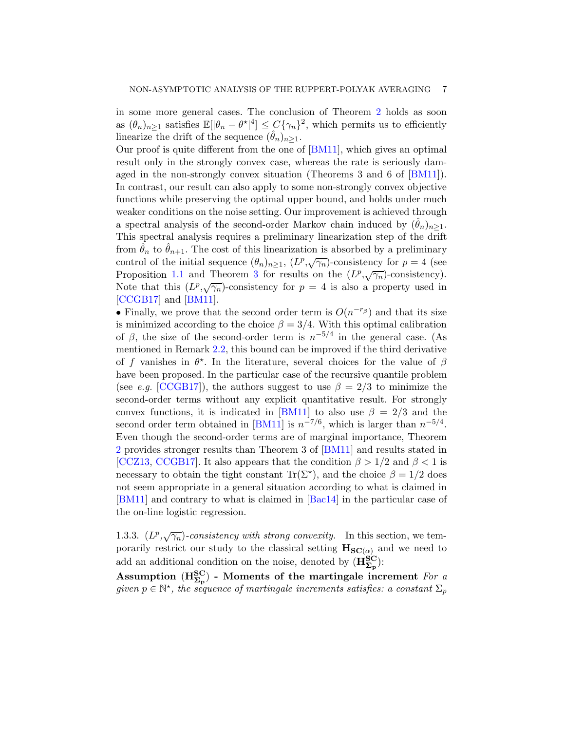in some more general cases. The conclusion of Theorem 2 holds as soon as $(\theta_n)_{n\geq 1}$ satisfies $\mathbb{E}[|\theta_n - \theta^\star|^4] \leq C\{\gamma_n\}^2$, which permits us to efficiently linearize the drift of the sequence $(\hat{\theta}_n)_{n\geq 1}$.
Our proof is quite different from the one of [BM11], which gives an optimal result only in the strongly convex case, whereas the rate is seriously damaged in the non-strongly convex situation (Theorems 3 and 6 of [BM11]). In contrast, our result can also apply to some non-strongly convex objective functions while preserving the optimal upper bound, and holds under much weaker conditions on the noise setting. Our improvement is achieved through a spectral analysis of the second-order Markov chain induced by $(\hat{\theta}_n)_{n\geq 1}$. This spectral analysis requires a preliminary linearization step of the drift from $\hat{\theta}_n$ to $\hat{\theta}_{n+1}$. The cost of this linearization is absorbed by a preliminary control of the initial sequence $(\theta_n)_{n\geq 1}$, $(L^p,\sqrt{\gamma_n})$-consistency for $p=4$ (see Proposition 1.1 and Theorem 3 for results on the $(L^p,\sqrt{\gamma_n})$-consistency). Note that this $(L^p,\sqrt{\gamma_n})$-consistency for $p=4$ is also a property used in [CCGB17] and [BM11].
• Finally, we prove that the second order term is $O(n^{-r_\beta})$ and that its size is minimized according to the choice $\beta = 3/4$. With this optimal calibration of $\beta$, the size of the second-order term is $n^{-5/4}$ in the general case. (As mentioned in Remark 2.2, this bound can be improved if the third derivative of $f$ vanishes in $\theta^\star$. In the literature, several choices for the value of $\beta$ have been proposed. In the particular case of the recursive quantile problem (see *e.g.* [CCGB17]), the authors suggest to use $\beta = 2/3$ to minimize the second-order terms without any explicit quantitative result. For strongly convex functions, it is indicated in [BM11] to also use $\beta = 2/3$ and the second order term obtained in [BM11] is $n^{-7/6}$, which is larger than $n^{-5/4}$. Even though the second-order terms are of marginal importance, Theorem 2 provides stronger results than Theorem 3 of [BM11] and results stated in [CCZ13, CCGB17]. It also appears that the condition $\beta > 1/2$ and $\beta < 1$ is necessary to obtain the tight constant $\mathrm{Tr}(\Sigma^\star)$, and the choice $\beta = 1/2$ does not seem appropriate in a general situation according to what is claimed in [BM11] and contrary to what is claimed in [Bac14] in the particular case of the on-line logistic regression.

1.3.3. *$(L^p,\sqrt{\gamma_n})$-consistency with strong convexity.* In this section, we temporarily restrict our study to the classical setting $\mathbf{H_{SC(\alpha)}}$ and we need to add an additional condition on the noise, denoted by $(\mathbf{H^{SC}_{\Sigma_p}})$:

**Assumption $(\mathbf{H^{SC}_{\Sigma_p}})$ - Moments of the martingale increment** *For a given $p \in \mathbb{N}^\star$, the sequence of martingale increments satisfies: a constant $\Sigma_p$*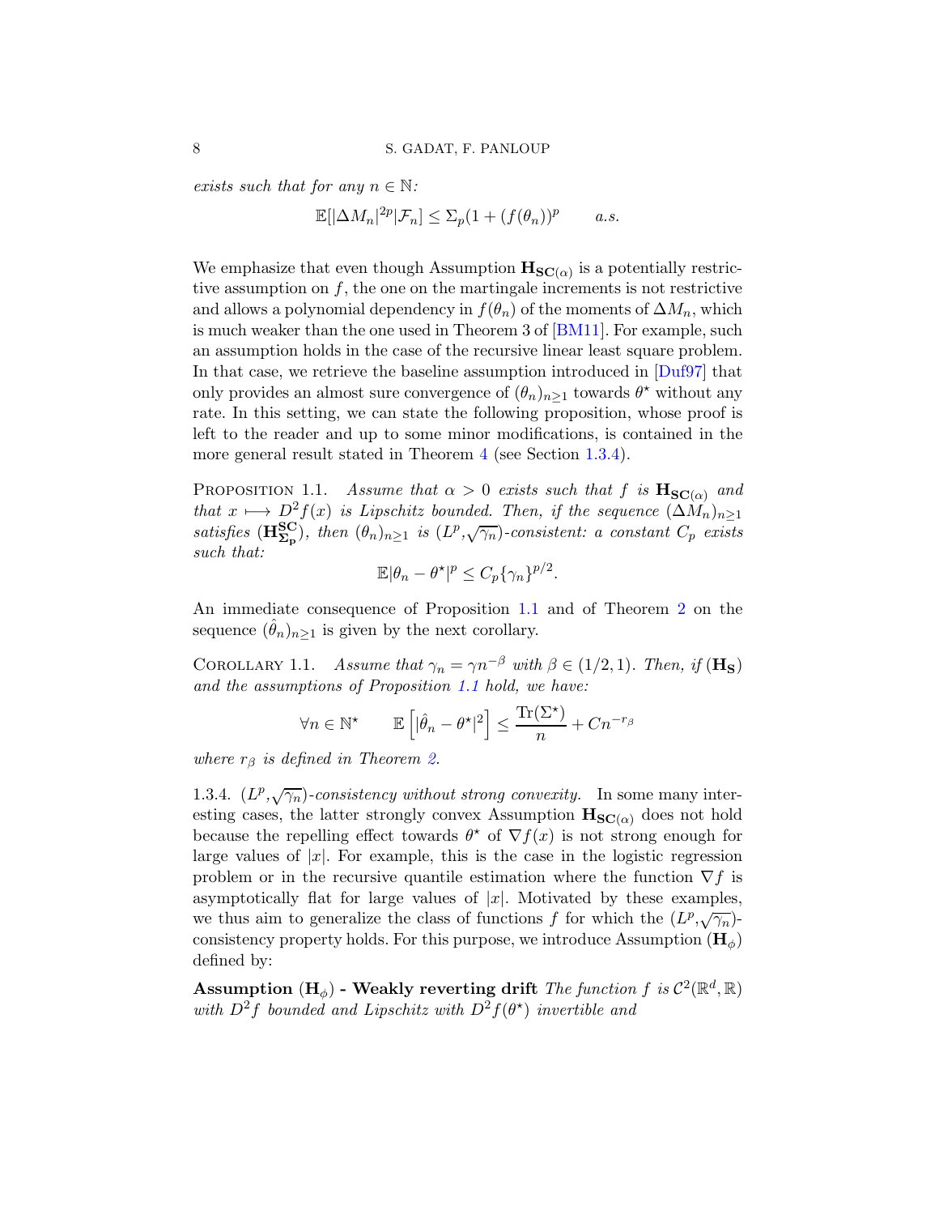*exists such that for any $n \in \mathbb{N}$:*

$$\mathbb{E}[|\Delta M_n|^{2p}|\mathcal{F}_n] \leq \Sigma_p(1 + (f(\theta_n))^p \qquad a.s.$$

We emphasize that even though Assumption $\mathbf{H_{SC(\alpha)}}$ is a potentially restrictive assumption on $f$, the one on the martingale increments is not restrictive and allows a polynomial dependency in $f(\theta_n)$ of the moments of $\Delta M_n$, which is much weaker than the one used in Theorem 3 of [BM11]. For example, such an assumption holds in the case of the recursive linear least square problem. In that case, we retrieve the baseline assumption introduced in [Duf97] that only provides an almost sure convergence of $(\theta_n)_{n\geq 1}$ towards $\theta^\star$ without any rate. In this setting, we can state the following proposition, whose proof is left to the reader and up to some minor modifications, is contained in the more general result stated in Theorem 4 (see Section 1.3.4).

PROPOSITION 1.1. *Assume that $\alpha > 0$ exists such that $f$ is $\mathbf{H_{SC(\alpha)}}$ and that $x \longmapsto D^2 f(x)$ is Lipschitz bounded. Then, if the sequence $(\Delta M_n)_{n\geq 1}$ satisfies $(\mathbf{H^{SC}_{\Sigma_p}})$, then $(\theta_n)_{n\geq 1}$ is $(L^p, \sqrt{\gamma_n})$-consistent: a constant $C_p$ exists such that:*

$$\mathbb{E}|\theta_n - \theta^\star|^p \leq C_p\{\gamma_n\}^{p/2}.$$

An immediate consequence of Proposition 1.1 and of Theorem 2 on the sequence $(\hat{\theta}_n)_{n\geq 1}$ is given by the next corollary.

COROLLARY 1.1. *Assume that $\gamma_n = \gamma n^{-\beta}$ with $\beta \in (1/2, 1)$. Then, if $(\mathbf{H_S})$ and the assumptions of Proposition 1.1 hold, we have:*

$$\forall n \in \mathbb{N}^\star \qquad \mathbb{E}\left[|\hat{\theta}_n - \theta^\star|^2\right] \leq \frac{\mathrm{Tr}(\Sigma^\star)}{n} + Cn^{-r_\beta}$$

*where $r_\beta$ is defined in Theorem 2.*

1.3.4. *$(L^p, \sqrt{\gamma_n})$-consistency without strong convexity.* In some many interesting cases, the latter strongly convex Assumption $\mathbf{H_{SC(\alpha)}}$ does not hold because the repelling effect towards $\theta^\star$ of $\nabla f(x)$ is not strong enough for large values of $|x|$. For example, this is the case in the logistic regression problem or in the recursive quantile estimation where the function $\nabla f$ is asymptotically flat for large values of $|x|$. Motivated by these examples, we thus aim to generalize the class of functions $f$ for which the $(L^p, \sqrt{\gamma_n})$-consistency property holds. For this purpose, we introduce Assumption $(\mathbf{H}_\phi)$ defined by:

**Assumption $(\mathbf{H}_\phi)$ - Weakly reverting drift** *The function $f$ is $\mathcal{C}^2(\mathbb{R}^d, \mathbb{R})$ with $D^2 f$ bounded and Lipschitz with $D^2 f(\theta^\star)$ invertible and*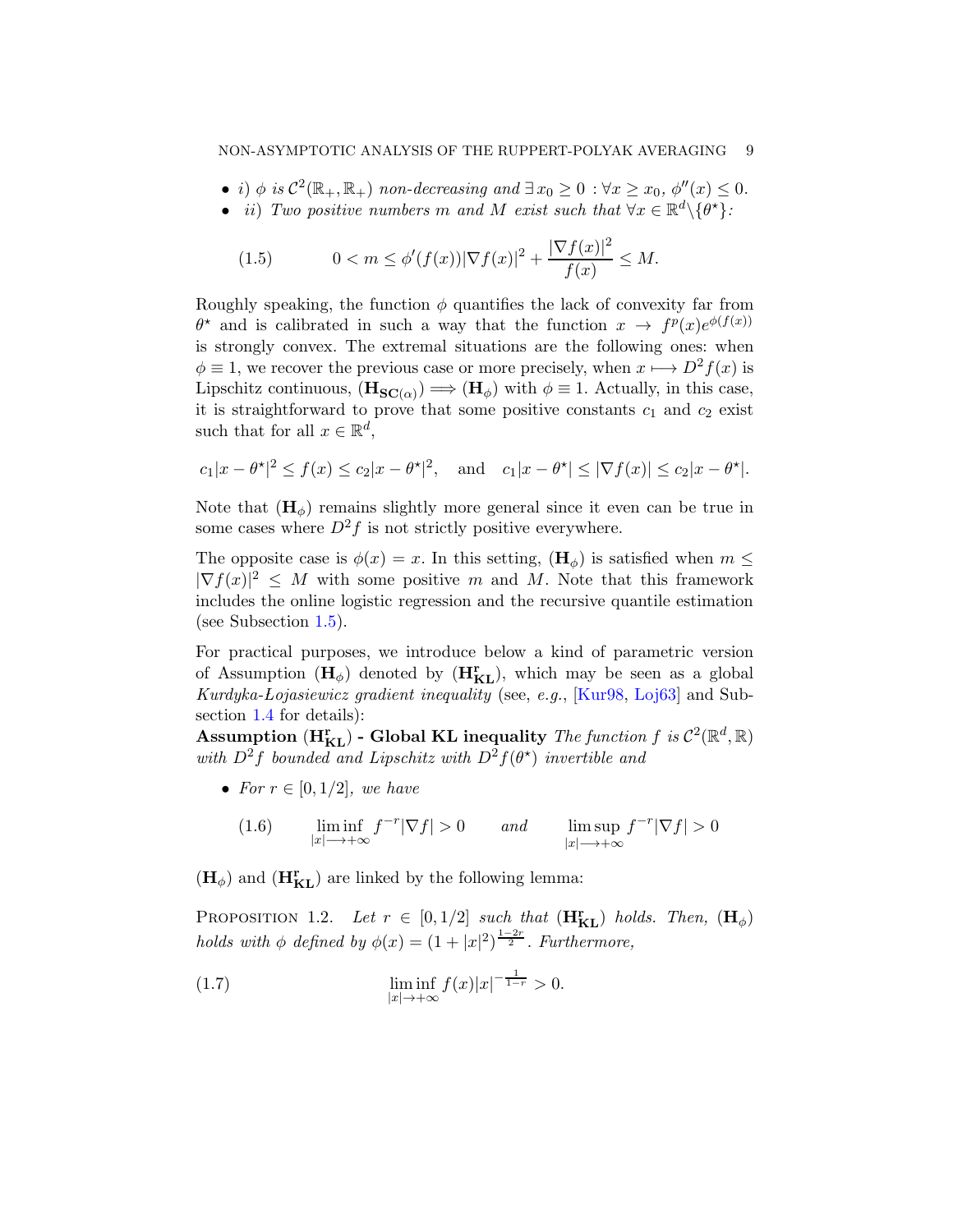- *i)* $\phi$ *is* $\mathcal{C}^2(\mathbb{R}_+, \mathbb{R}_+)$ *non-decreasing and* $\exists\, x_0 \geq 0 : \forall x \geq x_0,\ \phi''(x) \leq 0$.
- *ii) Two positive numbers* $m$ *and* $M$ *exist such that* $\forall x \in \mathbb{R}^d \backslash \{\theta^\star\}$*:*

$$0 < m \leq \phi'(f(x))|\nabla f(x)|^2 + \frac{|\nabla f(x)|^2}{f(x)} \leq M. \tag{1.5}$$

Roughly speaking, the function $\phi$ quantifies the lack of convexity far from $\theta^\star$ and is calibrated in such a way that the function $x \to f^p(x)e^{\phi(f(x))}$ is strongly convex. The extremal situations are the following ones: when $\phi \equiv 1$, we recover the previous case or more precisely, when $x \longmapsto D^2 f(x)$ is Lipschitz continuous, $(\mathbf{H_{SC(\alpha)}}) \Longrightarrow (\mathbf{H}_\phi)$ with $\phi \equiv 1$. Actually, in this case, it is straightforward to prove that some positive constants $c_1$ and $c_2$ exist such that for all $x \in \mathbb{R}^d$,

$$c_1|x-\theta^\star|^2 \leq f(x) \leq c_2|x-\theta^\star|^2, \quad \text{and} \quad c_1|x-\theta^\star| \leq |\nabla f(x)| \leq c_2|x-\theta^\star|.$$

Note that $(\mathbf{H}_\phi)$ remains slightly more general since it even can be true in some cases where $D^2 f$ is not strictly positive everywhere.

The opposite case is $\phi(x) = x$. In this setting, $(\mathbf{H}_\phi)$ is satisfied when $m \leq |\nabla f(x)|^2 \leq M$ with some positive $m$ and $M$. Note that this framework includes the online logistic regression and the recursive quantile estimation (see Subsection 1.5).

For practical purposes, we introduce below a kind of parametric version of Assumption $(\mathbf{H}_\phi)$ denoted by $(\mathbf{H^r_{KL}})$, which may be seen as a global *Kurdyka-Lojasiewicz gradient inequality* (see, *e.g.*, [Kur98, Loj63] and Subsection 1.4 for details):

**Assumption $(\mathbf{H^r_{KL}})$ - Global KL inequality** *The function* $f$ *is* $\mathcal{C}^2(\mathbb{R}^d, \mathbb{R})$ *with* $D^2 f$ *bounded and Lipschitz with* $D^2 f(\theta^\star)$ *invertible and*

- *For* $r \in [0, 1/2]$*, we have*

$$\liminf_{|x| \longrightarrow +\infty} f^{-r}|\nabla f| > 0 \qquad \text{and} \qquad \limsup_{|x| \longrightarrow +\infty} f^{-r}|\nabla f| > 0 \tag{1.6}$$

$(\mathbf{H}_\phi)$ and $(\mathbf{H^r_{KL}})$ are linked by the following lemma:

Proposition 1.2. *Let* $r \in [0, 1/2]$ *such that* $(\mathbf{H^r_{KL}})$ *holds. Then,* $(\mathbf{H}_\phi)$ *holds with* $\phi$ *defined by* $\phi(x) = (1+|x|^2)^{\frac{1-2r}{2}}$*. Furthermore,*

$$\liminf_{|x| \to +\infty} f(x)|x|^{-\frac{1}{1-r}} > 0. \tag{1.7}$$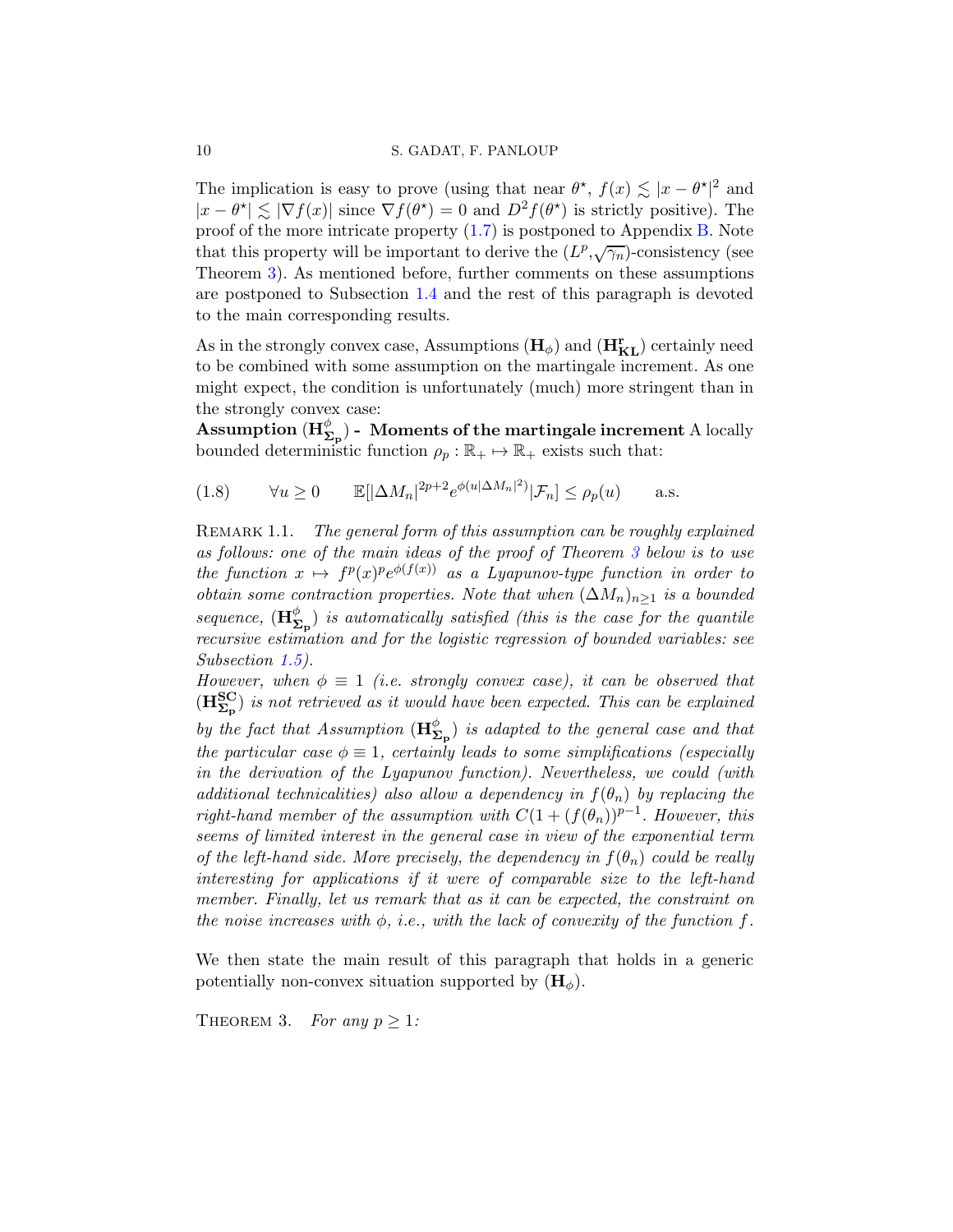The implication is easy to prove (using that near $\theta^\star$, $f(x) \lesssim |x-\theta^\star|^2$ and $|x-\theta^\star| \lesssim |\nabla f(x)|$ since $\nabla f(\theta^\star) = 0$ and $D^2 f(\theta^\star)$ is strictly positive). The proof of the more intricate property (1.7) is postponed to Appendix B. Note that this property will be important to derive the $(L^p, \sqrt{\gamma_n})$-consistency (see Theorem 3). As mentioned before, further comments on these assumptions are postponed to Subsection 1.4 and the rest of this paragraph is devoted to the main corresponding results.

As in the strongly convex case, Assumptions $(\mathbf{H}_\phi)$ and $(\mathbf{H}_{\mathbf{KL}}^{\mathbf{r}})$ certainly need to be combined with some assumption on the martingale increment. As one might expect, the condition is unfortunately (much) more stringent than in the strongly convex case:

**Assumption $(\mathbf{H}_{\mathbf{\Sigma_p}}^{\phi})$ - Moments of the martingale increment** A locally bounded deterministic function $\rho_p : \mathbb{R}_+ \mapsto \mathbb{R}_+$ exists such that:

$$
(1.8) \qquad \forall u \geq 0 \qquad \mathbb{E}[|\Delta M_n|^{2p+2} e^{\phi(u|\Delta M_n|^2)} | \mathcal{F}_n] \leq \rho_p(u) \qquad \text{a.s.}
$$

REMARK 1.1. *The general form of this assumption can be roughly explained as follows: one of the main ideas of the proof of Theorem 3 below is to use the function $x \mapsto f^p(x)^p e^{\phi(f(x))}$ as a Lyapunov-type function in order to obtain some contraction properties. Note that when $(\Delta M_n)_{n\geq 1}$ is a bounded sequence, $(\mathbf{H}_{\mathbf{\Sigma_p}}^{\phi})$ is automatically satisfied (this is the case for the quantile recursive estimation and for the logistic regression of bounded variables: see Subsection 1.5).*
*However, when $\phi \equiv 1$ (i.e. strongly convex case), it can be observed that $(\mathbf{H}_{\mathbf{\Sigma_p}}^{\mathbf{SC}})$ is not retrieved as it would have been expected. This can be explained by the fact that Assumption $(\mathbf{H}_{\mathbf{\Sigma_p}}^{\phi})$ is adapted to the general case and that the particular case $\phi \equiv 1$, certainly leads to some simplifications (especially in the derivation of the Lyapunov function). Nevertheless, we could (with additional technicalities) also allow a dependency in $f(\theta_n)$ by replacing the right-hand member of the assumption with $C(1+(f(\theta_n))^{p-1}$. However, this seems of limited interest in the general case in view of the exponential term of the left-hand side. More precisely, the dependency in $f(\theta_n)$ could be really interesting for applications if it were of comparable size to the left-hand member. Finally, let us remark that as it can be expected, the constraint on the noise increases with $\phi$, i.e., with the lack of convexity of the function $f$.*

We then state the main result of this paragraph that holds in a generic potentially non-convex situation supported by $(\mathbf{H}_\phi)$.

THEOREM 3. *For any $p \geq 1$:*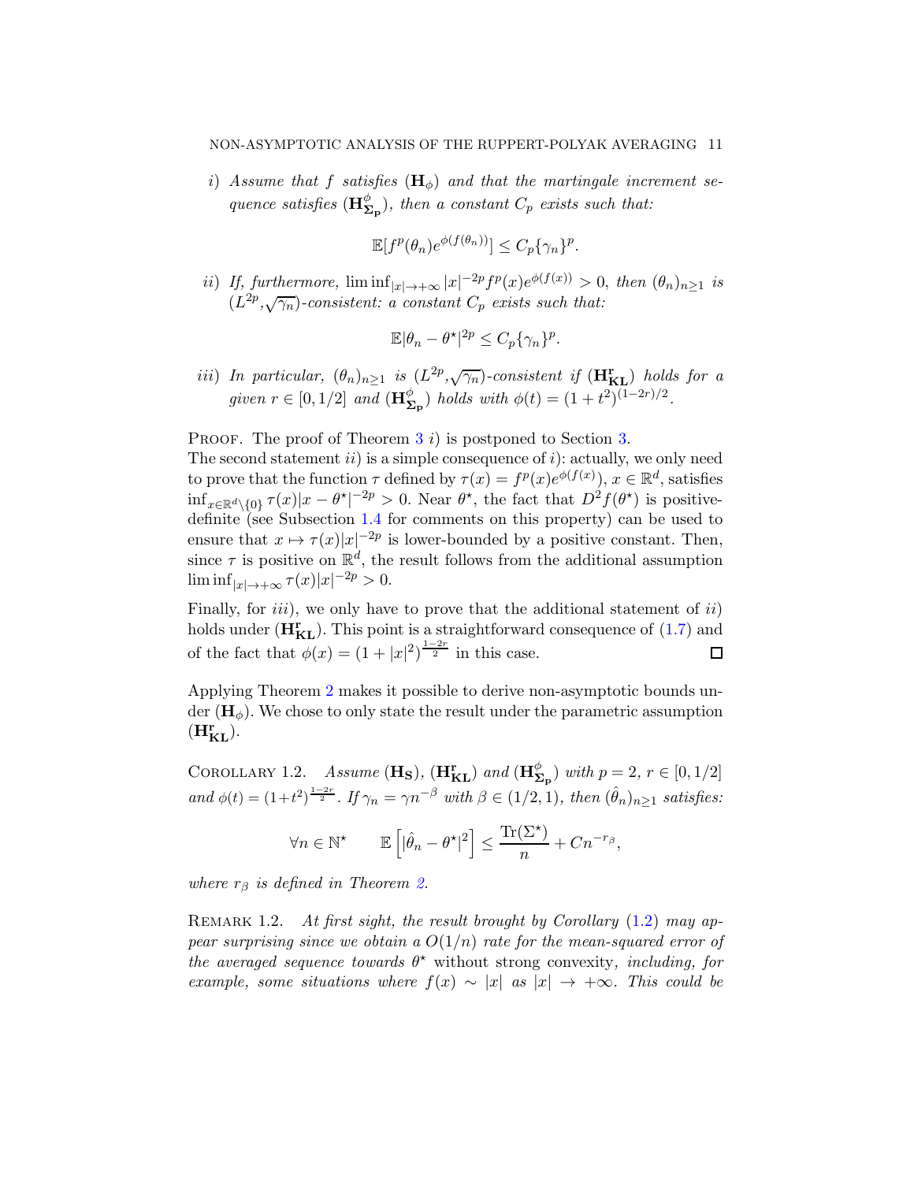*i) Assume that $f$ satisfies $(\mathbf{H}_\phi)$ and that the martingale increment sequence satisfies $(\mathbf{H}^{\phi}_{\mathbf{\Sigma_p}})$, then a constant $C_p$ exists such that:*

$$\mathbb{E}[f^p(\theta_n)e^{\phi(f(\theta_n))}] \leq C_p\{\gamma_n\}^p.$$

*ii) If, furthermore, $\liminf_{|x|\to+\infty} |x|^{-2p} f^p(x) e^{\phi(f(x))} > 0$, then $(\theta_n)_{n\geq 1}$ is $(L^{2p},\sqrt{\gamma_n})$-consistent: a constant $C_p$ exists such that:*

$$\mathbb{E}|\theta_n - \theta^\star|^{2p} \leq C_p\{\gamma_n\}^p.$$

*iii) In particular, $(\theta_n)_{n\geq 1}$ is $(L^{2p},\sqrt{\gamma_n})$-consistent if $(\mathbf{H^r_{KL}})$ holds for a given $r \in [0, 1/2]$ and $(\mathbf{H}^{\phi}_{\mathbf{\Sigma_p}})$ holds with $\phi(t) = (1+t^2)^{(1-2r)/2}$.*

PROOF. The proof of Theorem 3 *i)* is postponed to Section 3.
The second statement *ii)* is a simple consequence of *i)*: actually, we only need to prove that the function $\tau$ defined by $\tau(x) = f^p(x)e^{\phi(f(x))}$, $x \in \mathbb{R}^d$, satisfies $\inf_{x\in\mathbb{R}^d\setminus\{0\}} \tau(x)|x-\theta^\star|^{-2p} > 0$. Near $\theta^\star$, the fact that $D^2 f(\theta^\star)$ is positive-definite (see Subsection 1.4 for comments on this property) can be used to ensure that $x \mapsto \tau(x)|x|^{-2p}$ is lower-bounded by a positive constant. Then, since $\tau$ is positive on $\mathbb{R}^d$, the result follows from the additional assumption $\liminf_{|x|\to+\infty} \tau(x)|x|^{-2p} > 0$.

Finally, for *iii)*, we only have to prove that the additional statement of *ii)* holds under $(\mathbf{H^r_{KL}})$. This point is a straightforward consequence of (1.7) and of the fact that $\phi(x) = (1+|x|^2)^{\frac{1-2r}{2}}$ in this case. $\square$

Applying Theorem 2 makes it possible to derive non-asymptotic bounds under $(\mathbf{H}_\phi)$. We chose to only state the result under the parametric assumption $(\mathbf{H^r_{KL}})$.

COROLLARY 1.2. *Assume $(\mathbf{H_S})$, $(\mathbf{H^r_{KL}})$ and $(\mathbf{H}^{\phi}_{\mathbf{\Sigma_p}})$ with $p = 2$, $r \in [0, 1/2]$ and $\phi(t) = (1+t^2)^{\frac{1-2r}{2}}$. If $\gamma_n = \gamma n^{-\beta}$ with $\beta \in (1/2, 1)$, then $(\hat{\theta}_n)_{n\geq 1}$ satisfies:*

$$\forall n \in \mathbb{N}^\star \qquad \mathbb{E}\left[|\hat{\theta}_n - \theta^\star|^2\right] \leq \frac{\mathrm{Tr}(\Sigma^\star)}{n} + Cn^{-r_\beta},$$

*where $r_\beta$ is defined in Theorem 2.*

REMARK 1.2. *At first sight, the result brought by Corollary (1.2) may appear surprising since we obtain a $O(1/n)$ rate for the mean-squared error of the averaged sequence towards $\theta^\star$* without strong convexity, *including, for example, some situations where $f(x) \sim |x|$ as $|x| \to +\infty$. This could be*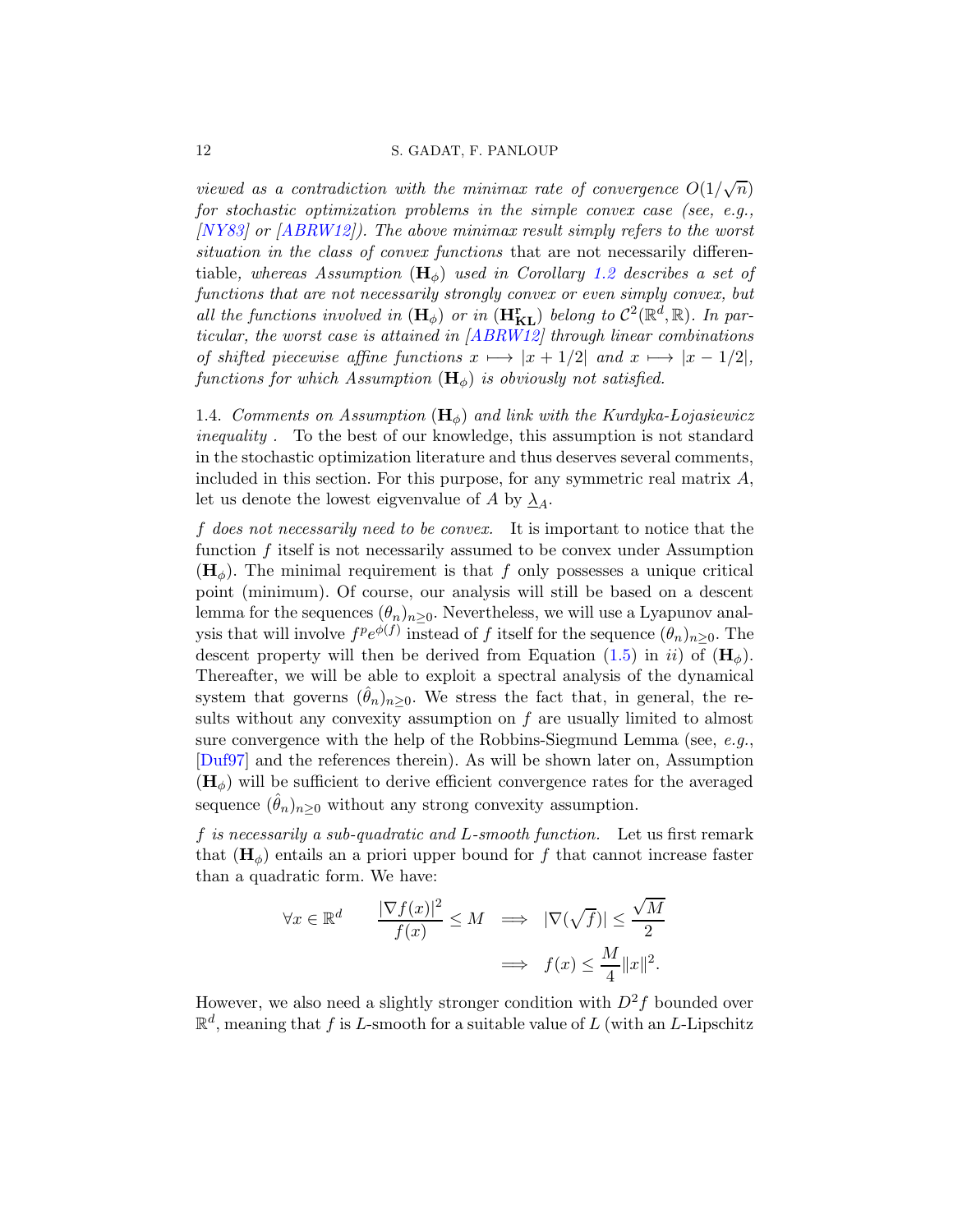*viewed as a contradiction with the minimax rate of convergence $O(1/\sqrt{n})$ for stochastic optimization problems in the simple convex case (see, e.g., [NY83] or [ABRW12]). The above minimax result simply refers to the worst situation in the class of convex functions* that are not necessarily differentiable*, whereas Assumption* $(\mathbf{H}_\phi)$ *used in Corollary 1.2 describes a set of functions that are not necessarily strongly convex or even simply convex, but all the functions involved in* $(\mathbf{H}_\phi)$ *or in* $(\mathbf{H}^{\mathbf{r}}_{\mathbf{KL}})$ *belong to* $\mathcal{C}^2(\mathbb{R}^d,\mathbb{R})$*. In particular, the worst case is attained in [ABRW12] through linear combinations of shifted piecewise affine functions* $x \longmapsto |x+1/2|$ *and* $x \longmapsto |x-1/2|$*, functions for which Assumption* $(\mathbf{H}_\phi)$ *is obviously not satisfied.*

1.4. *Comments on Assumption* $(\mathbf{H}_\phi)$ *and link with the Kurdyka-Lojasiewicz inequality .* To the best of our knowledge, this assumption is not standard in the stochastic optimization literature and thus deserves several comments, included in this section. For this purpose, for any symmetric real matrix $A$, let us denote the lowest eigvenvalue of $A$ by $\underline{\lambda}_A$.

*$f$ does not necessarily need to be convex.* It is important to notice that the function $f$ itself is not necessarily assumed to be convex under Assumption $(\mathbf{H}_\phi)$. The minimal requirement is that $f$ only possesses a unique critical point (minimum). Of course, our analysis will still be based on a descent lemma for the sequences $(\theta_n)_{n\geq 0}$. Nevertheless, we will use a Lyapunov analysis that will involve $f^p e^{\phi(f)}$ instead of $f$ itself for the sequence $(\theta_n)_{n\geq 0}$. The descent property will then be derived from Equation (1.5) in *ii)* of $(\mathbf{H}_\phi)$. Thereafter, we will be able to exploit a spectral analysis of the dynamical system that governs $(\hat{\theta}_n)_{n\geq 0}$. We stress the fact that, in general, the results without any convexity assumption on $f$ are usually limited to almost sure convergence with the help of the Robbins-Siegmund Lemma (see, *e.g.*, [Duf97] and the references therein). As will be shown later on, Assumption $(\mathbf{H}_\phi)$ will be sufficient to derive efficient convergence rates for the averaged sequence $(\hat{\theta}_n)_{n\geq 0}$ without any strong convexity assumption.

*$f$ is necessarily a sub-quadratic and $L$-smooth function.* Let us first remark that $(\mathbf{H}_\phi)$ entails an a priori upper bound for $f$ that cannot increase faster than a quadratic form. We have:

$$\forall x \in \mathbb{R}^d \qquad \frac{|\nabla f(x)|^2}{f(x)} \leq M \implies |\nabla(\sqrt{f})| \leq \frac{\sqrt{M}}{2}$$
$$\implies f(x) \leq \frac{M}{4}\|x\|^2.$$

However, we also need a slightly stronger condition with $D^2 f$ bounded over $\mathbb{R}^d$, meaning that $f$ is $L$-smooth for a suitable value of $L$ (with an $L$-Lipschitz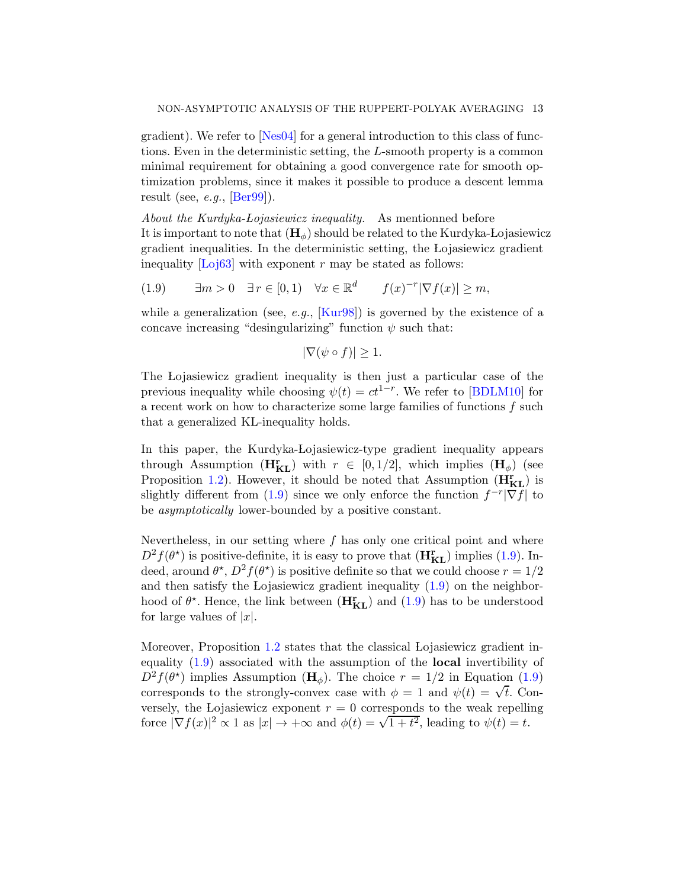gradient). We refer to [Nes04] for a general introduction to this class of functions. Even in the deterministic setting, the $L$-smooth property is a common minimal requirement for obtaining a good convergence rate for smooth optimization problems, since it makes it possible to produce a descent lemma result (see, *e.g.*, [Ber99]).

*About the Kurdyka-Lojasiewicz inequality.* As mentionned before
It is important to note that $(\mathbf{H}_\phi)$ should be related to the Kurdyka-Łojasiewicz gradient inequalities. In the deterministic setting, the Łojasiewicz gradient inequality [Loj63] with exponent $r$ may be stated as follows:

$$\exists m > 0 \quad \exists r \in [0,1) \quad \forall x \in \mathbb{R}^d \qquad f(x)^{-r}|\nabla f(x)| \geq m, \tag{1.9}$$

while a generalization (see, *e.g.*, [Kur98]) is governed by the existence of a concave increasing "desingularizing" function $\psi$ such that:

$$|\nabla(\psi \circ f)| \geq 1.$$

The Łojasiewicz gradient inequality is then just a particular case of the previous inequality while choosing $\psi(t) = ct^{1-r}$. We refer to [BDLM10] for a recent work on how to characterize some large families of functions $f$ such that a generalized KL-inequality holds.

In this paper, the Kurdyka-Lojasiewicz-type gradient inequality appears through Assumption $(\mathbf{H}_{\mathbf{KL}}^{\mathbf{r}})$ with $r \in [0, 1/2]$, which implies $(\mathbf{H}_\phi)$ (see Proposition 1.2). However, it should be noted that Assumption $(\mathbf{H}_{\mathbf{KL}}^{\mathbf{r}})$ is slightly different from (1.9) since we only enforce the function $f^{-r}|\nabla f|$ to be *asymptotically* lower-bounded by a positive constant.

Nevertheless, in our setting where $f$ has only one critical point and where $D^2 f(\theta^\star)$ is positive-definite, it is easy to prove that $(\mathbf{H}_{\mathbf{KL}}^{\mathbf{r}})$ implies (1.9). Indeed, around $\theta^\star$, $D^2 f(\theta^\star)$ is positive definite so that we could choose $r = 1/2$ and then satisfy the Łojasiewicz gradient inequality (1.9) on the neighborhood of $\theta^\star$. Hence, the link between $(\mathbf{H}_{\mathbf{KL}}^{\mathbf{r}})$ and (1.9) has to be understood for large values of $|x|$.

Moreover, Proposition 1.2 states that the classical Łojasiewicz gradient inequality (1.9) associated with the assumption of the **local** invertibility of $D^2 f(\theta^\star)$ implies Assumption $(\mathbf{H}_\phi)$. The choice $r = 1/2$ in Equation (1.9) corresponds to the strongly-convex case with $\phi = 1$ and $\psi(t) = \sqrt{t}$. Conversely, the Łojasiewicz exponent $r = 0$ corresponds to the weak repelling force $|\nabla f(x)|^2 \propto 1$ as $|x| \to +\infty$ and $\phi(t) = \sqrt{1+t^2}$, leading to $\psi(t) = t$.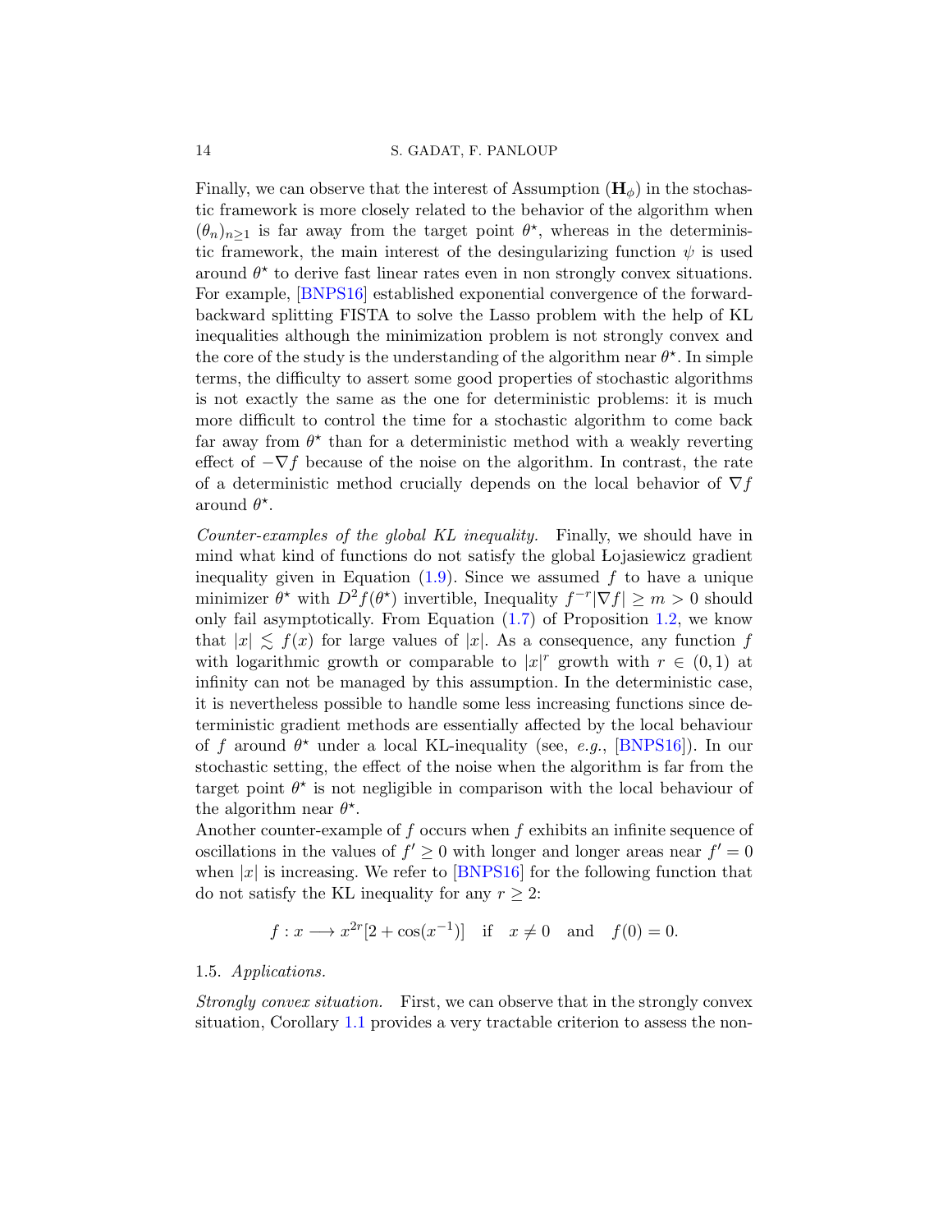Finally, we can observe that the interest of Assumption $(\mathbf{H}_\phi)$ in the stochastic framework is more closely related to the behavior of the algorithm when $(\theta_n)_{n\geq 1}$ is far away from the target point $\theta^\star$, whereas in the deterministic framework, the main interest of the desingularizing function $\psi$ is used around $\theta^\star$ to derive fast linear rates even in non strongly convex situations. For example, [BNPS16] established exponential convergence of the forward-backward splitting FISTA to solve the Lasso problem with the help of KL inequalities although the minimization problem is not strongly convex and the core of the study is the understanding of the algorithm near $\theta^\star$. In simple terms, the difficulty to assert some good properties of stochastic algorithms is not exactly the same as the one for deterministic problems: it is much more difficult to control the time for a stochastic algorithm to come back far away from $\theta^\star$ than for a deterministic method with a weakly reverting effect of $-\nabla f$ because of the noise on the algorithm. In contrast, the rate of a deterministic method crucially depends on the local behavior of $\nabla f$ around $\theta^\star$.

*Counter-examples of the global KL inequality.* Finally, we should have in mind what kind of functions do not satisfy the global Łojasiewicz gradient inequality given in Equation (1.9). Since we assumed $f$ to have a unique minimizer $\theta^\star$ with $D^2 f(\theta^\star)$ invertible, Inequality $f^{-r}|\nabla f| \geq m > 0$ should only fail asymptotically. From Equation (1.7) of Proposition 1.2, we know that $|x| \lesssim f(x)$ for large values of $|x|$. As a consequence, any function $f$ with logarithmic growth or comparable to $|x|^r$ growth with $r \in (0,1)$ at infinity can not be managed by this assumption. In the deterministic case, it is nevertheless possible to handle some less increasing functions since deterministic gradient methods are essentially affected by the local behaviour of $f$ around $\theta^\star$ under a local KL-inequality (see, *e.g.*, [BNPS16]). In our stochastic setting, the effect of the noise when the algorithm is far from the target point $\theta^\star$ is not negligible in comparison with the local behaviour of the algorithm near $\theta^\star$.
Another counter-example of $f$ occurs when $f$ exhibits an infinite sequence of oscillations in the values of $f' \geq 0$ with longer and longer areas near $f' = 0$ when $|x|$ is increasing. We refer to [BNPS16] for the following function that do not satisfy the KL inequality for any $r \geq 2$:

$$f : x \longrightarrow x^{2r}[2 + \cos(x^{-1})] \quad \text{if} \quad x \neq 0 \quad \text{and} \quad f(0) = 0.$$

## 1.5. *Applications.*

*Strongly convex situation.* First, we can observe that in the strongly convex situation, Corollary 1.1 provides a very tractable criterion to assess the non-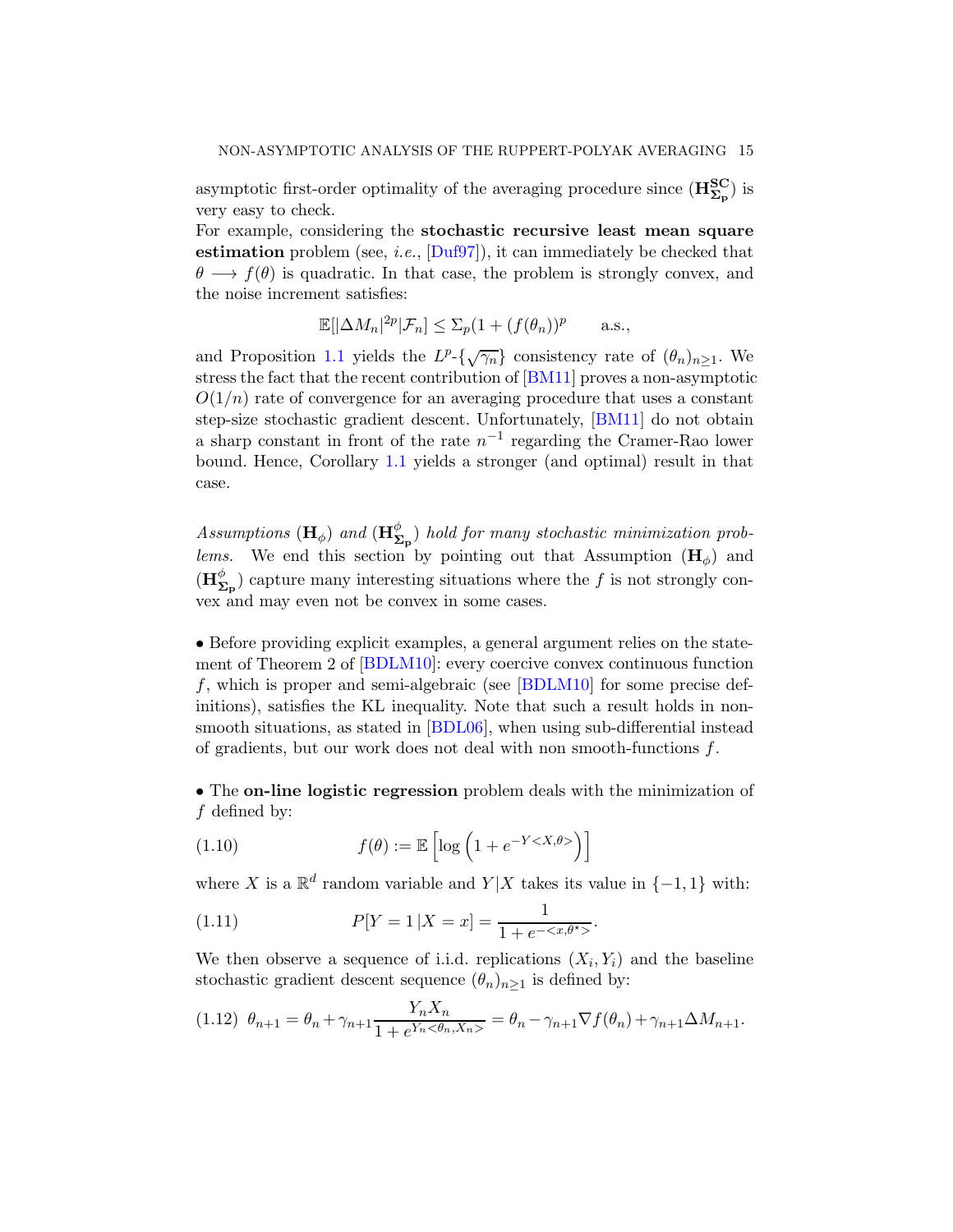asymptotic first-order optimality of the averaging procedure since $(\mathbf{H^{SC}_{\Sigma_p}})$ is very easy to check.
For example, considering the **stochastic recursive least mean square estimation** problem (see, *i.e.*, [Duf97]), it can immediately be checked that $\theta \longrightarrow f(\theta)$ is quadratic. In that case, the problem is strongly convex, and the noise increment satisfies:

$$\mathbb{E}[|\Delta M_n|^{2p}|\mathcal{F}_n] \leq \Sigma_p(1+(f(\theta_n))^p \qquad \text{a.s.},$$

and Proposition 1.1 yields the $L^p$-$\{\sqrt{\gamma_n}\}$ consistency rate of $(\theta_n)_{n\geq 1}$. We stress the fact that the recent contribution of [BM11] proves a non-asymptotic $O(1/n)$ rate of convergence for an averaging procedure that uses a constant step-size stochastic gradient descent. Unfortunately, [BM11] do not obtain a sharp constant in front of the rate $n^{-1}$ regarding the Cramer-Rao lower bound. Hence, Corollary 1.1 yields a stronger (and optimal) result in that case.

*Assumptions* $(\mathbf{H}_\phi)$ *and* $(\mathbf{H}^\phi_{\mathbf{\Sigma_p}})$ *hold for many stochastic minimization problems.* We end this section by pointing out that Assumption $(\mathbf{H}_\phi)$ and $(\mathbf{H}^\phi_{\mathbf{\Sigma_p}})$ capture many interesting situations where the $f$ is not strongly convex and may even not be convex in some cases.

• Before providing explicit examples, a general argument relies on the statement of Theorem 2 of [BDLM10]: every coercive convex continuous function $f$, which is proper and semi-algebraic (see [BDLM10] for some precise definitions), satisfies the KL inequality. Note that such a result holds in non-smooth situations, as stated in [BDL06], when using sub-differential instead of gradients, but our work does not deal with non smooth-functions $f$.

• The **on-line logistic regression** problem deals with the minimization of $f$ defined by:

$$f(\theta) := \mathbb{E}\left[\log\left(1+e^{-Y<X,\theta>}\right)\right] \tag{1.10}$$

where $X$ is a $\mathbb{R}^d$ random variable and $Y|X$ takes its value in $\{-1,1\}$ with:

$$P[Y=1\,|X=x] = \frac{1}{1+e^{-<x,\theta^\star>}}. \tag{1.11}$$

We then observe a sequence of i.i.d. replications $(X_i, Y_i)$ and the baseline stochastic gradient descent sequence $(\theta_n)_{n\geq 1}$ is defined by:

$$\theta_{n+1} = \theta_n + \gamma_{n+1}\frac{Y_n X_n}{1+e^{Y_n<\theta_n,X_n>}} = \theta_n - \gamma_{n+1}\nabla f(\theta_n) + \gamma_{n+1}\Delta M_{n+1}. \tag{1.12}$$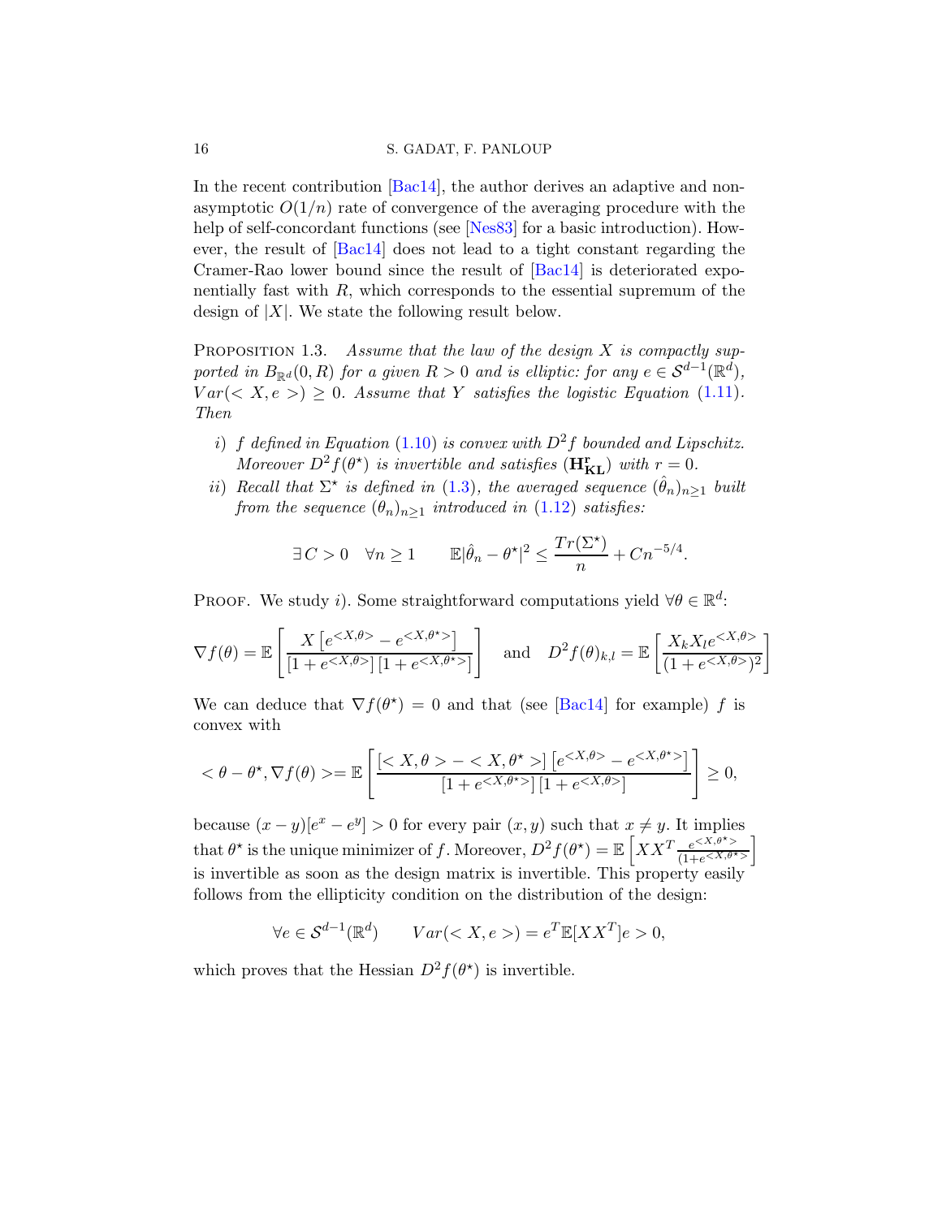In the recent contribution [Bac14], the author derives an adaptive and non-asymptotic $O(1/n)$ rate of convergence of the averaging procedure with the help of self-concordant functions (see [Nes83] for a basic introduction). However, the result of [Bac14] does not lead to a tight constant regarding the Cramer-Rao lower bound since the result of [Bac14] is deteriorated exponentially fast with $R$, which corresponds to the essential supremum of the design of $|X|$. We state the following result below.

Proposition 1.3. *Assume that the law of the design $X$ is compactly supported in $B_{\mathbb{R}^d}(0,R)$ for a given $R>0$ and is elliptic: for any $e \in \mathcal{S}^{d-1}(\mathbb{R}^d)$, $Var(<X,e>) \geq 0$. Assume that $Y$ satisfies the logistic Equation (1.11). Then*

*i) $f$ defined in Equation (1.10) is convex with $D^2 f$ bounded and Lipschitz. Moreover $D^2 f(\theta^\star)$ is invertible and satisfies $(\mathbf{H^r_{KL}})$ with $r=0$.*

*ii) Recall that $\Sigma^\star$ is defined in (1.3), the averaged sequence $(\hat{\theta}_n)_{n\geq 1}$ built from the sequence $(\theta_n)_{n \geq 1}$ introduced in (1.12) satisfies:*

$$\exists C>0 \quad \forall n \geq 1 \qquad \mathbb{E}|\hat{\theta}_n - \theta^\star|^2 \leq \frac{Tr(\Sigma^\star)}{n} + Cn^{-5/4}.$$

Proof. We study $i)$. Some straightforward computations yield $\forall \theta \in \mathbb{R}^d$:

$$\nabla f(\theta) = \mathbb{E}\left[\frac{X\left[e^{<X,\theta>} - e^{<X,\theta^\star>}\right]}{\left[1+e^{<X,\theta>}\right]\left[1+e^{<X,\theta^\star>}\right]}\right] \quad \text{and} \quad D^2 f(\theta)_{k,l} = \mathbb{E}\left[\frac{X_k X_l e^{<X,\theta>}}{(1+e^{<X,\theta>})^2}\right]$$

We can deduce that $\nabla f(\theta^\star) = 0$ and that (see [Bac14] for example) $f$ is convex with

$$<\theta - \theta^\star, \nabla f(\theta)> = \mathbb{E}\left[\frac{\left[<X,\theta> - <X,\theta^\star>\right]\left[e^{<X,\theta>} - e^{<X,\theta^\star>}\right]}{\left[1+e^{<X,\theta^\star>}\right]\left[1+e^{<X,\theta>}\right]}\right] \geq 0,$$

because $(x-y)[e^x - e^y] > 0$ for every pair $(x,y)$ such that $x \neq y$. It implies that $\theta^\star$ is the unique minimizer of $f$. Moreover, $D^2 f(\theta^\star) = \mathbb{E}\left[XX^T \frac{e^{<X,\theta^\star>}}{(1+e^{<X,\theta^\star>})}\right]$ is invertible as soon as the design matrix is invertible. This property easily follows from the ellipticity condition on the distribution of the design:

$$\forall e \in \mathcal{S}^{d-1}(\mathbb{R}^d) \qquad Var(<X,e>) = e^T \mathbb{E}[XX^T] e > 0,$$

which proves that the Hessian $D^2 f(\theta^\star)$ is invertible.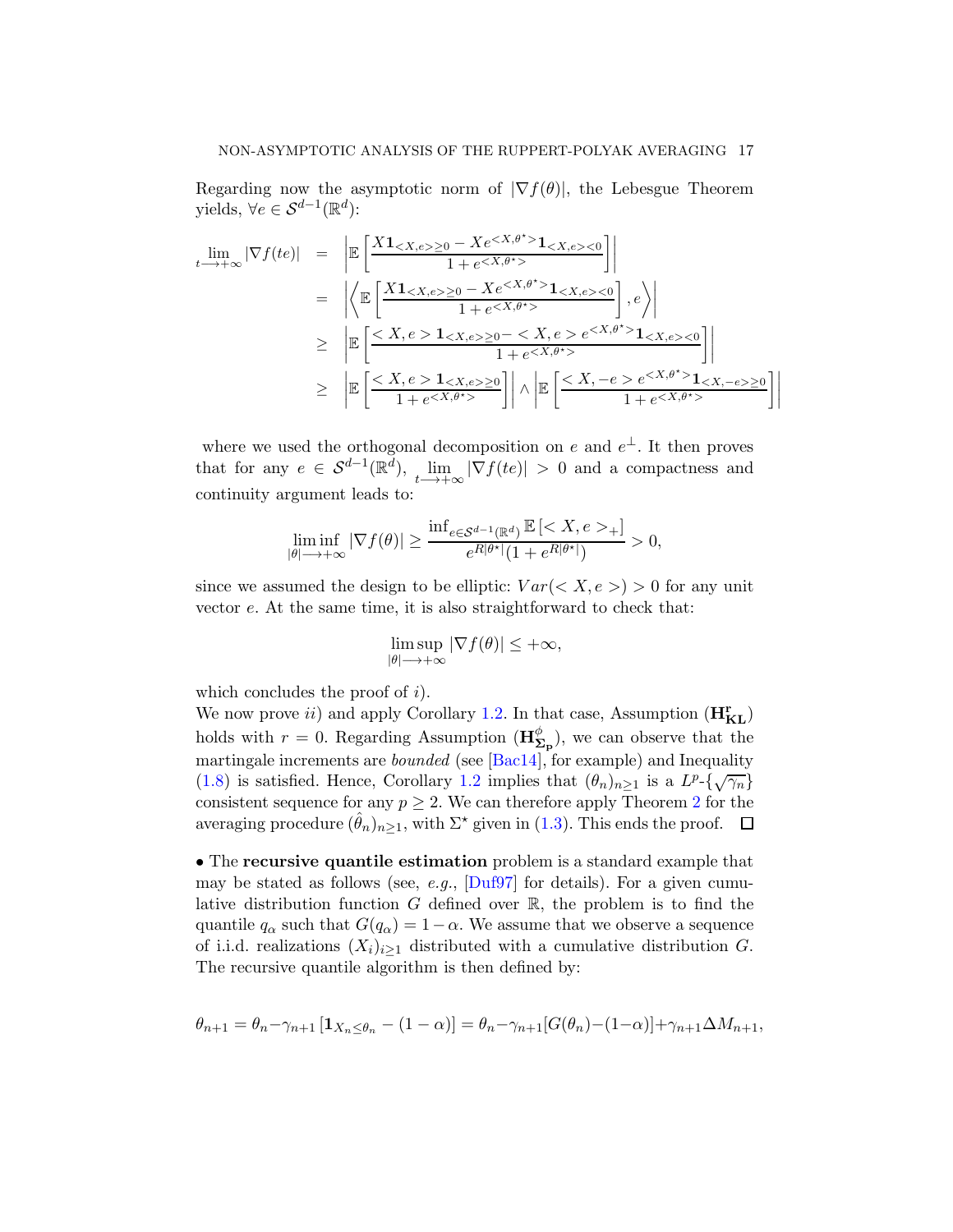Regarding now the asymptotic norm of $|\nabla f(\theta)|$, the Lebesgue Theorem yields, $\forall e \in \mathcal{S}^{d-1}(\mathbb{R}^d)$:

$$
\begin{aligned}
\lim_{t \longrightarrow +\infty} |\nabla f(te)| &= \left| \mathbb{E}\left[ \frac{X \mathbf{1}_{<X,e>\geq 0} - X e^{<X,\theta^\star>} \mathbf{1}_{<X,e><0}}{1+e^{<X,\theta^\star>}} \right] \right| \\
&= \left| \left\langle \mathbb{E}\left[ \frac{X \mathbf{1}_{<X,e>\geq 0} - X e^{<X,\theta^\star>} \mathbf{1}_{<X,e><0}}{1+e^{<X,\theta^\star>}} \right], e \right\rangle \right| \\
&\geq \left| \mathbb{E}\left[ \frac{<X,e> \mathbf{1}_{<X,e>\geq 0} - <X,e> e^{<X,\theta^\star>} \mathbf{1}_{<X,e><0}}{1+e^{<X,\theta^\star>}} \right] \right| \\
&\geq \left| \mathbb{E}\left[ \frac{<X,e> \mathbf{1}_{<X,e>\geq 0}}{1+e^{<X,\theta^\star>}} \right] \right| \wedge \left| \mathbb{E}\left[ \frac{<X,-e> e^{<X,\theta^\star>} \mathbf{1}_{<X,-e>\geq 0}}{1+e^{<X,\theta^\star>}} \right] \right|
\end{aligned}
$$

where we used the orthogonal decomposition on $e$ and $e^\perp$. It then proves that for any $e \in \mathcal{S}^{d-1}(\mathbb{R}^d)$, $\lim_{t \longrightarrow +\infty} |\nabla f(te)| > 0$ and a compactness and continuity argument leads to:

$$
\liminf_{|\theta| \longrightarrow +\infty} |\nabla f(\theta)| \geq \frac{\inf_{e \in \mathcal{S}^{d-1}(\mathbb{R}^d)} \mathbb{E}\left[<X,e>_+\right]}{e^{R|\theta^\star|}(1+e^{R|\theta^\star|})} > 0,
$$

since we assumed the design to be elliptic: $Var(<X,e>) > 0$ for any unit vector $e$. At the same time, it is also straightforward to check that:

$$
\limsup_{|\theta| \longrightarrow +\infty} |\nabla f(\theta)| \leq +\infty,
$$

which concludes the proof of $i)$.
We now prove $ii)$ and apply Corollary 1.2. In that case, Assumption $(\mathbf{H}_{\mathbf{KL}}^{\mathbf{r}})$ holds with $r=0$. Regarding Assumption $(\mathbf{H}_{\mathbf{\Sigma_p}}^{\phi})$, we can observe that the martingale increments are *bounded* (see [Bac14], for example) and Inequality (1.8) is satisfied. Hence, Corollary 1.2 implies that $(\theta_n)_{n\geq 1}$ is a $L^p$-$\{\sqrt{\gamma_n}\}$ consistent sequence for any $p \geq 2$. We can therefore apply Theorem 2 for the averaging procedure $(\hat{\theta}_n)_{n\geq 1}$, with $\Sigma^\star$ given in (1.3). This ends the proof. $\square$

• The **recursive quantile estimation** problem is a standard example that may be stated as follows (see, *e.g.*, [Duf97] for details). For a given cumulative distribution function $G$ defined over $\mathbb{R}$, the problem is to find the quantile $q_\alpha$ such that $G(q_\alpha) = 1-\alpha$. We assume that we observe a sequence of i.i.d. realizations $(X_i)_{i\geq 1}$ distributed with a cumulative distribution $G$. The recursive quantile algorithm is then defined by:

$$
\theta_{n+1} = \theta_n - \gamma_{n+1}\left[\mathbf{1}_{X_n \leq \theta_n} - (1-\alpha)\right] = \theta_n - \gamma_{n+1}[G(\theta_n) - (1-\alpha)] + \gamma_{n+1}\Delta M_{n+1},
$$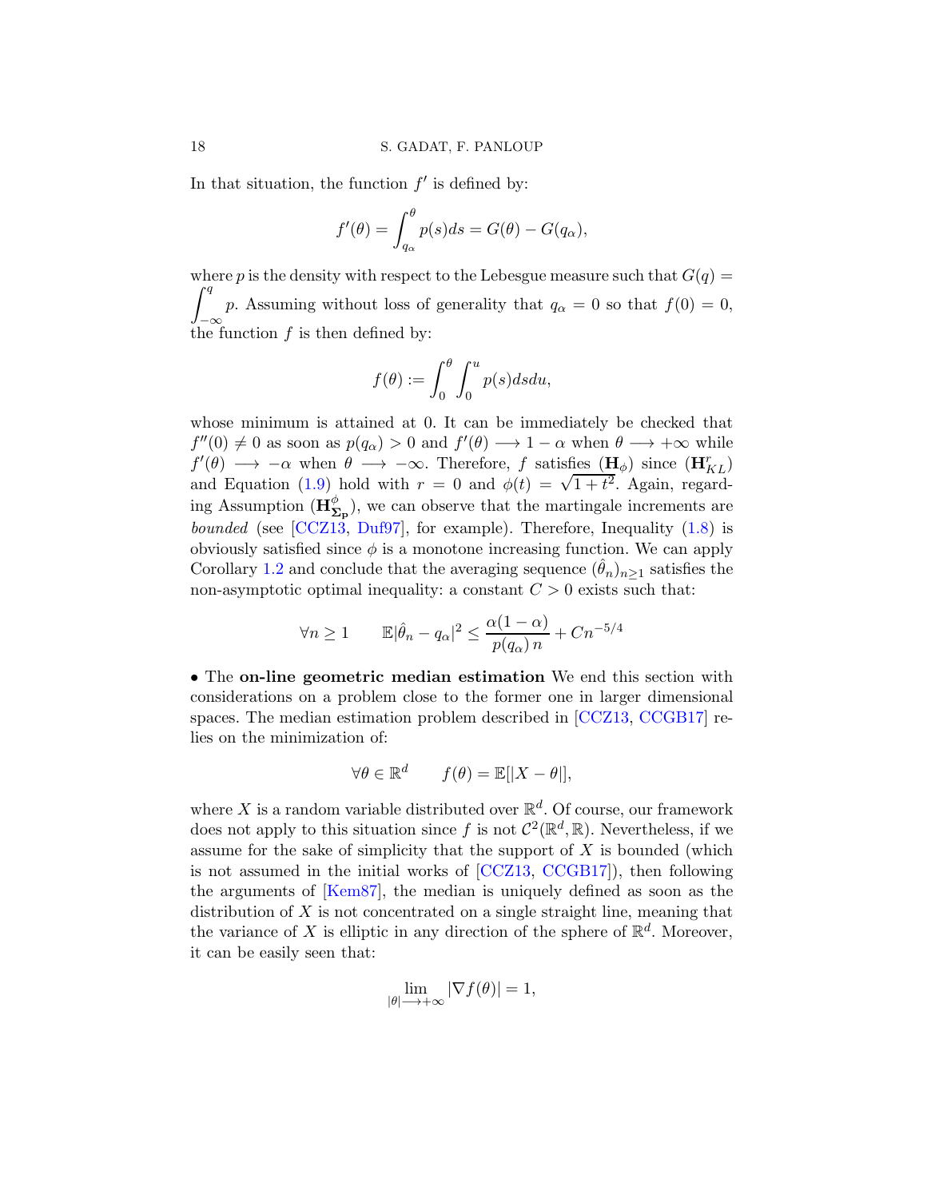In that situation, the function $f'$ is defined by:

$$f'(\theta) = \int_{q_\alpha}^{\theta} p(s)ds = G(\theta) - G(q_\alpha),$$

where $p$ is the density with respect to the Lebesgue measure such that $G(q) = \int_{-\infty}^{q} p$. Assuming without loss of generality that $q_\alpha = 0$ so that $f(0) = 0$, the function $f$ is then defined by:

$$f(\theta) := \int_0^{\theta} \int_0^{u} p(s)dsdu,$$

whose minimum is attained at 0. It can be immediately be checked that $f''(0) \neq 0$ as soon as $p(q_\alpha) > 0$ and $f'(\theta) \longrightarrow 1 - \alpha$ when $\theta \longrightarrow +\infty$ while $f'(\theta) \longrightarrow -\alpha$ when $\theta \longrightarrow -\infty$. Therefore, $f$ satisfies $(\mathbf{H}_\phi)$ since $(\mathbf{H}_{KL}^r)$ and Equation (1.9) hold with $r = 0$ and $\phi(t) = \sqrt{1 + t^2}$. Again, regarding Assumption $(\mathbf{H}_{\boldsymbol{\Sigma}_\mathbf{p}}^\phi)$, we can observe that the martingale increments are *bounded* (see [CCZ13, Duf97], for example). Therefore, Inequality (1.8) is obviously satisfied since $\phi$ is a monotone increasing function. We can apply Corollary 1.2 and conclude that the averaging sequence $(\hat{\theta}_n)_{n\geq 1}$ satisfies the non-asymptotic optimal inequality: a constant $C > 0$ exists such that:

$$\forall n \geq 1 \qquad \mathbb{E}|\hat{\theta}_n - q_\alpha|^2 \leq \frac{\alpha(1-\alpha)}{p(q_\alpha)\, n} + Cn^{-5/4}$$

• The **on-line geometric median estimation** We end this section with considerations on a problem close to the former one in larger dimensional spaces. The median estimation problem described in [CCZ13, CCGB17] relies on the minimization of:

$$\forall \theta \in \mathbb{R}^d \qquad f(\theta) = \mathbb{E}[|X - \theta|],$$

where $X$ is a random variable distributed over $\mathbb{R}^d$. Of course, our framework does not apply to this situation since $f$ is not $\mathcal{C}^2(\mathbb{R}^d, \mathbb{R})$. Nevertheless, if we assume for the sake of simplicity that the support of $X$ is bounded (which is not assumed in the initial works of [CCZ13, CCGB17]), then following the arguments of [Kem87], the median is uniquely defined as soon as the distribution of $X$ is not concentrated on a single straight line, meaning that the variance of $X$ is elliptic in any direction of the sphere of $\mathbb{R}^d$. Moreover, it can be easily seen that:

$$\lim_{|\theta| \longrightarrow +\infty} |\nabla f(\theta)| = 1,$$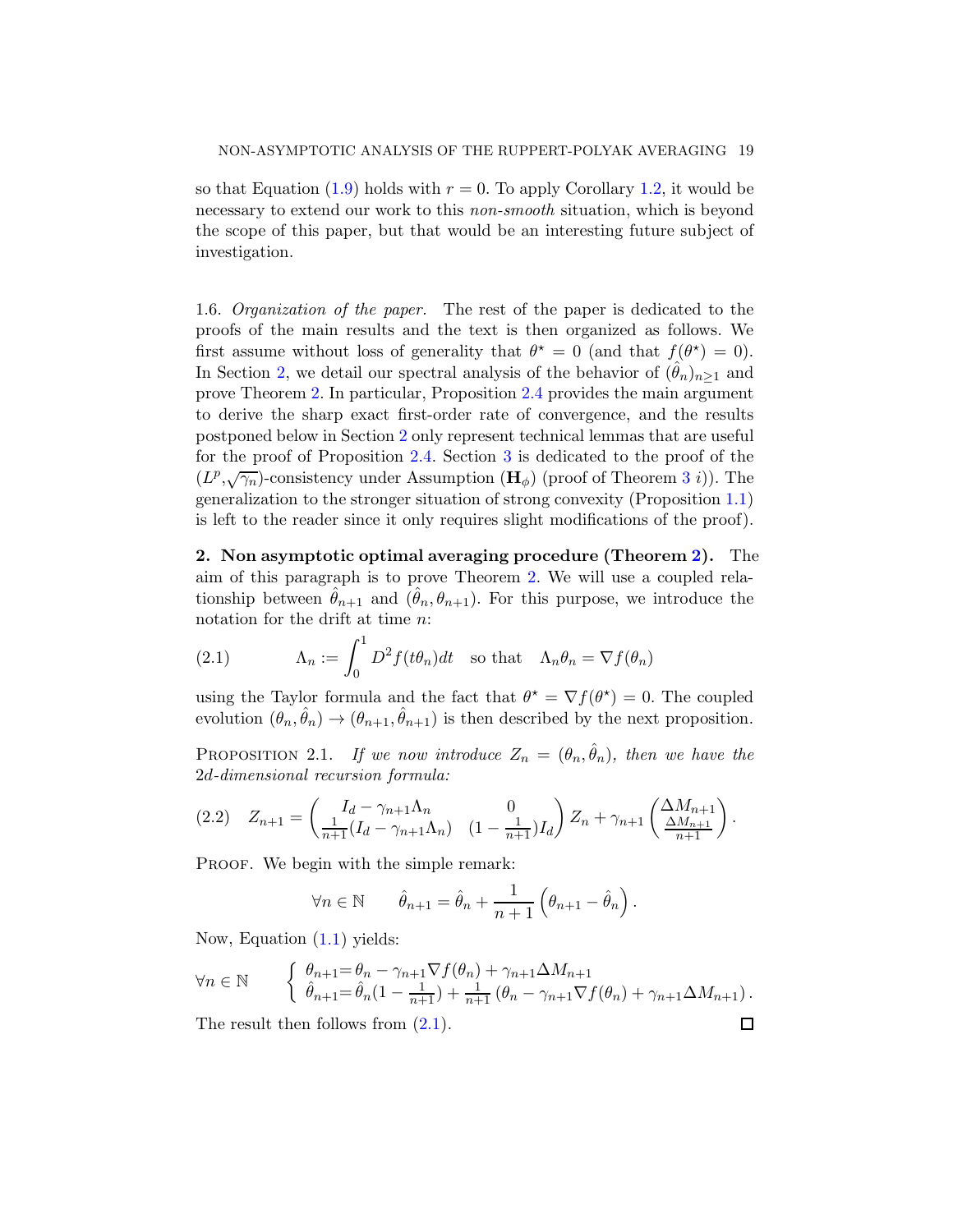so that Equation (1.9) holds with $r = 0$. To apply Corollary 1.2, it would be necessary to extend our work to this *non-smooth* situation, which is beyond the scope of this paper, but that would be an interesting future subject of investigation.

1.6. *Organization of the paper.* The rest of the paper is dedicated to the proofs of the main results and the text is then organized as follows. We first assume without loss of generality that $\theta^\star = 0$ (and that $f(\theta^\star) = 0$). In Section 2, we detail our spectral analysis of the behavior of $(\hat{\theta}_n)_{n\geq 1}$ and prove Theorem 2. In particular, Proposition 2.4 provides the main argument to derive the sharp exact first-order rate of convergence, and the results postponed below in Section 2 only represent technical lemmas that are useful for the proof of Proposition 2.4. Section 3 is dedicated to the proof of the $(L^p, \sqrt{\gamma_n})$-consistency under Assumption $(\mathbf{H}_\phi)$ (proof of Theorem 3 *i*)). The generalization to the stronger situation of strong convexity (Proposition 1.1) is left to the reader since it only requires slight modifications of the proof).

## 2. Non asymptotic optimal averaging procedure (Theorem 2).

The aim of this paragraph is to prove Theorem 2. We will use a coupled relationship between $\hat{\theta}_{n+1}$ and $(\hat{\theta}_n, \theta_{n+1})$. For this purpose, we introduce the notation for the drift at time $n$:

$$\Lambda_n := \int_0^1 D^2 f(t\theta_n) dt \quad \text{so that} \quad \Lambda_n \theta_n = \nabla f(\theta_n) \tag{2.1}$$

using the Taylor formula and the fact that $\theta^\star = \nabla f(\theta^\star) = 0$. The coupled evolution $(\theta_n, \hat{\theta}_n) \to (\theta_{n+1}, \hat{\theta}_{n+1})$ is then described by the next proposition.

PROPOSITION 2.1. *If we now introduce $Z_n = (\theta_n, \hat{\theta}_n)$, then we have the $2d$-dimensional recursion formula:*

$$Z_{n+1} = \begin{pmatrix} I_d - \gamma_{n+1}\Lambda_n & 0 \\ \frac{1}{n+1}(I_d - \gamma_{n+1}\Lambda_n) & (1 - \frac{1}{n+1})I_d \end{pmatrix} Z_n + \gamma_{n+1} \begin{pmatrix} \Delta M_{n+1} \\ \frac{\Delta M_{n+1}}{n+1} \end{pmatrix}. \tag{2.2}$$

PROOF. We begin with the simple remark:

$$\forall n \in \mathbb{N} \qquad \hat{\theta}_{n+1} = \hat{\theta}_n + \frac{1}{n+1}\left(\theta_{n+1} - \hat{\theta}_n\right).$$

Now, Equation (1.1) yields:

$$\forall n \in \mathbb{N} \qquad \begin{cases} \theta_{n+1} = \theta_n - \gamma_{n+1}\nabla f(\theta_n) + \gamma_{n+1}\Delta M_{n+1} \\ \hat{\theta}_{n+1} = \hat{\theta}_n(1 - \frac{1}{n+1}) + \frac{1}{n+1}\left(\theta_n - \gamma_{n+1}\nabla f(\theta_n) + \gamma_{n+1}\Delta M_{n+1}\right). \end{cases}$$

The result then follows from (2.1). □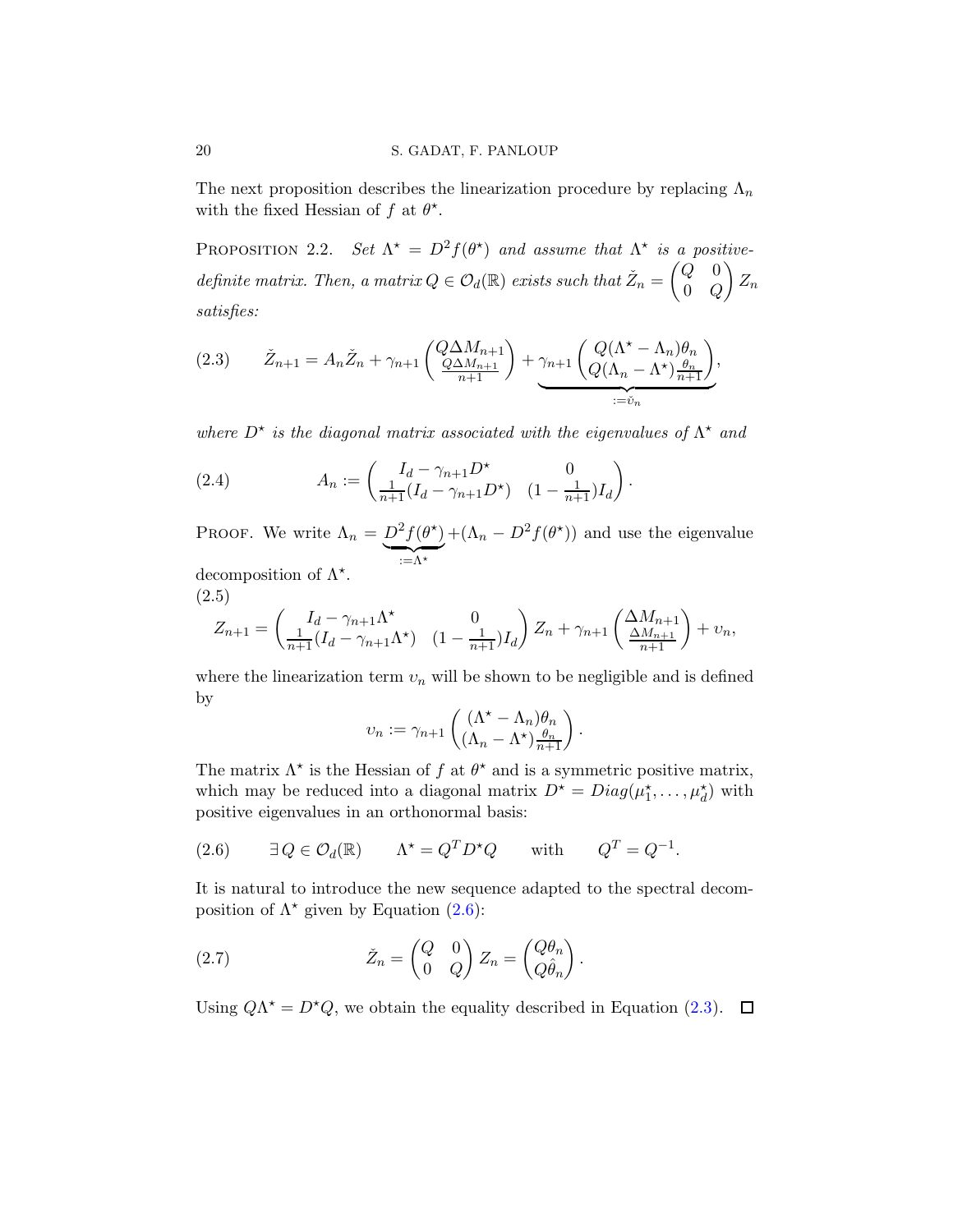The next proposition describes the linearization procedure by replacing $\Lambda_n$ with the fixed Hessian of $f$ at $\theta^\star$.

PROPOSITION 2.2. *Set $\Lambda^\star = D^2 f(\theta^\star)$ and assume that $\Lambda^\star$ is a positive-definite matrix. Then, a matrix $Q \in \mathcal{O}_d(\mathbb{R})$ exists such that $\check{Z}_n = \begin{pmatrix} Q & 0 \\ 0 & Q \end{pmatrix} Z_n$ satisfies:*

$$\check{Z}_{n+1} = A_n \check{Z}_n + \gamma_{n+1} \begin{pmatrix} Q\Delta M_{n+1} \\ \frac{Q\Delta M_{n+1}}{n+1} \end{pmatrix} + \underbrace{\gamma_{n+1} \begin{pmatrix} Q(\Lambda^\star - \Lambda_n)\theta_n \\ Q(\Lambda_n - \Lambda^\star)\frac{\theta_n}{n+1} \end{pmatrix}}_{:=\check{\upsilon}_n}, \tag{2.3}$$

*where $D^\star$ is the diagonal matrix associated with the eigenvalues of $\Lambda^\star$ and*

$$A_n := \begin{pmatrix} I_d - \gamma_{n+1} D^\star & 0 \\ \frac{1}{n+1}(I_d - \gamma_{n+1} D^\star) & (1 - \frac{1}{n+1}) I_d \end{pmatrix}. \tag{2.4}$$

PROOF. We write $\Lambda_n = \underbrace{D^2 f(\theta^\star)}_{:=\Lambda^\star} + (\Lambda_n - D^2 f(\theta^\star))$ and use the eigenvalue decomposition of $\Lambda^\star$.

$$Z_{n+1} = \begin{pmatrix} I_d - \gamma_{n+1}\Lambda^\star & 0 \\ \frac{1}{n+1}(I_d - \gamma_{n+1}\Lambda^\star) & (1 - \frac{1}{n+1}) I_d \end{pmatrix} Z_n + \gamma_{n+1} \begin{pmatrix} \Delta M_{n+1} \\ \frac{\Delta M_{n+1}}{n+1} \end{pmatrix} + \upsilon_n, \tag{2.5}$$

where the linearization term $\upsilon_n$ will be shown to be negligible and is defined by

$$\upsilon_n := \gamma_{n+1} \begin{pmatrix} (\Lambda^\star - \Lambda_n)\theta_n \\ (\Lambda_n - \Lambda^\star)\frac{\theta_n}{n+1} \end{pmatrix}.$$

The matrix $\Lambda^\star$ is the Hessian of $f$ at $\theta^\star$ and is a symmetric positive matrix, which may be reduced into a diagonal matrix $D^\star = Diag(\mu_1^\star, \ldots, \mu_d^\star)$ with positive eigenvalues in an orthonormal basis:

$$\exists\, Q \in \mathcal{O}_d(\mathbb{R}) \qquad \Lambda^\star = Q^T D^\star Q \qquad \text{with} \qquad Q^T = Q^{-1}. \tag{2.6}$$

It is natural to introduce the new sequence adapted to the spectral decomposition of $\Lambda^\star$ given by Equation (2.6):

$$\check{Z}_n = \begin{pmatrix} Q & 0 \\ 0 & Q \end{pmatrix} Z_n = \begin{pmatrix} Q\theta_n \\ Q\hat{\theta}_n \end{pmatrix}. \tag{2.7}$$

Using $Q\Lambda^\star = D^\star Q$, we obtain the equality described in Equation (2.3). □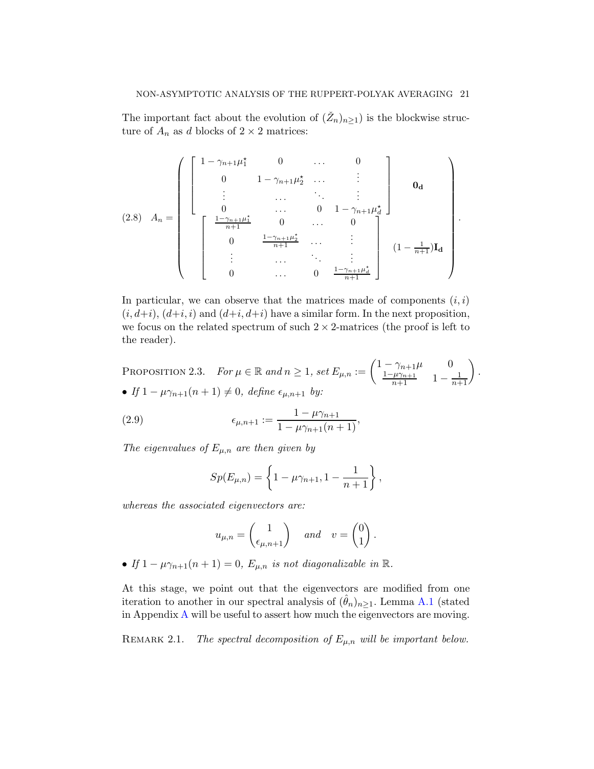The important fact about the evolution of $(\check{Z}_n)_{n\geq 1})$ is the blockwise structure of $A_n$ as $d$ blocks of $2\times 2$ matrices:

$$
(2.8)\quad A_n = \begin{pmatrix} \begin{bmatrix} 1-\gamma_{n+1}\mu_1^\star & 0 & \dots & 0 \\ 0 & 1-\gamma_{n+1}\mu_2^\star & \dots & \vdots \\ \vdots & \dots & \ddots & \vdots \\ 0 & \dots & 0 & 1-\gamma_{n+1}\mu_d^\star \end{bmatrix} & \mathbf{0_d} \\ \begin{bmatrix} \frac{1-\gamma_{n+1}\mu_1^\star}{n+1} & 0 & \dots & 0 \\ 0 & \frac{1-\gamma_{n+1}\mu_2^\star}{n+1} & \dots & \vdots \\ \vdots & \dots & \ddots & \vdots \\ 0 & \dots & 0 & \frac{1-\gamma_{n+1}\mu_d^\star}{n+1} \end{bmatrix} & (1-\frac{1}{n+1})\mathbf{I_d} \end{pmatrix}.
$$

In particular, we can observe that the matrices made of components $(i,i)$ $(i,d+i)$, $(d+i,i)$ and $(d+i,d+i)$ have a similar form. In the next proposition, we focus on the related spectrum of such $2\times 2$-matrices (the proof is left to the reader).

Proposition 2.3. *For $\mu\in\mathbb{R}$ and $n\geq 1$, set* $E_{\mu,n} := \begin{pmatrix} 1-\gamma_{n+1}\mu & 0 \\ \frac{1-\mu\gamma_{n+1}}{n+1} & 1-\frac{1}{n+1} \end{pmatrix}$.

- *If $1-\mu\gamma_{n+1}(n+1)\neq 0$, define $\epsilon_{\mu,n+1}$ by:*

$$
(2.9)\qquad \epsilon_{\mu,n+1} := \frac{1-\mu\gamma_{n+1}}{1-\mu\gamma_{n+1}(n+1)},
$$

*The eigenvalues of $E_{\mu,n}$ are then given by*

$$
Sp(E_{\mu,n}) = \left\{1-\mu\gamma_{n+1}, 1-\frac{1}{n+1}\right\},
$$

*whereas the associated eigenvectors are:*

$$
u_{\mu,n} = \begin{pmatrix} 1 \\ \epsilon_{\mu,n+1} \end{pmatrix} \quad \text{and} \quad v = \begin{pmatrix} 0 \\ 1 \end{pmatrix}.
$$

- *If $1-\mu\gamma_{n+1}(n+1) = 0$, $E_{\mu,n}$ is not diagonalizable in $\mathbb{R}$.*

At this stage, we point out that the eigenvectors are modified from one iteration to another in our spectral analysis of $(\hat{\theta}_n)_{n\geq 1}$. Lemma A.1 (stated in Appendix A will be useful to assert how much the eigenvectors are moving.

Remark 2.1. *The spectral decomposition of $E_{\mu,n}$ will be important below.*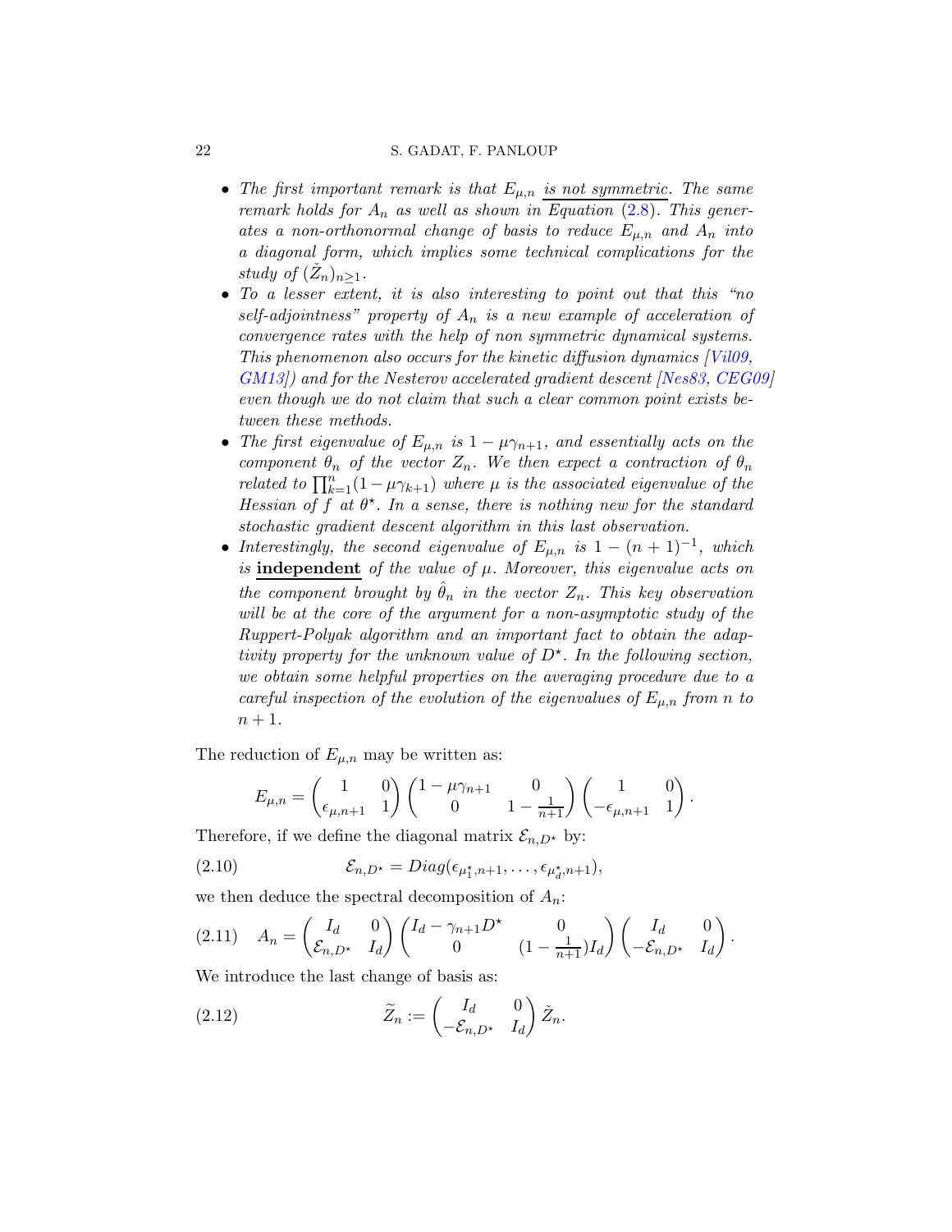- *The first important remark is that $E_{\mu,n}$ is not symmetric. The same remark holds for $A_n$ as well as shown in Equation (2.8). This generates a non-orthonormal change of basis to reduce $E_{\mu,n}$ and $A_n$ into a diagonal form, which implies some technical complications for the study of $(\check{Z}_n)_{n\geq 1}$.*
- *To a lesser extent, it is also interesting to point out that this "no self-adjointness" property of $A_n$ is a new example of acceleration of convergence rates with the help of non symmetric dynamical systems. This phenomenon also occurs for the kinetic diffusion dynamics [Vil09, GM13]) and for the Nesterov accelerated gradient descent [Nes83, CEG09] even though we do not claim that such a clear common point exists between these methods.*
- *The first eigenvalue of $E_{\mu,n}$ is $1-\mu\gamma_{n+1}$, and essentially acts on the component $\theta_n$ of the vector $Z_n$. We then expect a contraction of $\theta_n$ related to $\prod_{k=1}^{n}(1-\mu\gamma_{k+1})$ where $\mu$ is the associated eigenvalue of the Hessian of $f$ at $\theta^\star$. In a sense, there is nothing new for the standard stochastic gradient descent algorithm in this last observation.*
- *Interestingly, the second eigenvalue of $E_{\mu,n}$ is $1-(n+1)^{-1}$, which is* **independent** *of the value of $\mu$. Moreover, this eigenvalue acts on the component brought by $\hat{\theta}_n$ in the vector $Z_n$. This key observation will be at the core of the argument for a non-asymptotic study of the Ruppert-Polyak algorithm and an important fact to obtain the adaptivity property for the unknown value of $D^\star$. In the following section, we obtain some helpful properties on the averaging procedure due to a careful inspection of the evolution of the eigenvalues of $E_{\mu,n}$ from $n$ to $n+1$.*

The reduction of $E_{\mu,n}$ may be written as:

$$E_{\mu,n} = \begin{pmatrix} 1 & 0 \\ \epsilon_{\mu,n+1} & 1 \end{pmatrix} \begin{pmatrix} 1-\mu\gamma_{n+1} & 0 \\ 0 & 1-\frac{1}{n+1} \end{pmatrix} \begin{pmatrix} 1 & 0 \\ -\epsilon_{\mu,n+1} & 1 \end{pmatrix}.$$

Therefore, if we define the diagonal matrix $\mathcal{E}_{n,D^\star}$ by:

$$\mathcal{E}_{n,D^\star} = Diag(\epsilon_{\mu_1^\star,n+1},\ldots,\epsilon_{\mu_d^\star,n+1}), \tag{2.10}$$

we then deduce the spectral decomposition of $A_n$:

$$A_n = \begin{pmatrix} I_d & 0 \\ \mathcal{E}_{n,D^\star} & I_d \end{pmatrix} \begin{pmatrix} I_d-\gamma_{n+1}D^\star & 0 \\ 0 & (1-\frac{1}{n+1})I_d \end{pmatrix} \begin{pmatrix} I_d & 0 \\ -\mathcal{E}_{n,D^\star} & I_d \end{pmatrix}. \tag{2.11}$$

We introduce the last change of basis as:

$$\widetilde{Z}_n := \begin{pmatrix} I_d & 0 \\ -\mathcal{E}_{n,D^\star} & I_d \end{pmatrix} \check{Z}_n. \tag{2.12}$$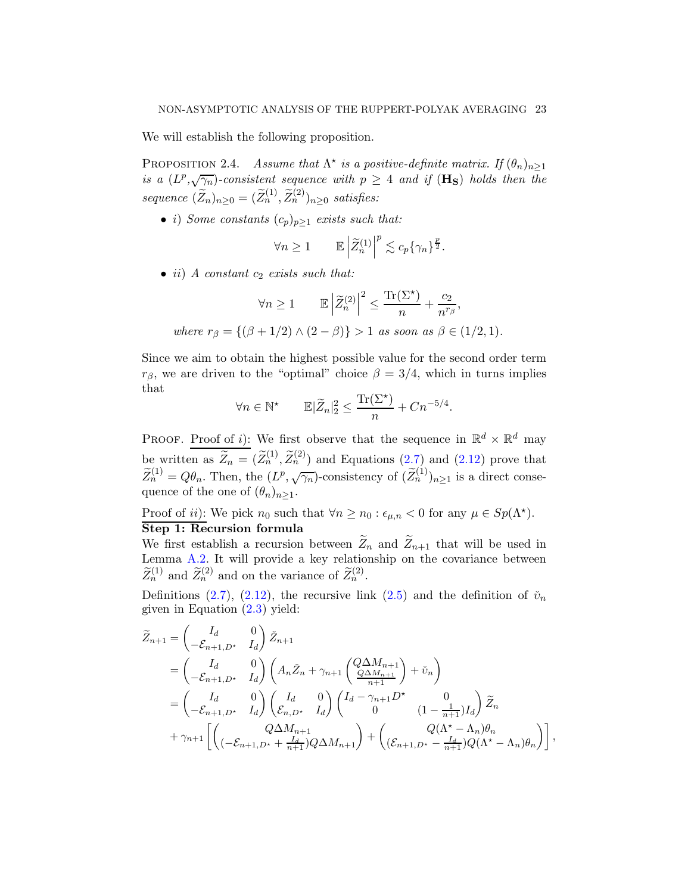We will establish the following proposition.

**Proposition 2.4.** *Assume that $\Lambda^\star$ is a positive-definite matrix. If $(\theta_n)_{n\geq 1}$ is a $(L^p,\sqrt{\gamma_n})$-consistent sequence with $p \geq 4$ and if $(\mathbf{H_S})$ holds then the sequence $(\widetilde{Z}_n)_{n\geq 0} = (\widetilde{Z}_n^{(1)}, \widetilde{Z}_n^{(2)})_{n\geq 0}$ satisfies:*

- *i) Some constants $(c_p)_{p\geq 1}$ exists such that:*

$$\forall n \geq 1 \qquad \mathbb{E}\left|\widetilde{Z}_n^{(1)}\right|^p \lesssim c_p \{\gamma_n\}^{\frac{p}{2}}.$$

- *ii) A constant $c_2$ exists such that:*

$$\forall n \geq 1 \qquad \mathbb{E}\left|\widetilde{Z}_n^{(2)}\right|^2 \leq \frac{\mathrm{Tr}(\Sigma^\star)}{n} + \frac{c_2}{n^{r_\beta}},$$

*where $r_\beta = \{(\beta + 1/2) \wedge (2-\beta)\} > 1$ as soon as $\beta \in (1/2, 1)$.*

Since we aim to obtain the highest possible value for the second order term $r_\beta$, we are driven to the "optimal" choice $\beta = 3/4$, which in turns implies that

$$\forall n \in \mathbb{N}^\star \qquad \mathbb{E}|\widetilde{Z}_n|_2^2 \leq \frac{\mathrm{Tr}(\Sigma^\star)}{n} + Cn^{-5/4}.$$

Proof. Proof of *i)*: We first observe that the sequence in $\mathbb{R}^d \times \mathbb{R}^d$ may be written as $\widetilde{Z}_n = (\widetilde{Z}_n^{(1)}, \widetilde{Z}_n^{(2)})$ and Equations (2.7) and (2.12) prove that $\widetilde{Z}_n^{(1)} = Q\theta_n$. Then, the $(L^p, \sqrt{\gamma_n})$-consistency of $(\widetilde{Z}_n^{(1)})_{n\geq 1}$ is a direct consequence of the one of $(\theta_n)_{n\geq 1}$.

Proof of *ii)*: We pick $n_0$ such that $\forall n \geq n_0 : \epsilon_{\mu,n} < 0$ for any $\mu \in Sp(\Lambda^\star)$.

**Step 1: Recursion formula**

We first establish a recursion between $\widetilde{Z}_n$ and $\widetilde{Z}_{n+1}$ that will be used in Lemma A.2. It will provide a key relationship on the covariance between $\widetilde{Z}_n^{(1)}$ and $\widetilde{Z}_n^{(2)}$ and on the variance of $\widetilde{Z}_n^{(2)}$.

Definitions (2.7), (2.12), the recursive link (2.5) and the definition of $\check{v}_n$ given in Equation (2.3) yield:

$$\begin{aligned}
\widetilde{Z}_{n+1} &= \begin{pmatrix} I_d & 0 \\ -\mathcal{E}_{n+1,D^\star} & I_d \end{pmatrix} \check{Z}_{n+1} \\
&= \begin{pmatrix} I_d & 0 \\ -\mathcal{E}_{n+1,D^\star} & I_d \end{pmatrix} \left( A_n \check{Z}_n + \gamma_{n+1} \begin{pmatrix} Q\Delta M_{n+1} \\ \frac{Q\Delta M_{n+1}}{n+1} \end{pmatrix} + \check{v}_n \right) \\
&= \begin{pmatrix} I_d & 0 \\ -\mathcal{E}_{n+1,D^\star} & I_d \end{pmatrix} \begin{pmatrix} I_d & 0 \\ \mathcal{E}_{n,D^\star} & I_d \end{pmatrix} \begin{pmatrix} I_d - \gamma_{n+1} D^\star & 0 \\ 0 & (1-\frac{1}{n+1}) I_d \end{pmatrix} \widetilde{Z}_n \\
&+ \gamma_{n+1} \left[ \begin{pmatrix} Q\Delta M_{n+1} \\ (-\mathcal{E}_{n+1,D^\star} + \frac{I_d}{n+1}) Q\Delta M_{n+1} \end{pmatrix} + \begin{pmatrix} Q(\Lambda^\star - \Lambda_n)\theta_n \\ (\mathcal{E}_{n+1,D^\star} - \frac{I_d}{n+1}) Q(\Lambda^\star - \Lambda_n)\theta_n \end{pmatrix} \right],
\end{aligned}$$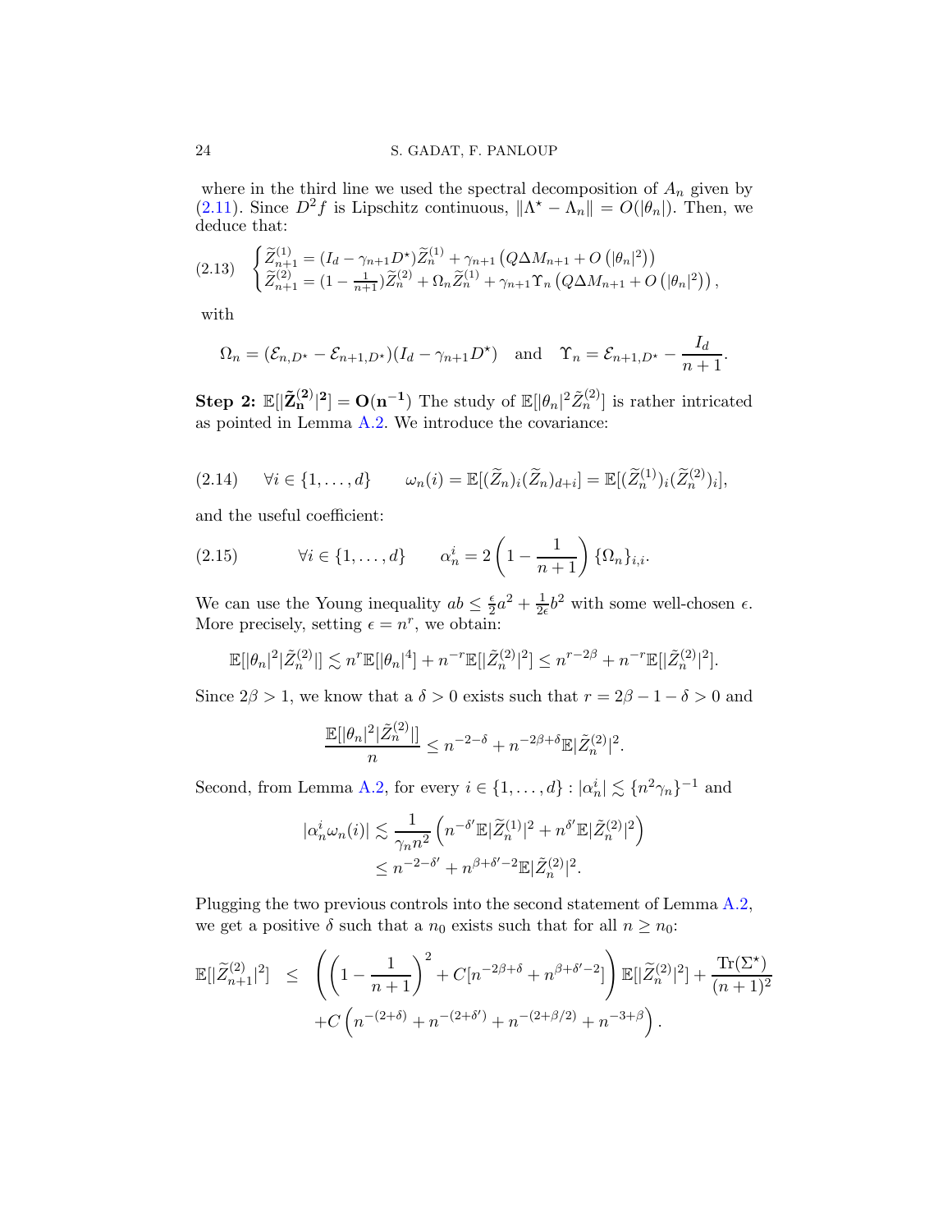where in the third line we used the spectral decomposition of $A_n$ given by (2.11). Since $D^2 f$ is Lipschitz continuous, $\|\Lambda^\star - \Lambda_n\| = O(|\theta_n|)$. Then, we deduce that:

$$
\begin{cases} \widetilde{Z}_{n+1}^{(1)} = (I_d - \gamma_{n+1} D^\star)\widetilde{Z}_n^{(1)} + \gamma_{n+1}\left(Q\Delta M_{n+1} + O\left(|\theta_n|^2\right)\right) \\ \widetilde{Z}_{n+1}^{(2)} = (1 - \frac{1}{n+1})\widetilde{Z}_n^{(2)} + \Omega_n \widetilde{Z}_n^{(1)} + \gamma_{n+1}\Upsilon_n\left(Q\Delta M_{n+1} + O\left(|\theta_n|^2\right)\right), \end{cases} \tag{2.13}
$$

with

$$
\Omega_n = (\mathcal{E}_{n,D^\star} - \mathcal{E}_{n+1,D^\star})(I_d - \gamma_{n+1} D^\star) \quad \text{and} \quad \Upsilon_n = \mathcal{E}_{n+1,D^\star} - \frac{I_d}{n+1}.
$$

**Step 2:** $\mathbb{E}[|\tilde{\mathbf{Z}}_{\mathbf{n}}^{(\mathbf{2})}|^{\mathbf{2}}] = \mathbf{O}(\mathbf{n^{-1}})$ The study of $\mathbb{E}[|\theta_n|^2 \tilde{Z}_n^{(2)}]$ is rather intricated as pointed in Lemma A.2. We introduce the covariance:

$$
\forall i \in \{1, \ldots, d\} \qquad \omega_n(i) = \mathbb{E}[(\widetilde{Z}_n)_i (\widetilde{Z}_n)_{d+i}] = \mathbb{E}[(\widetilde{Z}_n^{(1)})_i (\widetilde{Z}_n^{(2)})_i], \tag{2.14}
$$

and the useful coefficient:

$$
\forall i \in \{1, \ldots, d\} \qquad \alpha_n^i = 2\left(1 - \frac{1}{n+1}\right)\{\Omega_n\}_{i,i}. \tag{2.15}
$$

We can use the Young inequality $ab \leq \frac{\epsilon}{2}a^2 + \frac{1}{2\epsilon}b^2$ with some well-chosen $\epsilon$. More precisely, setting $\epsilon = n^r$, we obtain:

$$
\mathbb{E}[|\theta_n|^2 |\tilde{Z}_n^{(2)}|] \lesssim n^r \mathbb{E}[|\theta_n|^4] + n^{-r}\mathbb{E}[|\tilde{Z}_n^{(2)}|^2] \leq n^{r-2\beta} + n^{-r}\mathbb{E}[|\tilde{Z}_n^{(2)}|^2].
$$

Since $2\beta > 1$, we know that a $\delta > 0$ exists such that $r = 2\beta - 1 - \delta > 0$ and

$$
\frac{\mathbb{E}[|\theta_n|^2 |\tilde{Z}_n^{(2)}|]}{n} \leq n^{-2-\delta} + n^{-2\beta+\delta}\mathbb{E}|\tilde{Z}_n^{(2)}|^2.
$$

Second, from Lemma A.2, for every $i \in \{1, \ldots, d\} : |\alpha_n^i| \lesssim \{n^2\gamma_n\}^{-1}$ and

$$
\begin{aligned}
|\alpha_n^i \omega_n(i)| &\lesssim \frac{1}{\gamma_n n^2}\left(n^{-\delta'}\mathbb{E}|\widetilde{Z}_n^{(1)}|^2 + n^{\delta'}\mathbb{E}|\tilde{Z}_n^{(2)}|^2\right) \\
&\leq n^{-2-\delta'} + n^{\beta+\delta'-2}\mathbb{E}|\tilde{Z}_n^{(2)}|^2.
\end{aligned}
$$

Plugging the two previous controls into the second statement of Lemma A.2, we get a positive $\delta$ such that a $n_0$ exists such that for all $n \geq n_0$:

$$
\begin{aligned}
\mathbb{E}[|\widetilde{Z}_{n+1}^{(2)}|^2] \quad &\leq \quad \left(\left(1 - \frac{1}{n+1}\right)^2 + C[n^{-2\beta+\delta} + n^{\beta+\delta'-2}]\right)\mathbb{E}[|\widetilde{Z}_n^{(2)}|^2] + \frac{\mathrm{Tr}(\Sigma^\star)}{(n+1)^2} \\
&\quad + C\left(n^{-(2+\delta)} + n^{-(2+\delta')} + n^{-(2+\beta/2)} + n^{-3+\beta}\right).
\end{aligned}
$$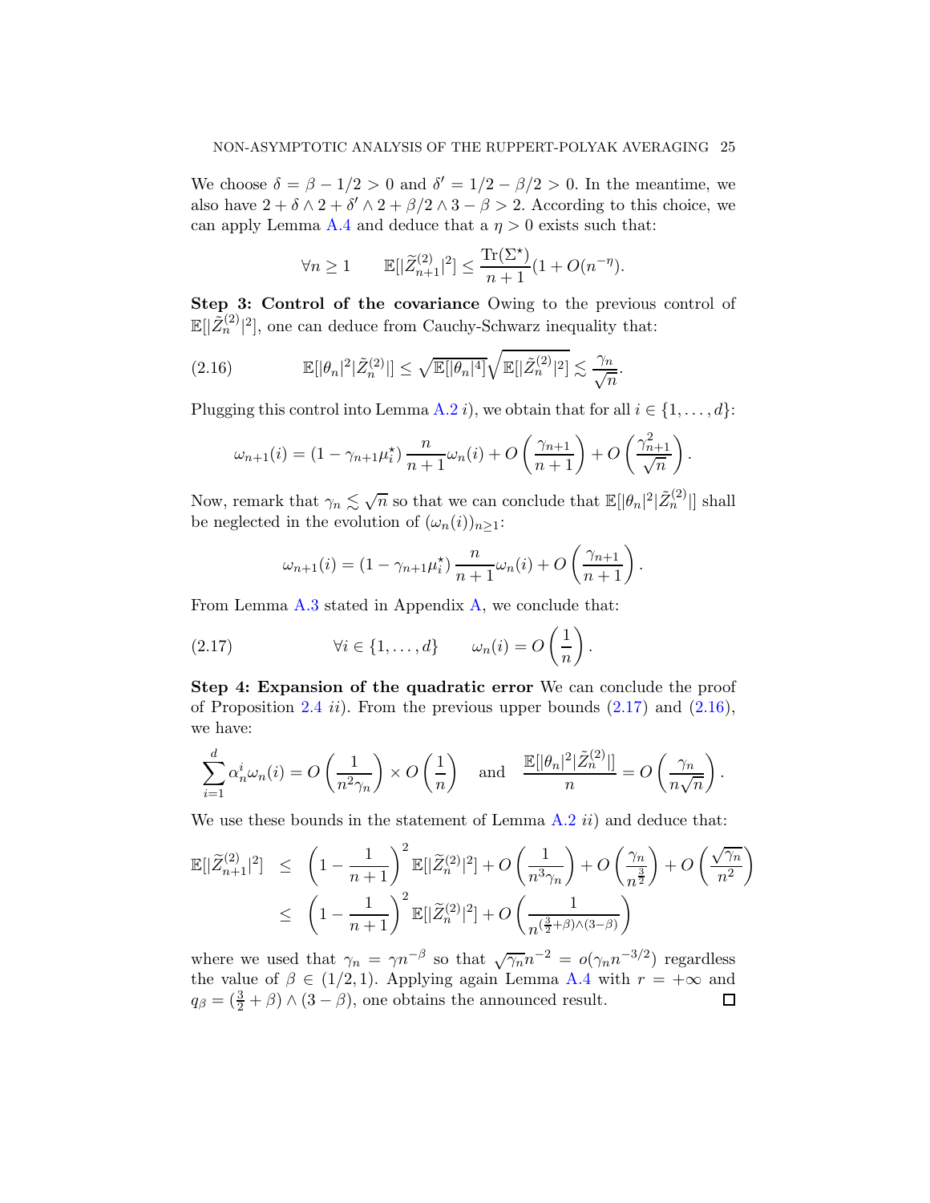We choose $\delta = \beta - 1/2 > 0$ and $\delta' = 1/2 - \beta/2 > 0$. In the meantime, we also have $2 + \delta \wedge 2 + \delta' \wedge 2 + \beta/2 \wedge 3 - \beta > 2$. According to this choice, we can apply Lemma A.4 and deduce that a $\eta > 0$ exists such that:

$$\forall n \geq 1 \qquad \mathbb{E}[|\widetilde{Z}_{n+1}^{(2)}|^2] \leq \frac{\mathrm{Tr}(\Sigma^\star)}{n+1}(1 + O(n^{-\eta}).$$

**Step 3: Control of the covariance** Owing to the previous control of $\mathbb{E}[|\tilde{Z}_n^{(2)}|^2]$, one can deduce from Cauchy-Schwarz inequality that:

$$\mathbb{E}[|\theta_n|^2|\tilde{Z}_n^{(2)}|] \leq \sqrt{\mathbb{E}[|\theta_n|^4]}\sqrt{\mathbb{E}[|\tilde{Z}_n^{(2)}|^2]} \lesssim \frac{\gamma_n}{\sqrt{n}}. \tag{2.16}$$

Plugging this control into Lemma A.2 *i*), we obtain that for all $i \in \{1, \ldots, d\}$:

$$\omega_{n+1}(i) = (1 - \gamma_{n+1}\mu_i^\star)\,\frac{n}{n+1}\omega_n(i) + O\left(\frac{\gamma_{n+1}}{n+1}\right) + O\left(\frac{\gamma_{n+1}^2}{\sqrt{n}}\right).$$

Now, remark that $\gamma_n \lesssim \sqrt{n}$ so that we can conclude that $\mathbb{E}[|\theta_n|^2|\tilde{Z}_n^{(2)}|]$ shall be neglected in the evolution of $(\omega_n(i))_{n\geq 1}$:

$$\omega_{n+1}(i) = (1 - \gamma_{n+1}\mu_i^\star)\,\frac{n}{n+1}\omega_n(i) + O\left(\frac{\gamma_{n+1}}{n+1}\right).$$

From Lemma A.3 stated in Appendix A, we conclude that:

$$\forall i \in \{1, \ldots, d\} \qquad \omega_n(i) = O\left(\frac{1}{n}\right). \tag{2.17}$$

**Step 4: Expansion of the quadratic error** We can conclude the proof of Proposition 2.4 *ii*). From the previous upper bounds (2.17) and (2.16), we have:

$$\sum_{i=1}^d \alpha_n^i \omega_n(i) = O\left(\frac{1}{n^2\gamma_n}\right) \times O\left(\frac{1}{n}\right) \quad \text{and} \quad \frac{\mathbb{E}[|\theta_n|^2|\tilde{Z}_n^{(2)}|]}{n} = O\left(\frac{\gamma_n}{n\sqrt{n}}\right).$$

We use these bounds in the statement of Lemma A.2 *ii*) and deduce that:

$$\begin{aligned}
\mathbb{E}[|\widetilde{Z}_{n+1}^{(2)}|^2] &\leq \left(1 - \frac{1}{n+1}\right)^2 \mathbb{E}[|\widetilde{Z}_n^{(2)}|^2] + O\left(\frac{1}{n^3\gamma_n}\right) + O\left(\frac{\gamma_n}{n^{\frac{3}{2}}}\right) + O\left(\frac{\sqrt{\gamma_n}}{n^2}\right) \\
&\leq \left(1 - \frac{1}{n+1}\right)^2 \mathbb{E}[|\widetilde{Z}_n^{(2)}|^2] + O\left(\frac{1}{n^{(\frac{3}{2}+\beta)\wedge(3-\beta)}}\right)
\end{aligned}$$

where we used that $\gamma_n = \gamma n^{-\beta}$ so that $\sqrt{\gamma_n}n^{-2} = o(\gamma_n n^{-3/2})$ regardless the value of $\beta \in (1/2, 1)$. Applying again Lemma A.4 with $r = +\infty$ and $q_\beta = (\frac{3}{2} + \beta) \wedge (3 - \beta)$, one obtains the announced result. ∎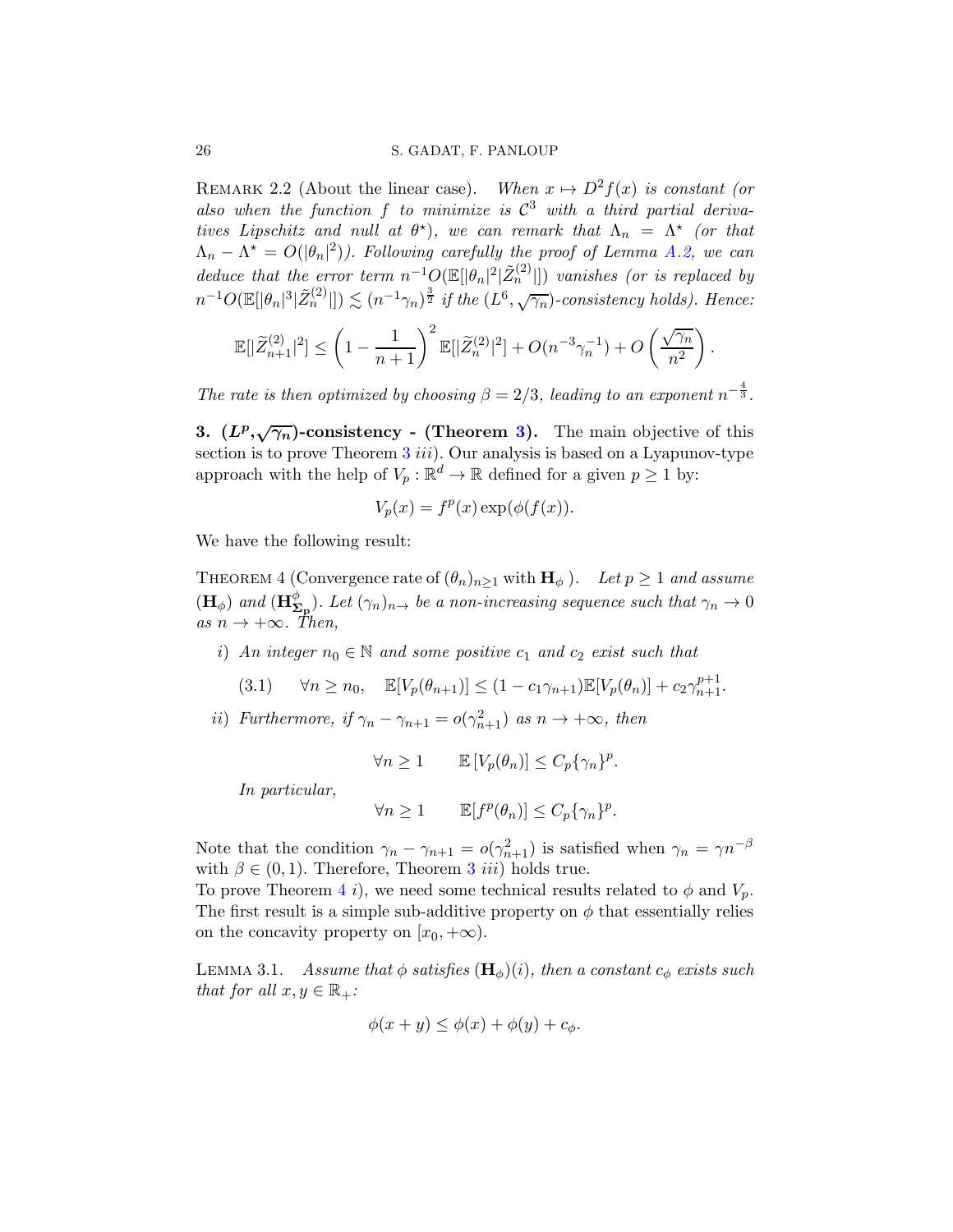Remark 2.2 (About the linear case). *When $x \mapsto D^2 f(x)$ is constant (or also when the function $f$ to minimize is $\mathcal{C}^3$ with a third partial derivatives Lipschitz and null at $\theta^\star$), we can remark that $\Lambda_n = \Lambda^\star$ (or that $\Lambda_n - \Lambda^\star = O(|\theta_n|^2)$). Following carefully the proof of Lemma A.2, we can deduce that the error term $n^{-1}O(\mathbb{E}[|\theta_n|^2|\tilde{Z}_n^{(2)}|])$ vanishes (or is replaced by $n^{-1}O(\mathbb{E}[|\theta_n|^3|\tilde{Z}_n^{(2)}|]) \lesssim (n^{-1}\gamma_n)^{\frac{3}{2}}$ if the $(L^6, \sqrt{\gamma_n})$-consistency holds). Hence:*

$$\mathbb{E}[|\widetilde{Z}_{n+1}^{(2)}|^2] \leq \left(1 - \frac{1}{n+1}\right)^2 \mathbb{E}[|\widetilde{Z}_n^{(2)}|^2] + O(n^{-3}\gamma_n^{-1}) + O\left(\frac{\sqrt{\gamma_n}}{n^2}\right).$$

*The rate is then optimized by choosing $\beta = 2/3$, leading to an exponent $n^{-\frac{4}{3}}$.*

## 3. $(L^p, \sqrt{\gamma_n})$-consistency - (Theorem 3).

The main objective of this section is to prove Theorem 3 *iii)*. Our analysis is based on a Lyapunov-type approach with the help of $V_p : \mathbb{R}^d \to \mathbb{R}$ defined for a given $p \geq 1$ by:

$$V_p(x) = f^p(x) \exp(\phi(f(x))).$$

We have the following result:

Theorem 4 (Convergence rate of $(\theta_n)_{n\geq 1}$ with $\mathbf{H}_\phi$ ). *Let $p \geq 1$ and assume $(\mathbf{H}_\phi)$ and $(\mathbf{H}_{\mathbf{\Sigma_p}}^{\phi})$. Let $(\gamma_n)_{n\to}$ be a non-increasing sequence such that $\gamma_n \to 0$ as $n \to +\infty$. Then,*

*i) An integer $n_0 \in \mathbb{N}$ and some positive $c_1$ and $c_2$ exist such that*

$$\forall n \geq n_0, \quad \mathbb{E}[V_p(\theta_{n+1})] \leq (1 - c_1\gamma_{n+1})\mathbb{E}[V_p(\theta_n)] + c_2\gamma_{n+1}^{p+1}. \tag{3.1}$$

*ii) Furthermore, if $\gamma_n - \gamma_{n+1} = o(\gamma_{n+1}^2)$ as $n \to +\infty$, then*

$$\forall n \geq 1 \qquad \mathbb{E}\left[V_p(\theta_n)\right] \leq C_p\{\gamma_n\}^p.$$

*In particular,*

$$\forall n \geq 1 \qquad \mathbb{E}[f^p(\theta_n)] \leq C_p\{\gamma_n\}^p.$$

Note that the condition $\gamma_n - \gamma_{n+1} = o(\gamma_{n+1}^2)$ is satisfied when $\gamma_n = \gamma n^{-\beta}$ with $\beta \in (0, 1)$. Therefore, Theorem 3 *iii)* holds true.

To prove Theorem 4 *i)*, we need some technical results related to $\phi$ and $V_p$. The first result is a simple sub-additive property on $\phi$ that essentially relies on the concavity property on $[x_0, +\infty)$.

Lemma 3.1. *Assume that $\phi$ satisfies $(\mathbf{H}_\phi)(i)$, then a constant $c_\phi$ exists such that for all $x, y \in \mathbb{R}_+$:*

$$\phi(x + y) \leq \phi(x) + \phi(y) + c_\phi.$$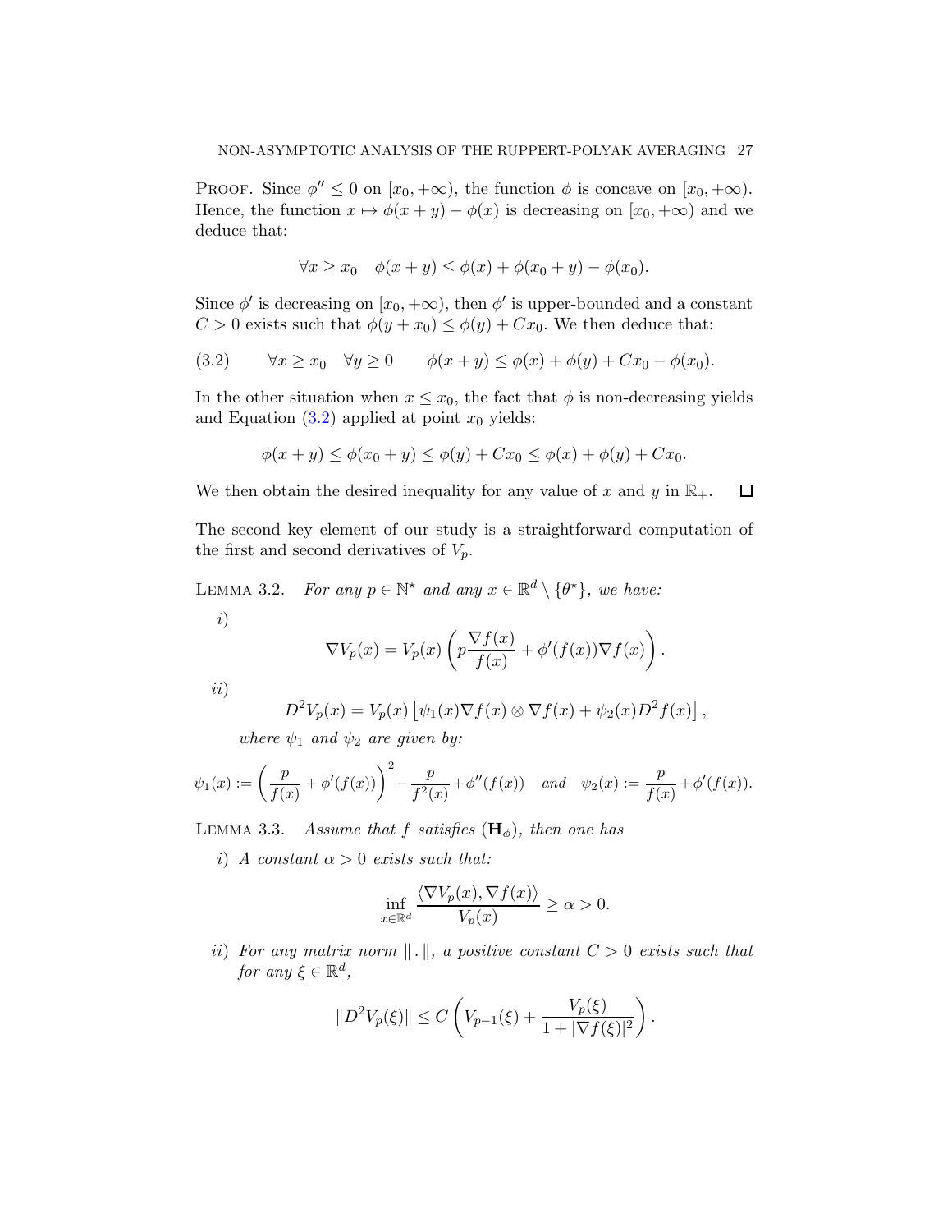PROOF. Since $\phi'' \leq 0$ on $[x_0, +\infty)$, the function $\phi$ is concave on $[x_0, +\infty)$. Hence, the function $x \mapsto \phi(x+y) - \phi(x)$ is decreasing on $[x_0, +\infty)$ and we deduce that:

$$\forall x \geq x_0 \quad \phi(x+y) \leq \phi(x) + \phi(x_0+y) - \phi(x_0).$$

Since $\phi'$ is decreasing on $[x_0, +\infty)$, then $\phi'$ is upper-bounded and a constant $C > 0$ exists such that $\phi(y + x_0) \leq \phi(y) + Cx_0$. We then deduce that:

$$\forall x \geq x_0 \quad \forall y \geq 0 \qquad \phi(x+y) \leq \phi(x) + \phi(y) + Cx_0 - \phi(x_0). \tag{3.2}$$

In the other situation when $x \leq x_0$, the fact that $\phi$ is non-decreasing yields and Equation (3.2) applied at point $x_0$ yields:

$$\phi(x+y) \leq \phi(x_0+y) \leq \phi(y) + Cx_0 \leq \phi(x) + \phi(y) + Cx_0.$$

We then obtain the desired inequality for any value of $x$ and $y$ in $\mathbb{R}_+$. $\square$

The second key element of our study is a straightforward computation of the first and second derivatives of $V_p$.

LEMMA 3.2. *For any $p \in \mathbb{N}^\star$ and any $x \in \mathbb{R}^d \setminus \{\theta^\star\}$, we have:*

*i)*

$$\nabla V_p(x) = V_p(x) \left( p \frac{\nabla f(x)}{f(x)} + \phi'(f(x)) \nabla f(x) \right).$$

*ii)*

$$D^2 V_p(x) = V_p(x) \left[ \psi_1(x) \nabla f(x) \otimes \nabla f(x) + \psi_2(x) D^2 f(x) \right],$$

*where $\psi_1$ and $\psi_2$ are given by:*

$$\psi_1(x) := \left( \frac{p}{f(x)} + \phi'(f(x)) \right)^2 - \frac{p}{f^2(x)} + \phi''(f(x)) \quad \text{and} \quad \psi_2(x) := \frac{p}{f(x)} + \phi'(f(x)).$$

LEMMA 3.3. *Assume that $f$ satisfies $(\mathbf{H}_\phi)$, then one has*

*i) A constant $\alpha > 0$ exists such that:*

$$\inf_{x \in \mathbb{R}^d} \frac{\langle \nabla V_p(x), \nabla f(x) \rangle}{V_p(x)} \geq \alpha > 0.$$

*ii) For any matrix norm $\| . \|$, a positive constant $C > 0$ exists such that for any $\xi \in \mathbb{R}^d$,*

$$\|D^2 V_p(\xi)\| \leq C \left( V_{p-1}(\xi) + \frac{V_p(\xi)}{1 + |\nabla f(\xi)|^2} \right).$$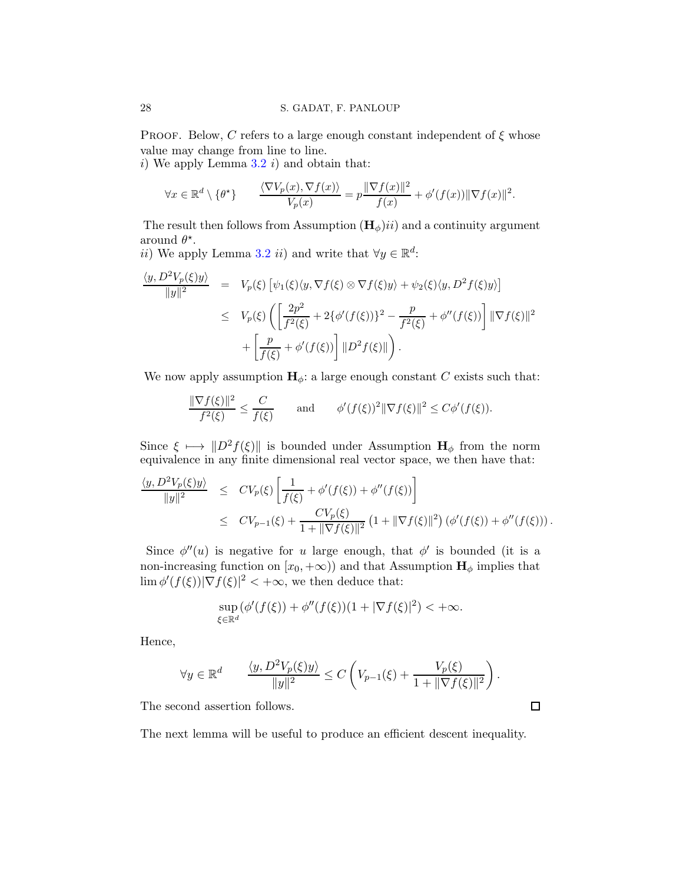PROOF. Below, $C$ refers to a large enough constant independent of $\xi$ whose value may change from line to line.

*i*) We apply Lemma 3.2 *i*) and obtain that:

$$\forall x \in \mathbb{R}^d \setminus \{\theta^\star\} \qquad \frac{\langle \nabla V_p(x), \nabla f(x)\rangle}{V_p(x)} = p\frac{\|\nabla f(x)\|^2}{f(x)} + \phi'(f(x))\|\nabla f(x)\|^2.$$

The result then follows from Assumption $(\mathbf{H}_\phi)ii)$ and a continuity argument around $\theta^\star$.

*ii*) We apply Lemma 3.2 *ii*) and write that $\forall y \in \mathbb{R}^d$:

$$\begin{aligned}
\frac{\langle y, D^2V_p(\xi)y\rangle}{\|y\|^2} &= V_p(\xi)\left[\psi_1(\xi)\langle y, \nabla f(\xi)\otimes \nabla f(\xi) y\rangle + \psi_2(\xi)\langle y, D^2 f(\xi) y\rangle\right] \\
&\leq V_p(\xi)\Bigg(\left[\frac{2p^2}{f^2(\xi)} + 2\{\phi'(f(\xi))\}^2 - \frac{p}{f^2(\xi)} + \phi''(f(\xi))\right]\|\nabla f(\xi)\|^2 \\
&\quad + \left[\frac{p}{f(\xi)} + \phi'(f(\xi))\right]\|D^2 f(\xi)\|\Bigg).
\end{aligned}$$

We now apply assumption $\mathbf{H}_\phi$: a large enough constant $C$ exists such that:

$$\frac{\|\nabla f(\xi)\|^2}{f^2(\xi)} \leq \frac{C}{f(\xi)} \qquad \text{and} \qquad \phi'(f(\xi))^2\|\nabla f(\xi)\|^2 \leq C\phi'(f(\xi)).$$

Since $\xi \longmapsto \|D^2 f(\xi)\|$ is bounded under Assumption $\mathbf{H}_\phi$ from the norm equivalence in any finite dimensional real vector space, we then have that:

$$\begin{aligned}
\frac{\langle y, D^2V_p(\xi)y\rangle}{\|y\|^2} &\leq CV_p(\xi)\left[\frac{1}{f(\xi)} + \phi'(f(\xi)) + \phi''(f(\xi))\right] \\
&\leq CV_{p-1}(\xi) + \frac{CV_p(\xi)}{1+\|\nabla f(\xi)\|^2}\left(1+\|\nabla f(\xi)\|^2\right)\left(\phi'(f(\xi)) + \phi''(f(\xi))\right).
\end{aligned}$$

Since $\phi''(u)$ is negative for $u$ large enough, that $\phi'$ is bounded (it is a non-increasing function on $[x_0, +\infty)$) and that Assumption $\mathbf{H}_\phi$ implies that $\lim \phi'(f(\xi))|\nabla f(\xi)|^2 < +\infty$, we then deduce that:

$$\sup_{\xi\in\mathbb{R}^d}(\phi'(f(\xi)) + \phi''(f(\xi))(1+|\nabla f(\xi)|^2) < +\infty.$$

Hence,

$$\forall y \in \mathbb{R}^d \qquad \frac{\langle y, D^2V_p(\xi)y\rangle}{\|y\|^2} \leq C\left(V_{p-1}(\xi) + \frac{V_p(\xi)}{1+\|\nabla f(\xi)\|^2}\right).$$

The second assertion follows. $\square$

The next lemma will be useful to produce an efficient descent inequality.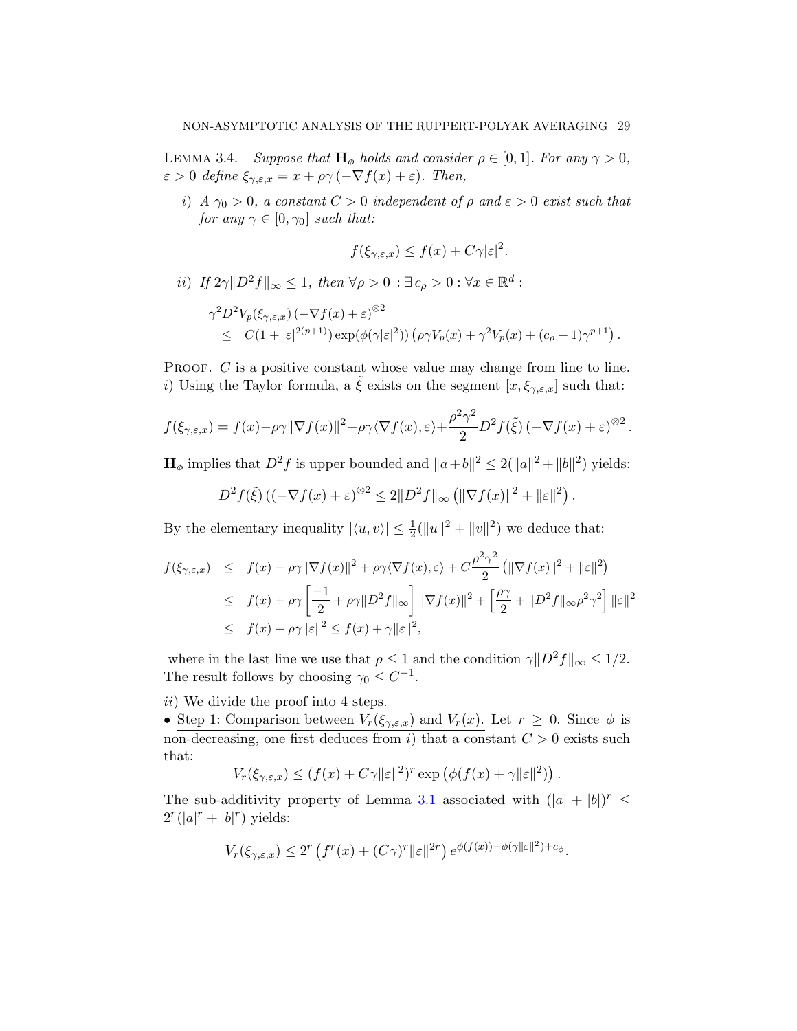LEMMA 3.4. *Suppose that $\mathbf{H}_\phi$ holds and consider $\rho \in [0,1]$. For any $\gamma > 0$, $\varepsilon > 0$ define $\xi_{\gamma,\varepsilon,x} = x + \rho\gamma\left(-\nabla f(x) + \varepsilon\right)$. Then,*

*i) A $\gamma_0 > 0$, a constant $C > 0$ independent of $\rho$ and $\varepsilon > 0$ exist such that for any $\gamma \in [0, \gamma_0]$ such that:*

$$f(\xi_{\gamma,\varepsilon,x}) \leq f(x) + C\gamma|\varepsilon|^2.$$

*ii) If $2\gamma\|D^2 f\|_\infty \leq 1$, then $\forall \rho > 0\ : \exists\, c_\rho > 0 : \forall x \in \mathbb{R}^d$ :*

$$\begin{aligned}
&\gamma^2 D^2 V_p(\xi_{\gamma,\varepsilon,x})\left(-\nabla f(x) + \varepsilon\right)^{\otimes 2} \\
&\quad \leq \; C(1 + |\varepsilon|^{2(p+1)})\exp(\phi(\gamma|\varepsilon|^2))\left(\rho\gamma V_p(x) + \gamma^2 V_p(x) + (c_\rho + 1)\gamma^{p+1}\right).
\end{aligned}$$

PROOF. $C$ is a positive constant whose value may change from line to line. $i)$ Using the Taylor formula, a $\tilde{\xi}$ exists on the segment $[x, \xi_{\gamma,\varepsilon,x}]$ such that:

$$f(\xi_{\gamma,\varepsilon,x}) = f(x) - \rho\gamma\|\nabla f(x)\|^2 + \rho\gamma\langle \nabla f(x), \varepsilon\rangle + \frac{\rho^2\gamma^2}{2} D^2 f(\tilde{\xi})\left(-\nabla f(x) + \varepsilon\right)^{\otimes 2}.$$

$\mathbf{H}_\phi$ implies that $D^2 f$ is upper bounded and $\|a+b\|^2 \leq 2(\|a\|^2 + \|b\|^2)$ yields:

$$D^2 f(\tilde{\xi})\left((-\nabla f(x) + \varepsilon\right)^{\otimes 2} \leq 2\|D^2 f\|_\infty\left(\|\nabla f(x)\|^2 + \|\varepsilon\|^2\right).$$

By the elementary inequality $|\langle u, v\rangle| \leq \frac{1}{2}(\|u\|^2 + \|v\|^2)$ we deduce that:

$$\begin{aligned}
f(\xi_{\gamma,\varepsilon,x}) &\leq f(x) - \rho\gamma\|\nabla f(x)\|^2 + \rho\gamma\langle \nabla f(x), \varepsilon\rangle + C\frac{\rho^2\gamma^2}{2}\left(\|\nabla f(x)\|^2 + \|\varepsilon\|^2\right) \\
&\leq f(x) + \rho\gamma\left[\frac{-1}{2} + \rho\gamma\|D^2 f\|_\infty\right]\|\nabla f(x)\|^2 + \left[\frac{\rho\gamma}{2} + \|D^2 f\|_\infty\rho^2\gamma^2\right]\|\varepsilon\|^2 \\
&\leq f(x) + \rho\gamma\|\varepsilon\|^2 \leq f(x) + \gamma\|\varepsilon\|^2,
\end{aligned}$$

where in the last line we use that $\rho \leq 1$ and the condition $\gamma\|D^2 f\|_\infty \leq 1/2$. The result follows by choosing $\gamma_0 \leq C^{-1}$.

$ii)$ We divide the proof into 4 steps.

• Step 1: Comparison between $V_r(\xi_{\gamma,\varepsilon,x})$ and $V_r(x)$. Let $r \geq 0$. Since $\phi$ is non-decreasing, one first deduces from $i)$ that a constant $C > 0$ exists such that:

$$V_r(\xi_{\gamma,\varepsilon,x}) \leq (f(x) + C\gamma\|\varepsilon\|^2)^r \exp\left(\phi(f(x) + \gamma\|\varepsilon\|^2)\right).$$

The sub-additivity property of Lemma 3.1 associated with $(|a| + |b|)^r \leq 2^r(|a|^r + |b|^r)$ yields:

$$V_r(\xi_{\gamma,\varepsilon,x}) \leq 2^r\left(f^r(x) + (C\gamma)^r\|\varepsilon\|^{2r}\right)e^{\phi(f(x)) + \phi(\gamma\|\varepsilon\|^2) + c_\phi}.$$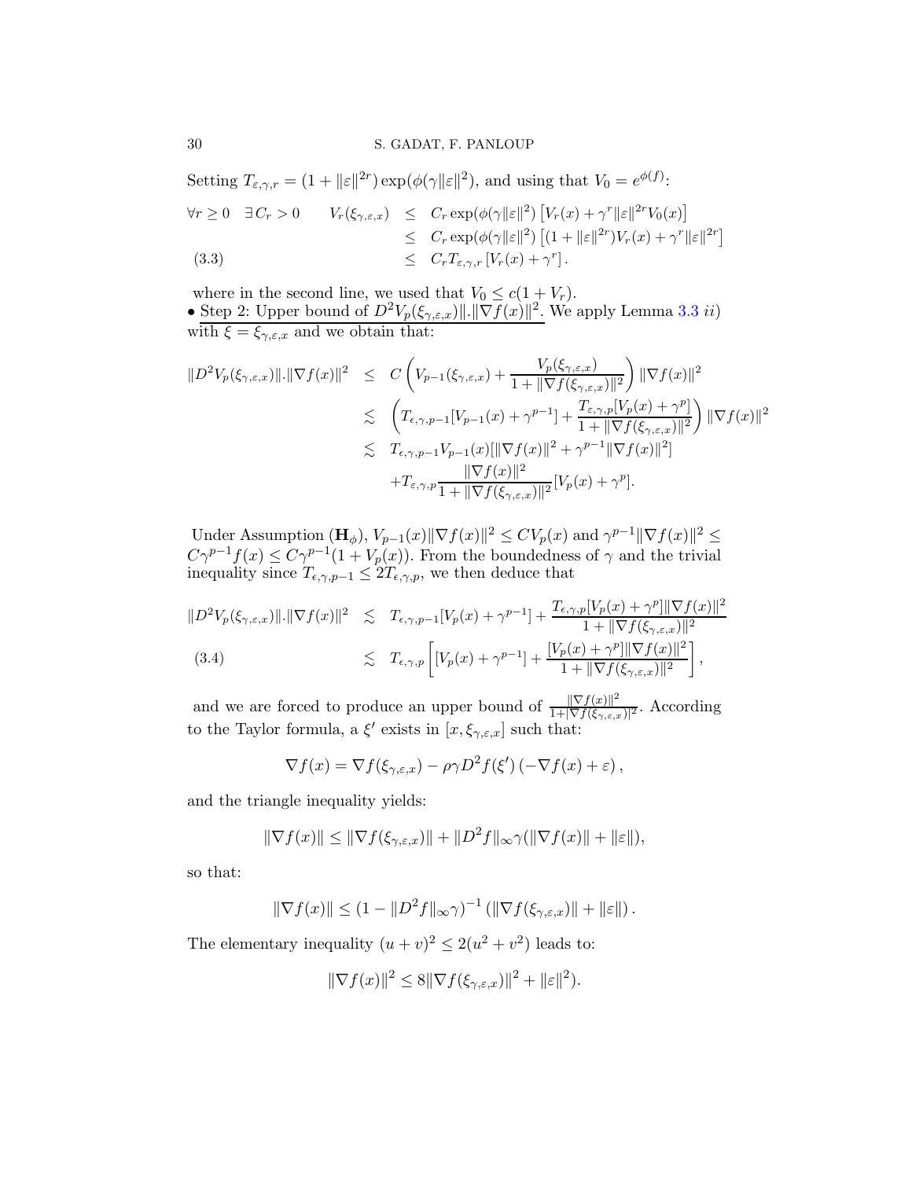Setting $T_{\varepsilon,\gamma,r} = (1+\|\varepsilon\|^{2r})\exp(\phi(\gamma\|\varepsilon\|^2)$, and using that $V_0 = e^{\phi(f)}$:

$$
\begin{aligned}
\forall r \geq 0 \quad \exists C_r > 0 \qquad V_r(\xi_{\gamma,\varepsilon,x}) &\leq C_r \exp(\phi(\gamma\|\varepsilon\|^2)\left[V_r(x) + \gamma^r\|\varepsilon\|^{2r}V_0(x)\right] \\
&\leq C_r \exp(\phi(\gamma\|\varepsilon\|^2)\left[(1+\|\varepsilon\|^{2r})V_r(x) + \gamma^r\|\varepsilon\|^{2r}\right] \\
&\leq C_r T_{\varepsilon,\gamma,r}\left[V_r(x) + \gamma^r\right]. \qquad (3.3)
\end{aligned}
$$

where in the second line, we used that $V_0 \leq c(1+V_r)$.

• <u>Step 2: Upper bound of $D^2V_p(\xi_{\gamma,\varepsilon,x})\|.\|\nabla f(x)\|^2$</u>. We apply Lemma 3.3 *ii)* with $\xi = \xi_{\gamma,\varepsilon,x}$ and we obtain that:

$$
\begin{aligned}
\|D^2V_p(\xi_{\gamma,\varepsilon,x})\|.\|\nabla f(x)\|^2 &\leq C\left(V_{p-1}(\xi_{\gamma,\varepsilon,x}) + \frac{V_p(\xi_{\gamma,\varepsilon,x})}{1+\|\nabla f(\xi_{\gamma,\varepsilon,x})\|^2}\right)\|\nabla f(x)\|^2 \\
&\lesssim \left(T_{\epsilon,\gamma,p-1}[V_{p-1}(x) + \gamma^{p-1}] + \frac{T_{\varepsilon,\gamma,p}[V_p(x)+\gamma^p]}{1+\|\nabla f(\xi_{\gamma,\varepsilon,x})\|^2}\right)\|\nabla f(x)\|^2 \\
&\lesssim T_{\epsilon,\gamma,p-1}V_{p-1}(x)[\|\nabla f(x)\|^2 + \gamma^{p-1}\|\nabla f(x)\|^2] \\
&\quad + T_{\varepsilon,\gamma,p}\frac{\|\nabla f(x)\|^2}{1+\|\nabla f(\xi_{\gamma,\varepsilon,x})\|^2}[V_p(x)+\gamma^p].
\end{aligned}
$$

Under Assumption $(\mathbf{H}_\phi)$, $V_{p-1}(x)\|\nabla f(x)\|^2 \leq CV_p(x)$ and $\gamma^{p-1}\|\nabla f(x)\|^2 \leq C\gamma^{p-1}f(x) \leq C\gamma^{p-1}(1+V_p(x))$. From the boundedness of $\gamma$ and the trivial inequality since $T_{\epsilon,\gamma,p-1} \leq 2T_{\epsilon,\gamma,p}$, we then deduce that

$$
\begin{aligned}
\|D^2V_p(\xi_{\gamma,\varepsilon,x})\|.\|\nabla f(x)\|^2 &\lesssim T_{\epsilon,\gamma,p-1}[V_p(x) + \gamma^{p-1}] + \frac{T_{\epsilon,\gamma,p}[V_p(x)+\gamma^p]\|\nabla f(x)\|^2}{1+\|\nabla f(\xi_{\gamma,\varepsilon,x})\|^2} \\
&\lesssim T_{\epsilon,\gamma,p}\left[[V_p(x)+\gamma^{p-1}] + \frac{[V_p(x)+\gamma^p]\|\nabla f(x)\|^2}{1+\|\nabla f(\xi_{\gamma,\varepsilon,x})\|^2}\right], \qquad (3.4)
\end{aligned}
$$

and we are forced to produce an upper bound of $\frac{\|\nabla f(x)\|^2}{1+|\nabla f(\xi_{\gamma,\varepsilon,x})\|^2}$. According to the Taylor formula, a $\xi'$ exists in $[x, \xi_{\gamma,\varepsilon,x}]$ such that:

$$
\nabla f(x) = \nabla f(\xi_{\gamma,\varepsilon,x}) - \rho\gamma D^2 f(\xi')\left(-\nabla f(x) + \varepsilon\right),
$$

and the triangle inequality yields:

$$
\|\nabla f(x)\| \leq \|\nabla f(\xi_{\gamma,\varepsilon,x})\| + \|D^2 f\|_\infty \gamma(\|\nabla f(x)\| + \|\varepsilon\|),
$$

so that:

$$
\|\nabla f(x)\| \leq (1-\|D^2 f\|_\infty\gamma)^{-1}\left(\|\nabla f(\xi_{\gamma,\varepsilon,x})\| + \|\varepsilon\|\right).
$$

The elementary inequality $(u+v)^2 \leq 2(u^2+v^2)$ leads to:

$$
\|\nabla f(x)\|^2 \leq 8\|\nabla f(\xi_{\gamma,\varepsilon,x})\|^2 + \|\varepsilon\|^2).
$$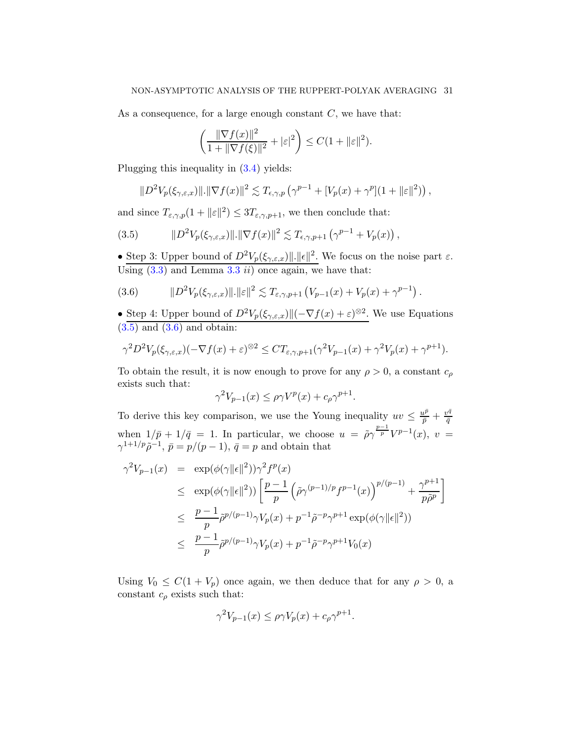As a consequence, for a large enough constant $C$, we have that:

$$\left(\frac{\|\nabla f(x)\|^2}{1+\|\nabla f(\xi)\|^2} + |\varepsilon|^2\right) \leq C(1+\|\varepsilon\|^2).$$

Plugging this inequality in (3.4) yields:

$$\|D^2 V_p(\xi_{\gamma,\varepsilon,x})\|.\|\nabla f(x)\|^2 \lesssim T_{\epsilon,\gamma,p}\left(\gamma^{p-1} + [V_p(x)+\gamma^p](1+\|\varepsilon\|^2)\right),$$

and since $T_{\varepsilon,\gamma,p}(1+\|\varepsilon\|^2) \leq 3T_{\varepsilon,\gamma,p+1}$, we then conclude that:

$$\|D^2 V_p(\xi_{\gamma,\varepsilon,x})\|.\|\nabla f(x)\|^2 \lesssim T_{\epsilon,\gamma,p+1}\left(\gamma^{p-1} + V_p(x)\right), \tag{3.5}$$

• Step 3: Upper bound of $D^2 V_p(\xi_{\gamma,\varepsilon,x})\|.\|\epsilon\|^2$. We focus on the noise part $\varepsilon$. Using (3.3) and Lemma 3.3 *ii*) once again, we have that:

$$\|D^2 V_p(\xi_{\gamma,\varepsilon,x})\|.\|\varepsilon\|^2 \lesssim T_{\varepsilon,\gamma,p+1}\left(V_{p-1}(x) + V_p(x) + \gamma^{p-1}\right). \tag{3.6}$$

• Step 4: Upper bound of $D^2 V_p(\xi_{\gamma,\varepsilon,x})\|(-\nabla f(x)+\varepsilon)^{\otimes 2}$. We use Equations (3.5) and (3.6) and obtain:

$$\gamma^2 D^2 V_p(\xi_{\gamma,\varepsilon,x})(-\nabla f(x)+\varepsilon)^{\otimes 2} \leq C T_{\varepsilon,\gamma,p+1}(\gamma^2 V_{p-1}(x) + \gamma^2 V_p(x) + \gamma^{p+1}).$$

To obtain the result, it is now enough to prove for any $\rho > 0$, a constant $c_\rho$ exists such that:

$$\gamma^2 V_{p-1}(x) \leq \rho\gamma V^p(x) + c_\rho \gamma^{p+1}.$$

To derive this key comparison, we use the Young inequality $uv \leq \frac{u^{\bar{p}}}{\bar{p}} + \frac{v^{\bar{q}}}{\bar{q}}$ when $1/\bar{p} + 1/\bar{q} = 1$. In particular, we choose $u = \tilde{\rho}\gamma^{\frac{p-1}{p}} V^{p-1}(x)$, $v = \gamma^{1+1/p}\tilde{\rho}^{-1}$, $\bar{p} = p/(p-1)$, $\bar{q} = p$ and obtain that

$$\begin{aligned}
\gamma^2 V_{p-1}(x) &= \exp(\phi(\gamma\|\epsilon\|^2))\gamma^2 f^p(x) \\
&\leq \exp(\phi(\gamma\|\epsilon\|^2))\left[\frac{p-1}{p}\left(\tilde{\rho}\gamma^{(p-1)/p} f^{p-1}(x)\right)^{p/(p-1)} + \frac{\gamma^{p+1}}{p\tilde{\rho}^p}\right] \\
&\leq \frac{p-1}{p}\tilde{\rho}^{p/(p-1)}\gamma V_p(x) + p^{-1}\tilde{\rho}^{-p}\gamma^{p+1}\exp(\phi(\gamma\|\epsilon\|^2)) \\
&\leq \frac{p-1}{p}\tilde{\rho}^{p/(p-1)}\gamma V_p(x) + p^{-1}\tilde{\rho}^{-p}\gamma^{p+1} V_0(x)
\end{aligned}$$

Using $V_0 \leq C(1+V_p)$ once again, we then deduce that for any $\rho > 0$, a constant $c_\rho$ exists such that:

$$\gamma^2 V_{p-1}(x) \leq \rho\gamma V_p(x) + c_\rho\gamma^{p+1}.$$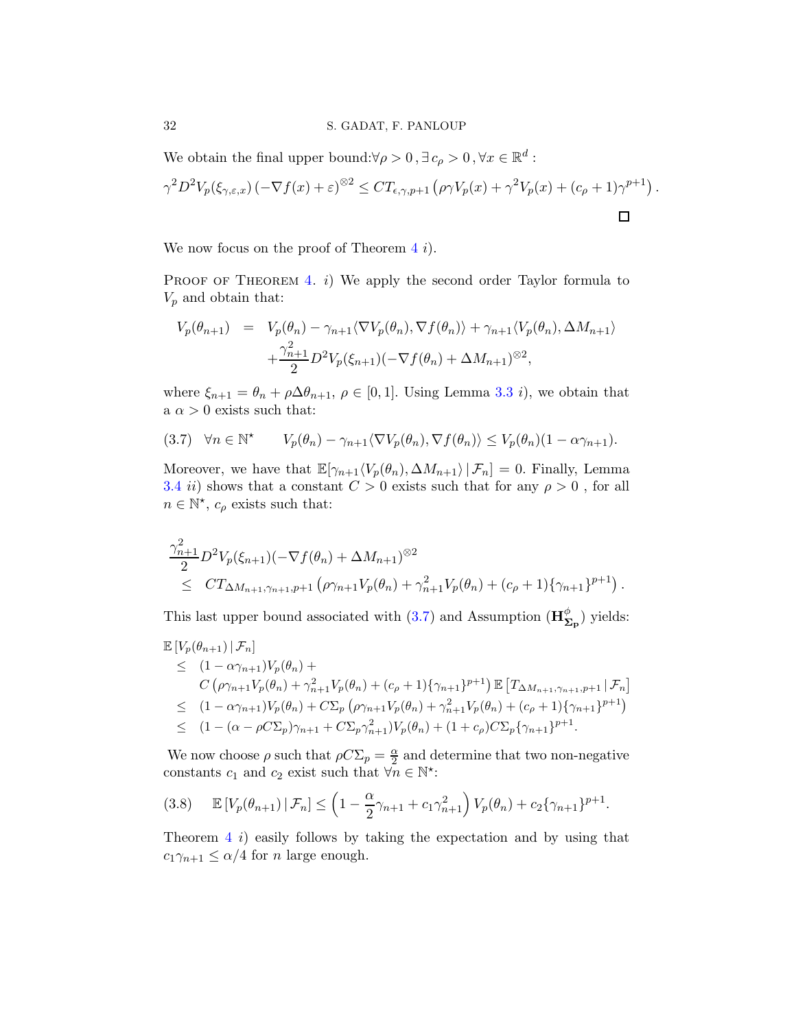We obtain the final upper bound: $\forall \rho > 0\,, \exists\, c_\rho > 0\,, \forall x \in \mathbb{R}^d$ :

$$\gamma^2 D^2 V_p(\xi_{\gamma,\varepsilon,x})\left(-\nabla f(x) + \varepsilon\right)^{\otimes 2} \leq C T_{\epsilon,\gamma,p+1}\left(\rho\gamma V_p(x) + \gamma^2 V_p(x) + (c_\rho + 1)\gamma^{p+1}\right).$$

$\square$

We now focus on the proof of Theorem 4 *i*).

Proof of Theorem 4. *i*) We apply the second order Taylor formula to $V_p$ and obtain that:

$$\begin{aligned} V_p(\theta_{n+1}) &= V_p(\theta_n) - \gamma_{n+1}\langle \nabla V_p(\theta_n), \nabla f(\theta_n)\rangle + \gamma_{n+1}\langle V_p(\theta_n), \Delta M_{n+1}\rangle \\ &\quad + \frac{\gamma_{n+1}^2}{2} D^2 V_p(\xi_{n+1})(-\nabla f(\theta_n) + \Delta M_{n+1})^{\otimes 2}, \end{aligned}$$

where $\xi_{n+1} = \theta_n + \rho\Delta\theta_{n+1}$, $\rho \in [0,1]$. Using Lemma 3.3 *i*), we obtain that a $\alpha > 0$ exists such that:

$$\text{(3.7)}\quad \forall n \in \mathbb{N}^\star \qquad V_p(\theta_n) - \gamma_{n+1}\langle \nabla V_p(\theta_n), \nabla f(\theta_n)\rangle \leq V_p(\theta_n)(1 - \alpha\gamma_{n+1}).$$

Moreover, we have that $\mathbb{E}[\gamma_{n+1}\langle V_p(\theta_n), \Delta M_{n+1}\rangle \,|\, \mathcal{F}_n] = 0$. Finally, Lemma 3.4 *ii*) shows that a constant $C > 0$ exists such that for any $\rho > 0$ , for all $n \in \mathbb{N}^\star$, $c_\rho$ exists such that:

$$\begin{aligned} &\frac{\gamma_{n+1}^2}{2} D^2 V_p(\xi_{n+1})(-\nabla f(\theta_n) + \Delta M_{n+1})^{\otimes 2} \\ &\leq \; C T_{\Delta M_{n+1},\gamma_{n+1},p+1}\left(\rho\gamma_{n+1} V_p(\theta_n) + \gamma_{n+1}^2 V_p(\theta_n) + (c_\rho + 1)\{\gamma_{n+1}\}^{p+1}\right). \end{aligned}$$

This last upper bound associated with (3.7) and Assumption $(\mathbf{H}^\phi_{\mathbf{\Sigma_p}})$ yields:

$$\begin{aligned} &\mathbb{E}\left[V_p(\theta_{n+1}) \,|\, \mathcal{F}_n\right] \\ &\leq \; (1 - \alpha\gamma_{n+1})V_p(\theta_n) + \\ &\qquad C\left(\rho\gamma_{n+1} V_p(\theta_n) + \gamma_{n+1}^2 V_p(\theta_n) + (c_\rho + 1)\{\gamma_{n+1}\}^{p+1}\right)\mathbb{E}\left[T_{\Delta M_{n+1},\gamma_{n+1},p+1} \,|\, \mathcal{F}_n\right] \\ &\leq \; (1 - \alpha\gamma_{n+1})V_p(\theta_n) + C\Sigma_p\left(\rho\gamma_{n+1} V_p(\theta_n) + \gamma_{n+1}^2 V_p(\theta_n) + (c_\rho + 1)\{\gamma_{n+1}\}^{p+1}\right) \\ &\leq \; (1 - (\alpha - \rho C\Sigma_p)\gamma_{n+1} + C\Sigma_p\gamma_{n+1}^2)V_p(\theta_n) + (1 + c_\rho)C\Sigma_p\{\gamma_{n+1}\}^{p+1}. \end{aligned}$$

We now choose $\rho$ such that $\rho C\Sigma_p = \frac{\alpha}{2}$ and determine that two non-negative constants $c_1$ and $c_2$ exist such that $\forall n \in \mathbb{N}^\star$:

$$\text{(3.8)}\qquad \mathbb{E}\left[V_p(\theta_{n+1}) \,|\, \mathcal{F}_n\right] \leq \left(1 - \frac{\alpha}{2}\gamma_{n+1} + c_1\gamma_{n+1}^2\right) V_p(\theta_n) + c_2\{\gamma_{n+1}\}^{p+1}.$$

Theorem 4 *i*) easily follows by taking the expectation and by using that $c_1\gamma_{n+1} \leq \alpha/4$ for $n$ large enough.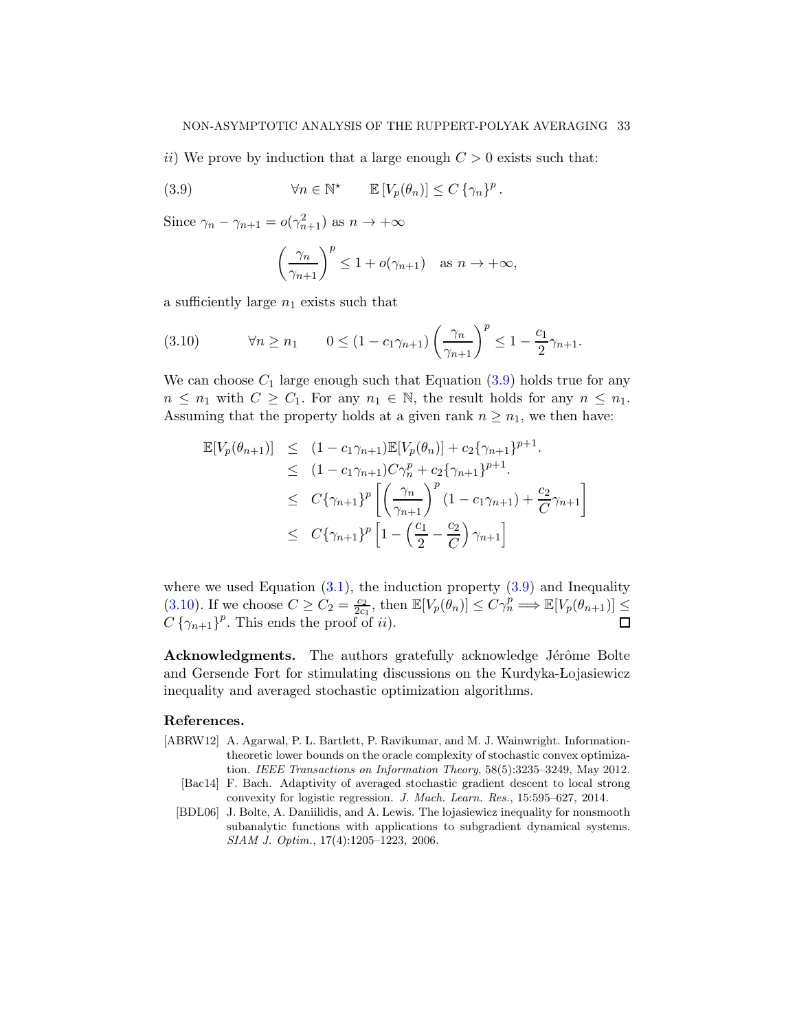*ii*) We prove by induction that a large enough $C > 0$ exists such that:

$$\forall n \in \mathbb{N}^\star \qquad \mathbb{E}\left[V_p(\theta_n)\right] \leq C \left\{\gamma_n\right\}^p. \tag{3.9}$$

Since $\gamma_n - \gamma_{n+1} = o(\gamma_{n+1}^2)$ as $n \to +\infty$

$$\left(\frac{\gamma_n}{\gamma_{n+1}}\right)^p \leq 1 + o(\gamma_{n+1}) \quad \text{as } n \to +\infty,$$

a sufficiently large $n_1$ exists such that

$$\forall n \geq n_1 \qquad 0 \leq (1 - c_1 \gamma_{n+1}) \left(\frac{\gamma_n}{\gamma_{n+1}}\right)^p \leq 1 - \frac{c_1}{2}\gamma_{n+1}. \tag{3.10}$$

We can choose $C_1$ large enough such that Equation (3.9) holds true for any $n \leq n_1$ with $C \geq C_1$. For any $n_1 \in \mathbb{N}$, the result holds for any $n \leq n_1$. Assuming that the property holds at a given rank $n \geq n_1$, we then have:

$$\begin{aligned}
\mathbb{E}[V_p(\theta_{n+1})] &\leq (1 - c_1\gamma_{n+1})\mathbb{E}[V_p(\theta_n)] + c_2\{\gamma_{n+1}\}^{p+1}. \\
&\leq (1 - c_1\gamma_{n+1})C\gamma_n^p + c_2\{\gamma_{n+1}\}^{p+1}. \\
&\leq C\{\gamma_{n+1}\}^p \left[\left(\frac{\gamma_n}{\gamma_{n+1}}\right)^p (1 - c_1\gamma_{n+1}) + \frac{c_2}{C}\gamma_{n+1}\right] \\
&\leq C\{\gamma_{n+1}\}^p \left[1 - \left(\frac{c_1}{2} - \frac{c_2}{C}\right)\gamma_{n+1}\right]
\end{aligned}$$

where we used Equation (3.1), the induction property (3.9) and Inequality (3.10). If we choose $C \geq C_2 = \frac{c_2}{2c_1}$, then $\mathbb{E}[V_p(\theta_n)] \leq C\gamma_n^p \Longrightarrow \mathbb{E}[V_p(\theta_{n+1})] \leq C\left\{\gamma_{n+1}\right\}^p$. This ends the proof of *ii*). □

**Acknowledgments.** The authors gratefully acknowledge Jérôme Bolte and Gersende Fort for stimulating discussions on the Kurdyka-Łojasiewicz inequality and averaged stochastic optimization algorithms.

## References.

[ABRW12] A. Agarwal, P. L. Bartlett, P. Ravikumar, and M. J. Wainwright. Information-theoretic lower bounds on the oracle complexity of stochastic convex optimization. *IEEE Transactions on Information Theory*, 58(5):3235–3249, May 2012.

[Bac14] F. Bach. Adaptivity of averaged stochastic gradient descent to local strong convexity for logistic regression. *J. Mach. Learn. Res.*, 15:595–627, 2014.

[BDL06] J. Bolte, A. Daniilidis, and A. Lewis. The łojasiewicz inequality for nonsmooth subanalytic functions with applications to subgradient dynamical systems. *SIAM J. Optim.*, 17(4):1205–1223, 2006.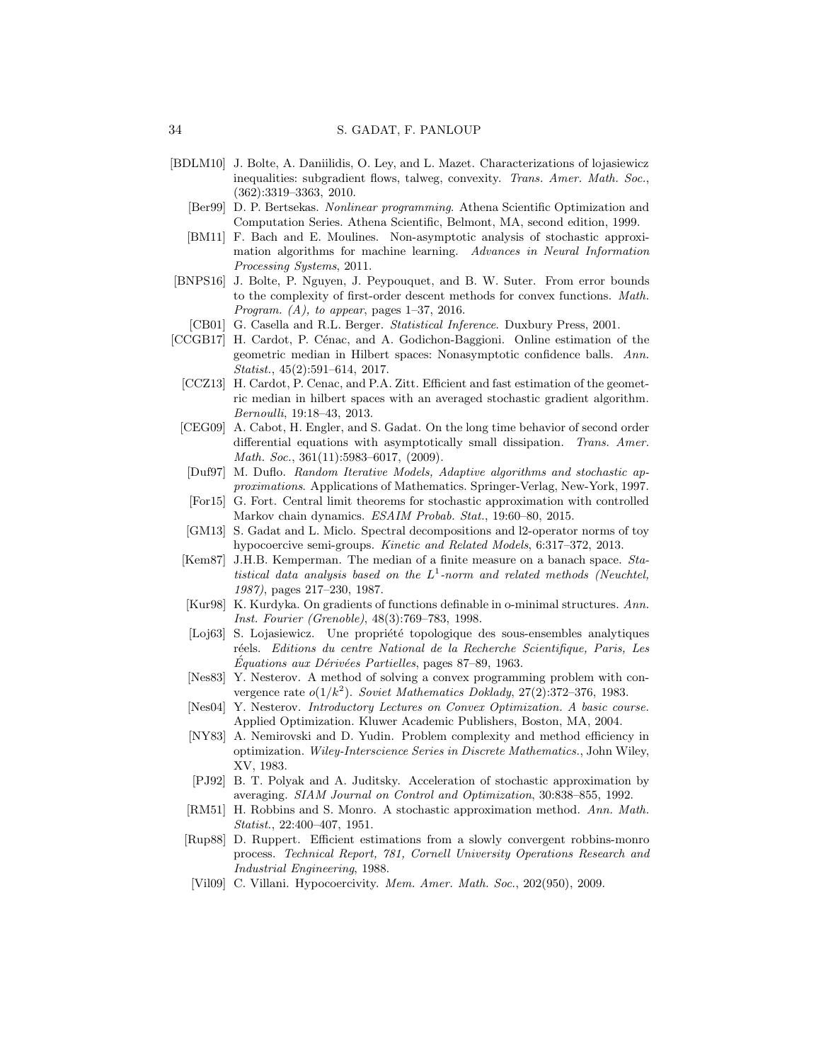[BDLM10] J. Bolte, A. Daniilidis, O. Ley, and L. Mazet. Characterizations of lojasiewicz inequalities: subgradient flows, talweg, convexity. *Trans. Amer. Math. Soc.*, (362):3319–3363, 2010.

[Ber99] D. P. Bertsekas. *Nonlinear programming*. Athena Scientific Optimization and Computation Series. Athena Scientific, Belmont, MA, second edition, 1999.

[BM11] F. Bach and E. Moulines. Non-asymptotic analysis of stochastic approximation algorithms for machine learning. *Advances in Neural Information Processing Systems*, 2011.

[BNPS16] J. Bolte, P. Nguyen, J. Peypouquet, and B. W. Suter. From error bounds to the complexity of first-order descent methods for convex functions. *Math. Program. (A), to appear*, pages 1–37, 2016.

[CB01] G. Casella and R.L. Berger. *Statistical Inference*. Duxbury Press, 2001.

[CCGB17] H. Cardot, P. Cénac, and A. Godichon-Baggioni. Online estimation of the geometric median in Hilbert spaces: Nonasymptotic confidence balls. *Ann. Statist.*, 45(2):591–614, 2017.

[CCZ13] H. Cardot, P. Cenac, and P.A. Zitt. Efficient and fast estimation of the geometric median in hilbert spaces with an averaged stochastic gradient algorithm. *Bernoulli*, 19:18–43, 2013.

[CEG09] A. Cabot, H. Engler, and S. Gadat. On the long time behavior of second order differential equations with asymptotically small dissipation. *Trans. Amer. Math. Soc.*, 361(11):5983–6017, (2009).

[Duf97] M. Duflo. *Random Iterative Models, Adaptive algorithms and stochastic approximations*. Applications of Mathematics. Springer-Verlag, New-York, 1997.

[For15] G. Fort. Central limit theorems for stochastic approximation with controlled Markov chain dynamics. *ESAIM Probab. Stat.*, 19:60–80, 2015.

[GM13] S. Gadat and L. Miclo. Spectral decompositions and l2-operator norms of toy hypocoercive semi-groups. *Kinetic and Related Models*, 6:317–372, 2013.

[Kem87] J.H.B. Kemperman. The median of a finite measure on a banach space. *Statistical data analysis based on the $L^1$-norm and related methods (Neuchtel, 1987)*, pages 217–230, 1987.

[Kur98] K. Kurdyka. On gradients of functions definable in o-minimal structures. *Ann. Inst. Fourier (Grenoble)*, 48(3):769–783, 1998.

[Loj63] S. Lojasiewicz. Une propriété topologique des sous-ensembles analytiques réels. *Editions du centre National de la Recherche Scientifique, Paris, Les Équations aux Dérivées Partielles*, pages 87–89, 1963.

[Nes83] Y. Nesterov. A method of solving a convex programming problem with convergence rate $o(1/k^2)$. *Soviet Mathematics Doklady*, 27(2):372–376, 1983.

[Nes04] Y. Nesterov. *Introductory Lectures on Convex Optimization. A basic course.* Applied Optimization. Kluwer Academic Publishers, Boston, MA, 2004.

[NY83] A. Nemirovski and D. Yudin. Problem complexity and method efficiency in optimization. *Wiley-Interscience Series in Discrete Mathematics.*, John Wiley, XV, 1983.

[PJ92] B. T. Polyak and A. Juditsky. Acceleration of stochastic approximation by averaging. *SIAM Journal on Control and Optimization*, 30:838–855, 1992.

[RM51] H. Robbins and S. Monro. A stochastic approximation method. *Ann. Math. Statist.*, 22:400–407, 1951.

[Rup88] D. Ruppert. Efficient estimations from a slowly convergent robbins-monro process. *Technical Report, 781, Cornell University Operations Research and Industrial Engineering*, 1988.

[Vil09] C. Villani. Hypocoercivity. *Mem. Amer. Math. Soc.*, 202(950), 2009.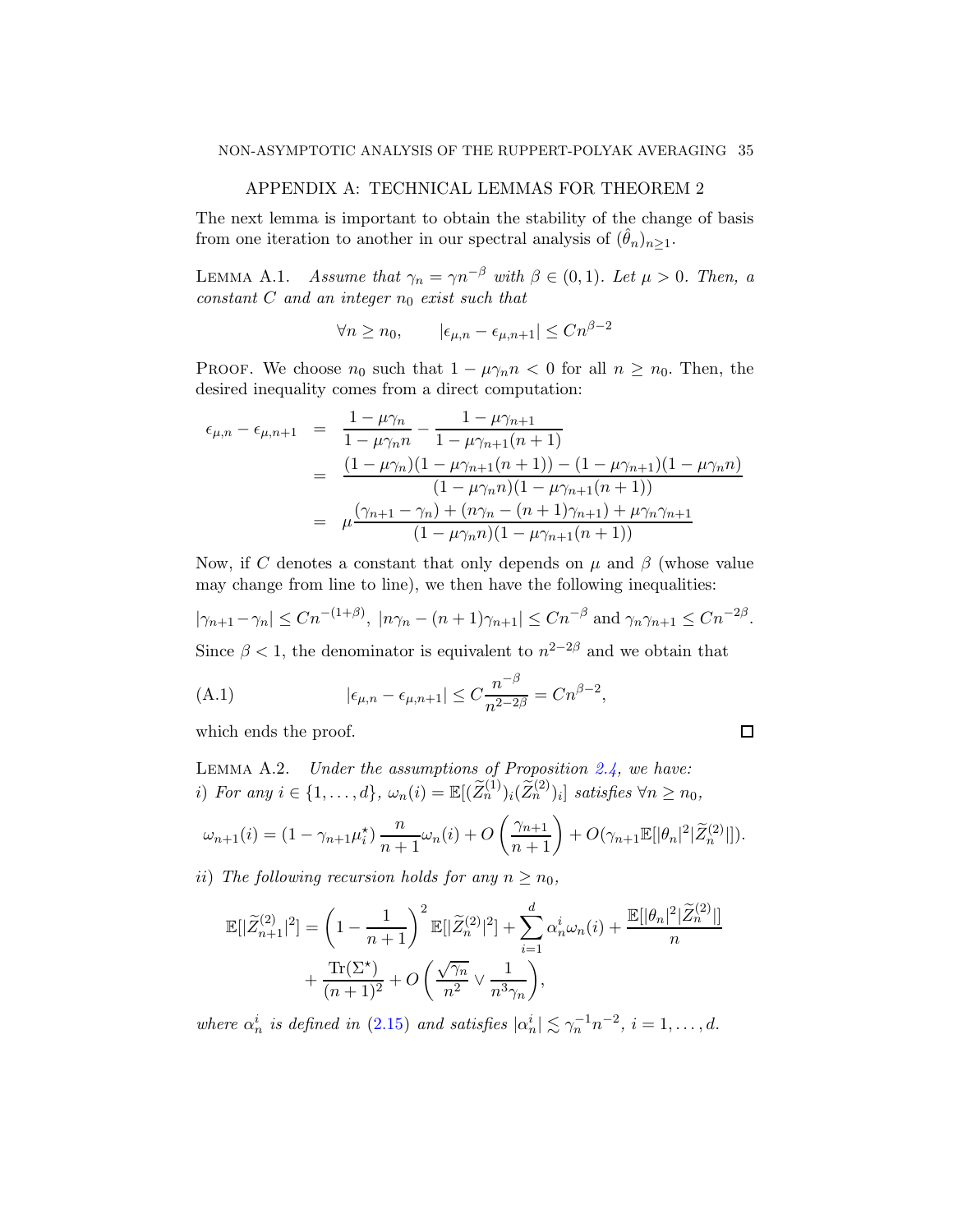## APPENDIX A: TECHNICAL LEMMAS FOR THEOREM 2

The next lemma is important to obtain the stability of the change of basis from one iteration to another in our spectral analysis of $(\hat{\theta}_n)_{n\geq 1}$.

LEMMA A.1. *Assume that $\gamma_n = \gamma n^{-\beta}$ with $\beta \in (0,1)$. Let $\mu > 0$. Then, a constant $C$ and an integer $n_0$ exist such that*

$$\forall n \geq n_0, \qquad |\epsilon_{\mu,n} - \epsilon_{\mu,n+1}| \leq C n^{\beta-2}$$

PROOF. We choose $n_0$ such that $1 - \mu\gamma_n n < 0$ for all $n \geq n_0$. Then, the desired inequality comes from a direct computation:

$$\begin{aligned}
\epsilon_{\mu,n} - \epsilon_{\mu,n+1} &= \frac{1-\mu\gamma_n}{1-\mu\gamma_n n} - \frac{1-\mu\gamma_{n+1}}{1-\mu\gamma_{n+1}(n+1)} \\
&= \frac{(1-\mu\gamma_n)(1-\mu\gamma_{n+1}(n+1)) - (1-\mu\gamma_{n+1})(1-\mu\gamma_n n)}{(1-\mu\gamma_n n)(1-\mu\gamma_{n+1}(n+1))} \\
&= \mu\frac{(\gamma_{n+1}-\gamma_n) + (n\gamma_n - (n+1)\gamma_{n+1}) + \mu\gamma_n\gamma_{n+1}}{(1-\mu\gamma_n n)(1-\mu\gamma_{n+1}(n+1))}
\end{aligned}$$

Now, if $C$ denotes a constant that only depends on $\mu$ and $\beta$ (whose value may change from line to line), we then have the following inequalities:

$|\gamma_{n+1}-\gamma_n| \leq Cn^{-(1+\beta)}$, $|n\gamma_n - (n+1)\gamma_{n+1}| \leq Cn^{-\beta}$ and $\gamma_n\gamma_{n+1} \leq Cn^{-2\beta}$.

Since $\beta < 1$, the denominator is equivalent to $n^{2-2\beta}$ and we obtain that

$$|\epsilon_{\mu,n} - \epsilon_{\mu,n+1}| \leq C\frac{n^{-\beta}}{n^{2-2\beta}} = Cn^{\beta-2}, \tag{A.1}$$

which ends the proof. □

LEMMA A.2. *Under the assumptions of Proposition 2.4, we have:*
*i) For any $i \in \{1,\ldots,d\}$, $\omega_n(i) = \mathbb{E}[(\widetilde{Z}_n^{(1)})_i(\widetilde{Z}_n^{(2)})_i]$ satisfies $\forall n \geq n_0$,*

$$\omega_{n+1}(i) = (1-\gamma_{n+1}\mu_i^\star)\frac{n}{n+1}\omega_n(i) + O\left(\frac{\gamma_{n+1}}{n+1}\right) + O(\gamma_{n+1}\mathbb{E}[|\theta_n|^2|\widetilde{Z}_n^{(2)}|]).$$

*ii) The following recursion holds for any $n \geq n_0$,*

$$\begin{aligned}
\mathbb{E}[|\widetilde{Z}_{n+1}^{(2)}|^2] = &\left(1-\frac{1}{n+1}\right)^2\mathbb{E}[|\widetilde{Z}_n^{(2)}|^2] + \sum_{i=1}^d \alpha_n^i\omega_n(i) + \frac{\mathbb{E}[|\theta_n|^2|\widetilde{Z}_n^{(2)}|]}{n} \\
&+ \frac{\mathrm{Tr}(\Sigma^\star)}{(n+1)^2} + O\left(\frac{\sqrt{\gamma_n}}{n^2}\vee\frac{1}{n^3\gamma_n}\right),
\end{aligned}$$

*where $\alpha_n^i$ is defined in (2.15) and satisfies $|\alpha_n^i| \lesssim \gamma_n^{-1}n^{-2}$, $i = 1,\ldots,d$.*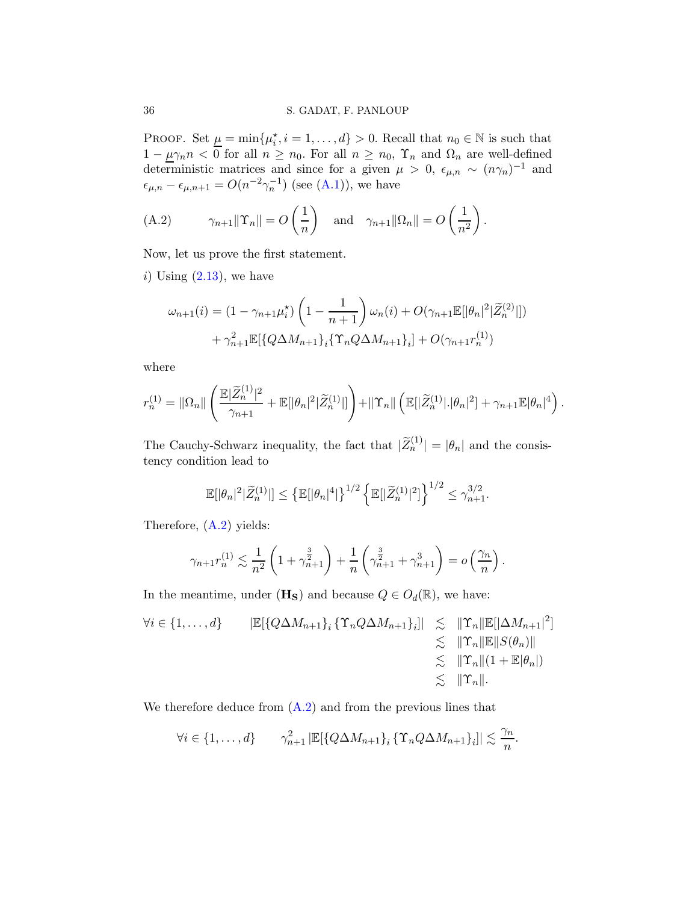PROOF. Set $\underline{\mu} = \min\{\mu_i^\star, i = 1, \ldots, d\} > 0$. Recall that $n_0 \in \mathbb{N}$ is such that $1 - \underline{\mu}\gamma_n n < 0$ for all $n \geq n_0$. For all $n \geq n_0$, $\Upsilon_n$ and $\Omega_n$ are well-defined deterministic matrices and since for a given $\mu > 0$, $\epsilon_{\mu,n} \sim (n\gamma_n)^{-1}$ and $\epsilon_{\mu,n} - \epsilon_{\mu,n+1} = O(n^{-2}\gamma_n^{-1})$ (see (A.1)), we have

$$
\gamma_{n+1}\|\Upsilon_n\| = O\left(\frac{1}{n}\right) \quad \text{and} \quad \gamma_{n+1}\|\Omega_n\| = O\left(\frac{1}{n^2}\right). \tag{A.2}
$$

Now, let us prove the first statement.

*i)* Using (2.13), we have

$$
\begin{aligned}
\omega_{n+1}(i) &= (1 - \gamma_{n+1}\mu_i^\star)\left(1 - \frac{1}{n+1}\right)\omega_n(i) + O(\gamma_{n+1}\mathbb{E}[|\theta_n|^2|\widetilde{Z}_n^{(2)}|]) \\
&\quad + \gamma_{n+1}^2\mathbb{E}[\{Q\Delta M_{n+1}\}_i\{\Upsilon_n Q\Delta M_{n+1}\}_i] + O(\gamma_{n+1}r_n^{(1)})
\end{aligned}
$$

where

$$
r_n^{(1)} = \|\Omega_n\|\left(\frac{\mathbb{E}|\widetilde{Z}_n^{(1)}|^2}{\gamma_{n+1}} + \mathbb{E}[|\theta_n|^2|\widetilde{Z}_n^{(1)}|]\right) + \|\Upsilon_n\|\left(\mathbb{E}[|\widetilde{Z}_n^{(1)}|.|\theta_n|^2] + \gamma_{n+1}\mathbb{E}|\theta_n|^4\right).
$$

The Cauchy-Schwarz inequality, the fact that $|\widetilde{Z}_n^{(1)}| = |\theta_n|$ and the consistency condition lead to

$$
\mathbb{E}[|\theta_n|^2|\widetilde{Z}_n^{(1)}|] \leq \left\{\mathbb{E}[|\theta_n|^4|]\right\}^{1/2}\left\{\mathbb{E}[|\widetilde{Z}_n^{(1)}|^2]\right\}^{1/2} \leq \gamma_{n+1}^{3/2}.
$$

Therefore, (A.2) yields:

$$
\gamma_{n+1}r_n^{(1)} \lesssim \frac{1}{n^2}\left(1 + \gamma_{n+1}^{\frac{3}{2}}\right) + \frac{1}{n}\left(\gamma_{n+1}^{\frac{3}{2}} + \gamma_{n+1}^3\right) = o\left(\frac{\gamma_n}{n}\right).
$$

In the meantime, under $(\mathbf{H_S})$ and because $Q \in O_d(\mathbb{R})$, we have:

$$
\begin{aligned}
\forall i \in \{1, \ldots, d\} \qquad |\mathbb{E}[\{Q\Delta M_{n+1}\}_i\{\Upsilon_n Q\Delta M_{n+1}\}_i]| &\lesssim \|\Upsilon_n\|\mathbb{E}[|\Delta M_{n+1}|^2] \\
&\lesssim \|\Upsilon_n\|\mathbb{E}\|S(\theta_n)\| \\
&\lesssim \|\Upsilon_n\|(1 + \mathbb{E}|\theta_n|) \\
&\lesssim \|\Upsilon_n\|.
\end{aligned}
$$

We therefore deduce from (A.2) and from the previous lines that

$$
\forall i \in \{1, \ldots, d\} \qquad \gamma_{n+1}^2|\mathbb{E}[\{Q\Delta M_{n+1}\}_i\{\Upsilon_n Q\Delta M_{n+1}\}_i]| \lesssim \frac{\gamma_n}{n}.
$$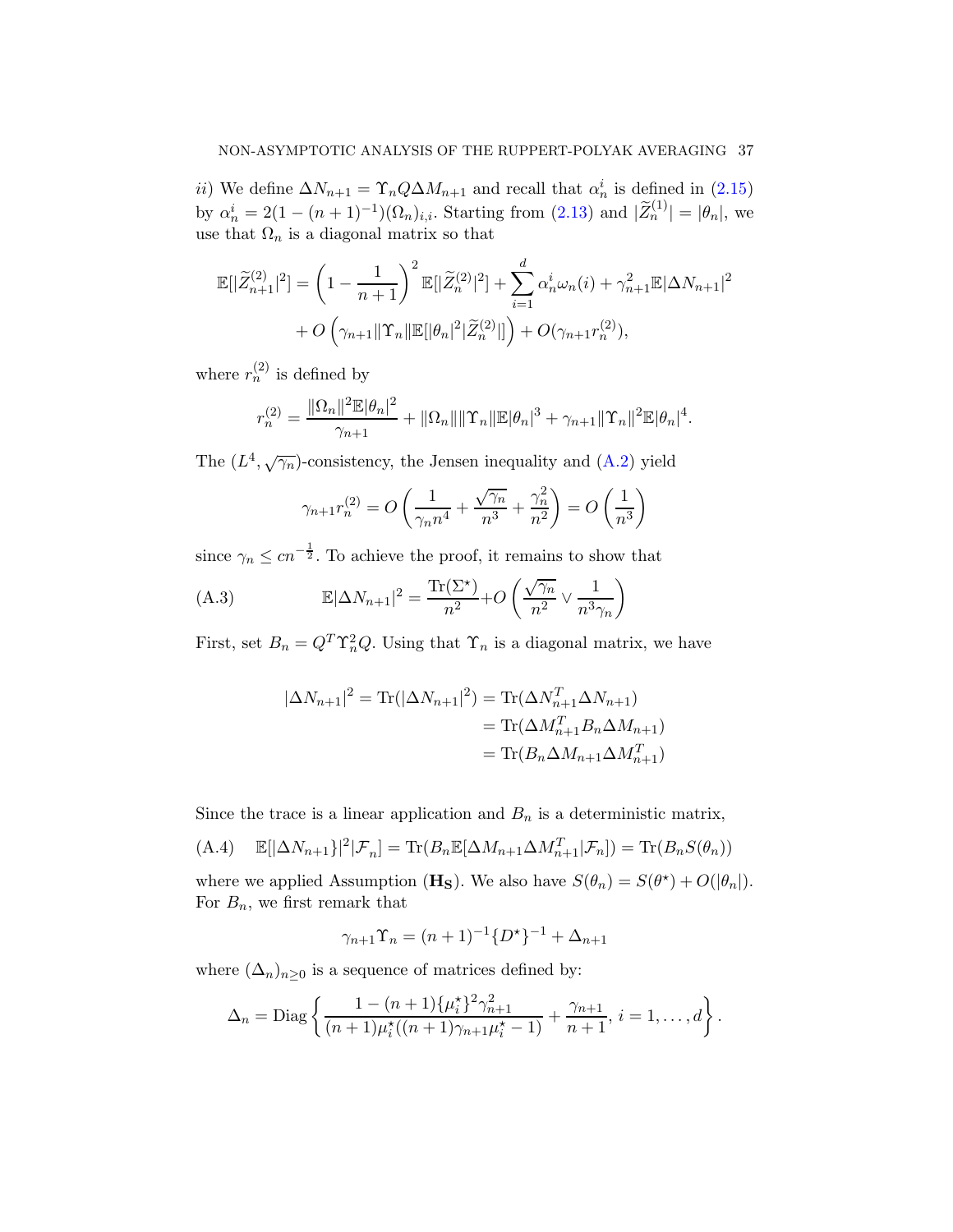*ii)* We define $\Delta N_{n+1} = \Upsilon_n Q \Delta M_{n+1}$ and recall that $\alpha_n^i$ is defined in (2.15) by $\alpha_n^i = 2(1-(n+1)^{-1})(\Omega_n)_{i,i}$. Starting from (2.13) and $|\widetilde{Z}_n^{(1)}| = |\theta_n|$, we use that $\Omega_n$ is a diagonal matrix so that

$$
\begin{aligned}
\mathbb{E}[|\widetilde{Z}_{n+1}^{(2)}|^2] = \left(1 - \frac{1}{n+1}\right)^2 \mathbb{E}[|\widetilde{Z}_n^{(2)}|^2] + \sum_{i=1}^d \alpha_n^i \omega_n(i) + \gamma_{n+1}^2 \mathbb{E}|\Delta N_{n+1}|^2 \\
+ O\left(\gamma_{n+1} \|\Upsilon_n\| \mathbb{E}[|\theta_n|^2 |\widetilde{Z}_n^{(2)}|]\right) + O(\gamma_{n+1} r_n^{(2)}),
\end{aligned}
$$

where $r_n^{(2)}$ is defined by

$$
r_n^{(2)} = \frac{\|\Omega_n\|^2 \mathbb{E}|\theta_n|^2}{\gamma_{n+1}} + \|\Omega_n\| \|\Upsilon_n\| \mathbb{E}|\theta_n|^3 + \gamma_{n+1} \|\Upsilon_n\|^2 \mathbb{E}|\theta_n|^4.
$$

The $(L^4, \sqrt{\gamma_n})$-consistency, the Jensen inequality and (A.2) yield

$$
\gamma_{n+1} r_n^{(2)} = O\left(\frac{1}{\gamma_n n^4} + \frac{\sqrt{\gamma_n}}{n^3} + \frac{\gamma_n^2}{n^2}\right) = O\left(\frac{1}{n^3}\right)
$$

since $\gamma_n \leq c n^{-\frac{1}{2}}$. To achieve the proof, it remains to show that

$$
\mathbb{E}|\Delta N_{n+1}|^2 = \frac{\mathrm{Tr}(\Sigma^\star)}{n^2} + O\left(\frac{\sqrt{\gamma_n}}{n^2} \vee \frac{1}{n^3 \gamma_n}\right) \tag{A.3}
$$

First, set $B_n = Q^T \Upsilon_n^2 Q$. Using that $\Upsilon_n$ is a diagonal matrix, we have

$$
\begin{aligned}
|\Delta N_{n+1}|^2 = \mathrm{Tr}(|\Delta N_{n+1}|^2) &= \mathrm{Tr}(\Delta N_{n+1}^T \Delta N_{n+1}) \\
&= \mathrm{Tr}(\Delta M_{n+1}^T B_n \Delta M_{n+1}) \\
&= \mathrm{Tr}(B_n \Delta M_{n+1} \Delta M_{n+1}^T)
\end{aligned}
$$

Since the trace is a linear application and $B_n$ is a deterministic matrix,

$$
\mathbb{E}[|\Delta N_{n+1}\}|^2 | \mathcal{F}_n] = \mathrm{Tr}(B_n \mathbb{E}[\Delta M_{n+1} \Delta M_{n+1}^T | \mathcal{F}_n]) = \mathrm{Tr}(B_n S(\theta_n)) \tag{A.4}
$$

where we applied Assumption $(\mathbf{H_S})$. We also have $S(\theta_n) = S(\theta^\star) + O(|\theta_n|)$. For $B_n$, we first remark that

$$
\gamma_{n+1} \Upsilon_n = (n+1)^{-1} \{D^\star\}^{-1} + \Delta_{n+1}
$$

where $(\Delta_n)_{n \geq 0}$ is a sequence of matrices defined by:

$$
\Delta_n = \mathrm{Diag}\left\{ \frac{1 - (n+1)\{\mu_i^\star\}^2 \gamma_{n+1}^2}{(n+1)\mu_i^\star((n+1)\gamma_{n+1}\mu_i^\star - 1)} + \frac{\gamma_{n+1}}{n+1}, \, i = 1, \ldots, d \right\}.
$$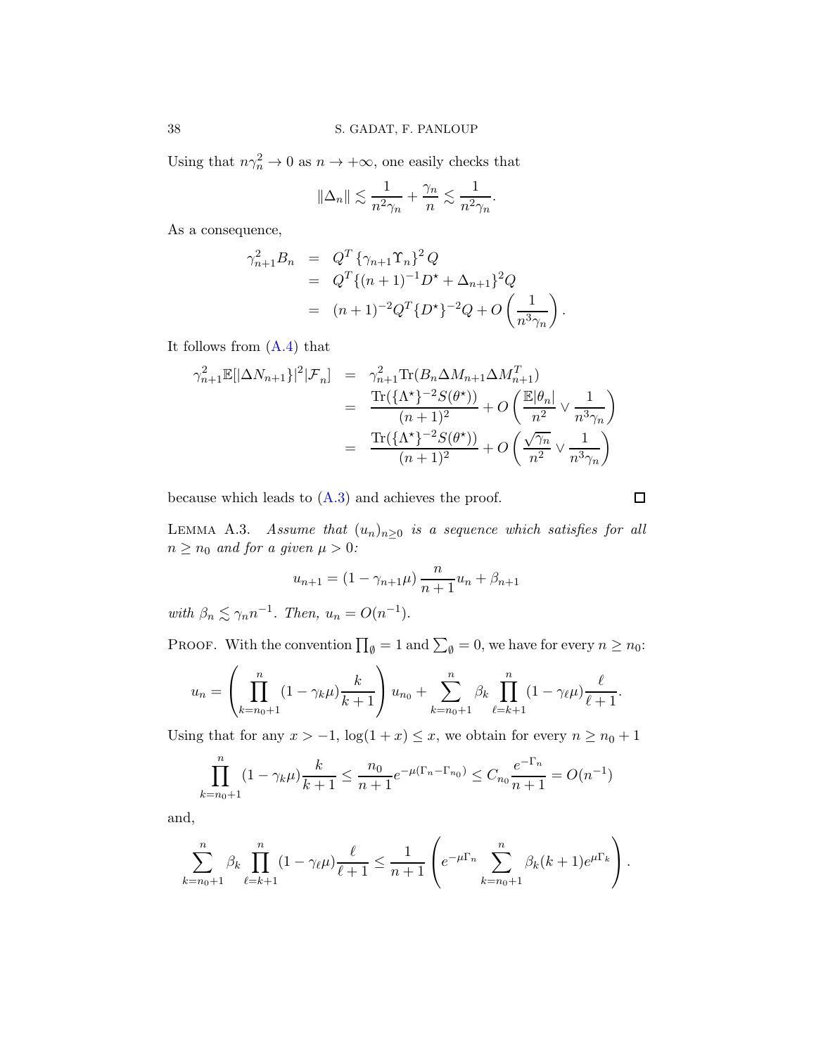Using that $n\gamma_n^2 \to 0$ as $n \to +\infty$, one easily checks that

$$\|\Delta_n\| \lesssim \frac{1}{n^2\gamma_n} + \frac{\gamma_n}{n} \lesssim \frac{1}{n^2\gamma_n}.$$

As a consequence,

$$\begin{aligned}
\gamma_{n+1}^2 B_n &= Q^T \left\{\gamma_{n+1}\Upsilon_n\right\}^2 Q \\
&= Q^T\{(n+1)^{-1}D^\star + \Delta_{n+1}\}^2 Q \\
&= (n+1)^{-2}Q^T\{D^\star\}^{-2}Q + O\left(\frac{1}{n^3\gamma_n}\right).
\end{aligned}$$

It follows from (A.4) that

$$\begin{aligned}
\gamma_{n+1}^2\mathbb{E}[|\Delta N_{n+1}\}|^2|\mathcal{F}_n] &= \gamma_{n+1}^2 \mathrm{Tr}(B_n \Delta M_{n+1}\Delta M_{n+1}^T) \\
&= \frac{\mathrm{Tr}(\{\Lambda^\star\}^{-2}S(\theta^\star))}{(n+1)^2} + O\left(\frac{\mathbb{E}|\theta_n|}{n^2} \vee \frac{1}{n^3\gamma_n}\right) \\
&= \frac{\mathrm{Tr}(\{\Lambda^\star\}^{-2}S(\theta^\star))}{(n+1)^2} + O\left(\frac{\sqrt{\gamma_n}}{n^2} \vee \frac{1}{n^3\gamma_n}\right)
\end{aligned}$$

because which leads to (A.3) and achieves the proof. ◻

LEMMA A.3. *Assume that $(u_n)_{n\geq 0}$ is a sequence which satisfies for all $n \geq n_0$ and for a given $\mu > 0$:*

$$u_{n+1} = (1 - \gamma_{n+1}\mu)\,\frac{n}{n+1}u_n + \beta_{n+1}$$

*with $\beta_n \lesssim \gamma_n n^{-1}$. Then, $u_n = O(n^{-1})$.*

PROOF. With the convention $\prod_\emptyset = 1$ and $\sum_\emptyset = 0$, we have for every $n \geq n_0$:

$$u_n = \left(\prod_{k=n_0+1}^{n}(1-\gamma_k\mu)\frac{k}{k+1}\right)u_{n_0} + \sum_{k=n_0+1}^{n}\beta_k\prod_{\ell=k+1}^{n}(1-\gamma_\ell\mu)\frac{\ell}{\ell+1}.$$

Using that for any $x > -1$, $\log(1+x) \leq x$, we obtain for every $n \geq n_0 + 1$

$$\prod_{k=n_0+1}^{n}(1-\gamma_k\mu)\frac{k}{k+1} \leq \frac{n_0}{n+1}e^{-\mu(\Gamma_n - \Gamma_{n_0})} \leq C_{n_0}\frac{e^{-\Gamma_n}}{n+1} = O(n^{-1})$$

and,

$$\sum_{k=n_0+1}^{n}\beta_k\prod_{\ell=k+1}^{n}(1-\gamma_\ell\mu)\frac{\ell}{\ell+1} \leq \frac{1}{n+1}\left(e^{-\mu\Gamma_n}\sum_{k=n_0+1}^{n}\beta_k(k+1)e^{\mu\Gamma_k}\right).$$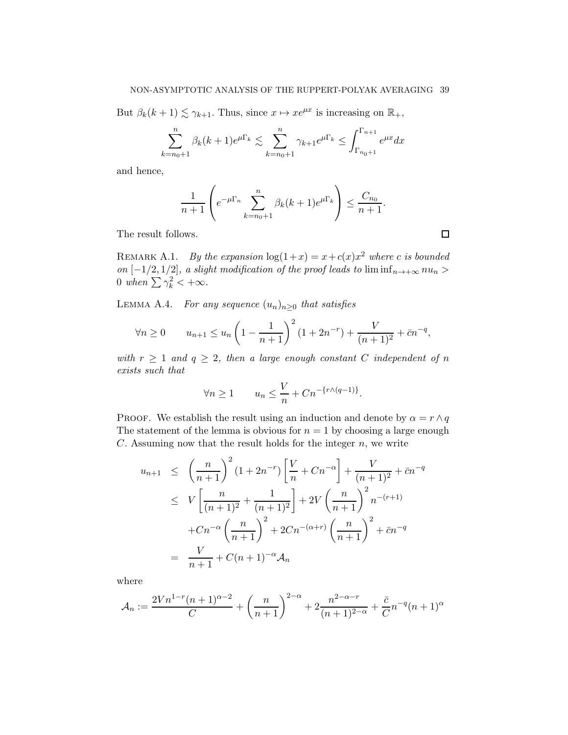But $\beta_k(k+1) \lesssim \gamma_{k+1}$. Thus, since $x \mapsto xe^{\mu x}$ is increasing on $\mathbb{R}_+$,

$$\sum_{k=n_0+1}^{n} \beta_k(k+1)e^{\mu\Gamma_k} \lesssim \sum_{k=n_0+1}^{n} \gamma_{k+1}e^{\mu\Gamma_k} \leq \int_{\Gamma_{n_0+1}}^{\Gamma_{n+1}} e^{\mu x}dx$$

and hence,

$$\frac{1}{n+1}\left(e^{-\mu\Gamma_n}\sum_{k=n_0+1}^{n} \beta_k(k+1)e^{\mu\Gamma_k}\right) \leq \frac{C_{n_0}}{n+1}.$$

The result follows. $\square$

REMARK A.1. *By the expansion $\log(1+x) = x + c(x)x^2$ where $c$ is bounded on $[-1/2, 1/2]$, a slight modification of the proof leads to $\liminf_{n\to+\infty} nu_n > 0$ when $\sum \gamma_k^2 < +\infty$.*

LEMMA A.4. *For any sequence $(u_n)_{n\geq 0}$ that satisfies*

$$\forall n \geq 0 \qquad u_{n+1} \leq u_n\left(1 - \frac{1}{n+1}\right)^2 (1 + 2n^{-r}) + \frac{V}{(n+1)^2} + \bar{c}n^{-q},$$

*with $r \geq 1$ and $q \geq 2$, then a large enough constant $C$ independent of $n$ exists such that*

$$\forall n \geq 1 \qquad u_n \leq \frac{V}{n} + Cn^{-\{r\wedge(q-1)\}}.$$

PROOF. We establish the result using an induction and denote by $\alpha = r \wedge q$ The statement of the lemma is obvious for $n = 1$ by choosing a large enough $C$. Assuming now that the result holds for the integer $n$, we write

$$\begin{aligned}
u_{n+1} &\leq \left(\frac{n}{n+1}\right)^2 (1 + 2n^{-r})\left[\frac{V}{n} + Cn^{-\alpha}\right] + \frac{V}{(n+1)^2} + \bar{c}n^{-q} \\
&\leq V\left[\frac{n}{(n+1)^2} + \frac{1}{(n+1)^2}\right] + 2V\left(\frac{n}{n+1}\right)^2 n^{-(r+1)} \\
&\quad + Cn^{-\alpha}\left(\frac{n}{n+1}\right)^2 + 2Cn^{-(\alpha+r)}\left(\frac{n}{n+1}\right)^2 + \bar{c}n^{-q} \\
&= \frac{V}{n+1} + C(n+1)^{-\alpha}\mathcal{A}_n
\end{aligned}$$

where

$$\mathcal{A}_n := \frac{2Vn^{1-r}(n+1)^{\alpha-2}}{C} + \left(\frac{n}{n+1}\right)^{2-\alpha} + 2\frac{n^{2-\alpha-r}}{(n+1)^{2-\alpha}} + \frac{\bar{c}}{C}n^{-q}(n+1)^{\alpha}$$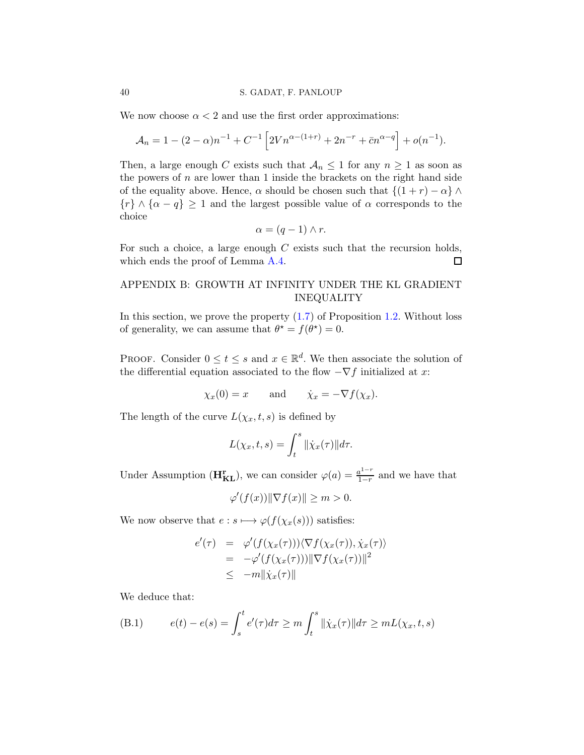We now choose $\alpha < 2$ and use the first order approximations:

$$\mathcal{A}_n = 1 - (2-\alpha)n^{-1} + C^{-1}\left[2Vn^{\alpha-(1+r)} + 2n^{-r} + \bar{c}n^{\alpha-q}\right] + o(n^{-1}).$$

Then, a large enough $C$ exists such that $\mathcal{A}_n \leq 1$ for any $n \geq 1$ as soon as the powers of $n$ are lower than 1 inside the brackets on the right hand side of the equality above. Hence, $\alpha$ should be chosen such that $\{(1+r)-\alpha\} \wedge \{r\} \wedge \{\alpha - q\} \geq 1$ and the largest possible value of $\alpha$ corresponds to the choice

$$\alpha = (q-1) \wedge r.$$

For such a choice, a large enough $C$ exists such that the recursion holds, which ends the proof of Lemma A.4. □

## APPENDIX B: GROWTH AT INFINITY UNDER THE KL GRADIENT INEQUALITY

In this section, we prove the property (1.7) of Proposition 1.2. Without loss of generality, we can assume that $\theta^\star = f(\theta^\star) = 0$.

PROOF. Consider $0 \leq t \leq s$ and $x \in \mathbb{R}^d$. We then associate the solution of the differential equation associated to the flow $-\nabla f$ initialized at $x$:

$$\chi_x(0) = x \qquad \text{and} \qquad \dot{\chi}_x = -\nabla f(\chi_x).$$

The length of the curve $L(\chi_x, t, s)$ is defined by

$$L(\chi_x, t, s) = \int_t^s \|\dot{\chi}_x(\tau)\| d\tau.$$

Under Assumption ($\mathbf{H_{KL}^r}$), we can consider $\varphi(a) = \frac{a^{1-r}}{1-r}$ and we have that

$$\varphi'(f(x))\|\nabla f(x)\| \geq m > 0.$$

We now observe that $e : s \longmapsto \varphi(f(\chi_x(s)))$ satisfies:

$$\begin{aligned}
e'(\tau) &= \varphi'(f(\chi_x(\tau)))\langle \nabla f(\chi_x(\tau)), \dot{\chi}_x(\tau)\rangle \\
&= -\varphi'(f(\chi_x(\tau)))\|\nabla f(\chi_x(\tau))\|^2 \\
&\leq -m\|\dot{\chi}_x(\tau)\|
\end{aligned}$$

We deduce that:

$$e(t) - e(s) = \int_s^t e'(\tau)d\tau \geq m\int_t^s \|\dot{\chi}_x(\tau)\|d\tau \geq mL(\chi_x, t, s) \tag{B.1}$$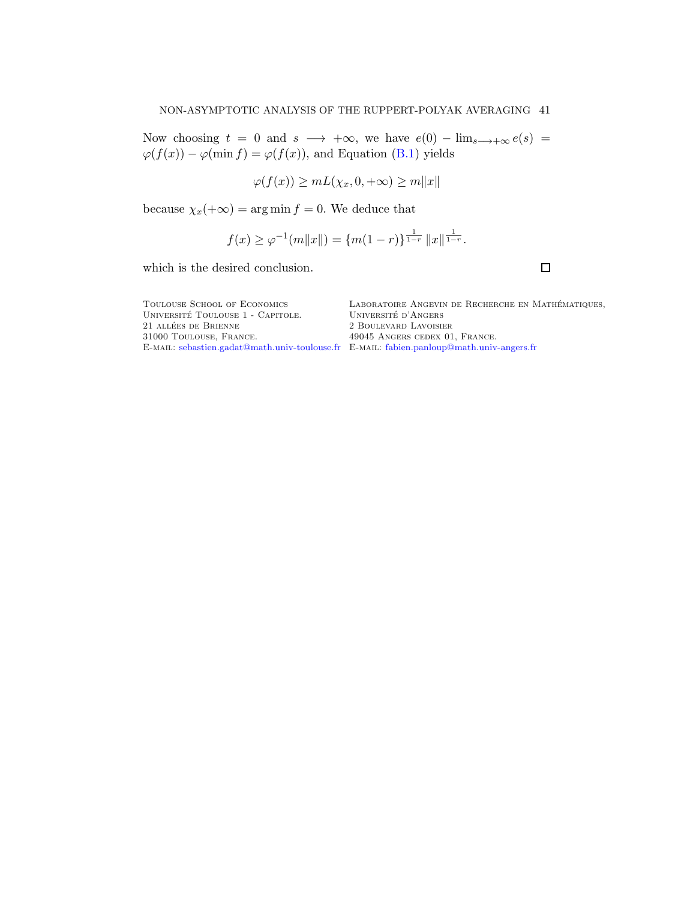Now choosing $t = 0$ and $s \longrightarrow +\infty$, we have $e(0) - \lim_{s \longrightarrow +\infty} e(s) = \varphi(f(x)) - \varphi(\min f) = \varphi(f(x))$, and Equation (B.1) yields

$$\varphi(f(x)) \geq mL(\chi_x, 0, +\infty) \geq m\|x\|$$

because $\chi_x(+\infty) = \arg\min f = 0$. We deduce that

$$f(x) \geq \varphi^{-1}(m\|x\|) = \{m(1-r)\}^{\frac{1}{1-r}} \, \|x\|^{\frac{1}{1-r}}.$$

which is the desired conclusion. □

Toulouse School of Economics
Université Toulouse 1 - Capitole.
21 allées de Brienne
31000 Toulouse, France.
E-mail: sebastien.gadat@math.univ-toulouse.fr

Laboratoire Angevin de Recherche en Mathématiques,
Université d'Angers
2 Boulevard Lavoisier
49045 Angers cedex 01, France.
E-mail: fabien.panloup@math.univ-angers.fr